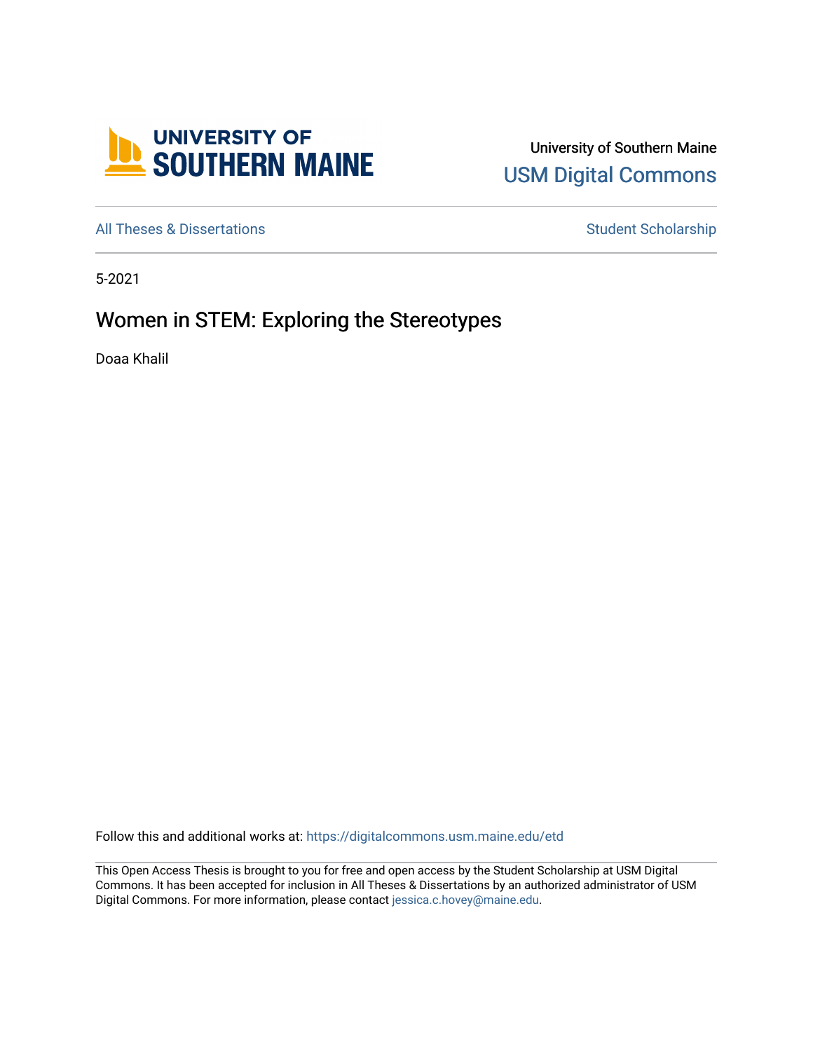University of Southern Maine

USM Digital Commons

All Theses & Dissertations

Student Scholarship

5-2021

# Women in STEM: Exploring the Stereotypes

Doaa Khalil

Follow this and additional works at: https://digitalcommons.usm.maine.edu/etd

This Open Access Thesis is brought to you for free and open access by the Student Scholarship at USM Digital Commons. It has been accepted for inclusion in All Theses & Dissertations by an authorized administrator of USM Digital Commons. For more information, please contact jessica.c.hovey@maine.edu.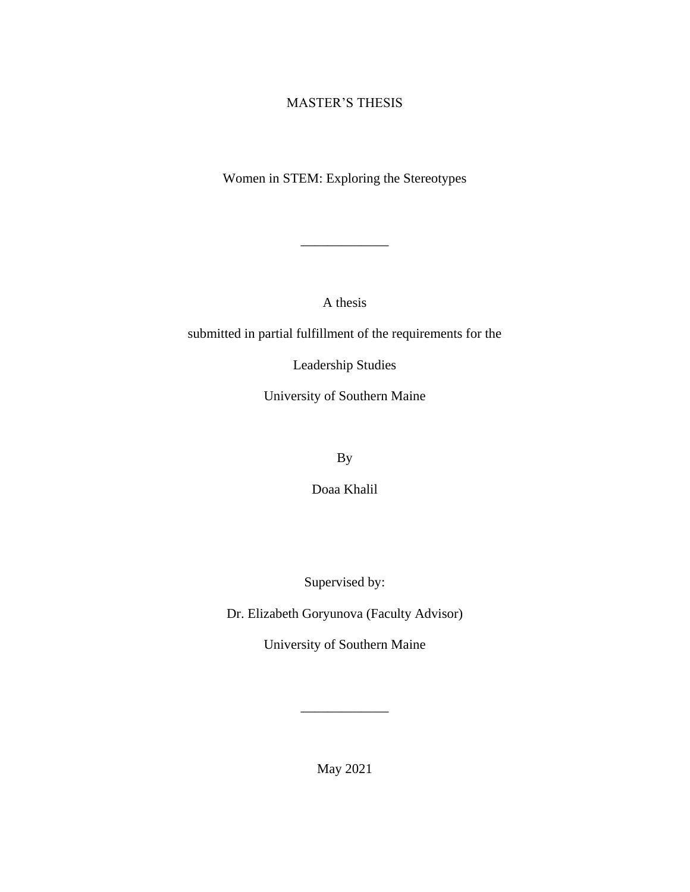MASTER'S THESIS

# Women in STEM: Exploring the Stereotypes

_____________

A thesis

submitted in partial fulfillment of the requirements for the

Leadership Studies

University of Southern Maine

By

Doaa Khalil

Supervised by:

Dr. Elizabeth Goryunova (Faculty Advisor)

University of Southern Maine

_____________

May 2021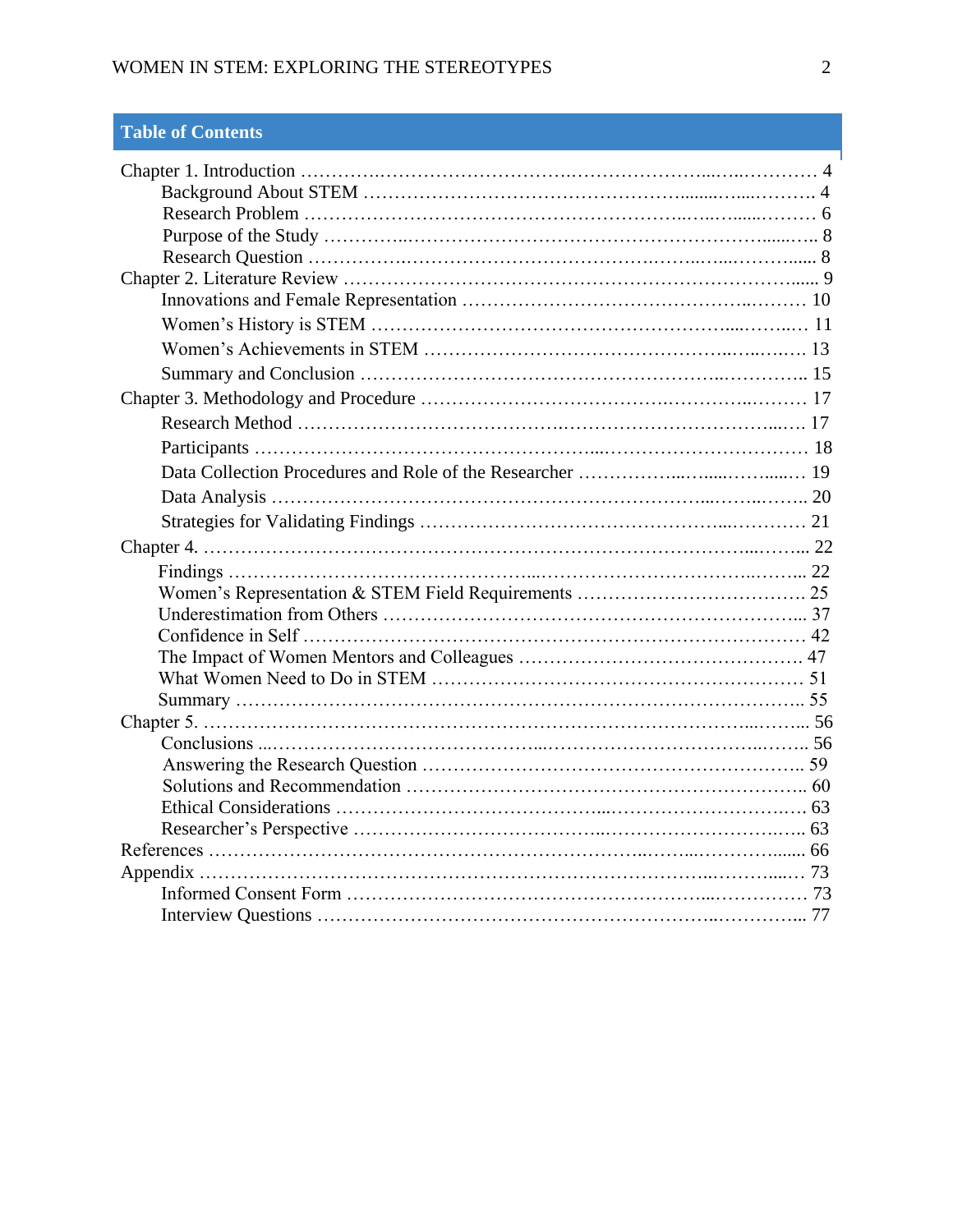## Table of Contents

- Chapter 1. Introduction ... 4
  - Background About STEM ... 4
  - Research Problem ... 6
  - Purpose of the Study ... 8
  - Research Question ... 8
- Chapter 2. Literature Review ... 9
  - Innovations and Female Representation ... 10
  - Women's History is STEM ... 11
  - Women's Achievements in STEM ... 13
  - Summary and Conclusion ... 15
- Chapter 3. Methodology and Procedure ... 17
  - Research Method ... 17
  - Participants ... 18
  - Data Collection Procedures and Role of the Researcher ... 19
  - Data Analysis ... 20
  - Strategies for Validating Findings ... 21
- Chapter 4. ... 22
  - Findings ... 22
  - Women's Representation & STEM Field Requirements ... 25
  - Underestimation from Others ... 37
  - Confidence in Self ... 42
  - The Impact of Women Mentors and Colleagues ... 47
  - What Women Need to Do in STEM ... 51
  - Summary ... 55
- Chapter 5. ... 56
  - Conclusions ... 56
  - Answering the Research Question ... 59
  - Solutions and Recommendation ... 60
  - Ethical Considerations ... 63
  - Researcher's Perspective ... 63
- References ... 66
- Appendix ... 73
  - Informed Consent Form ... 73
  - Interview Questions ... 77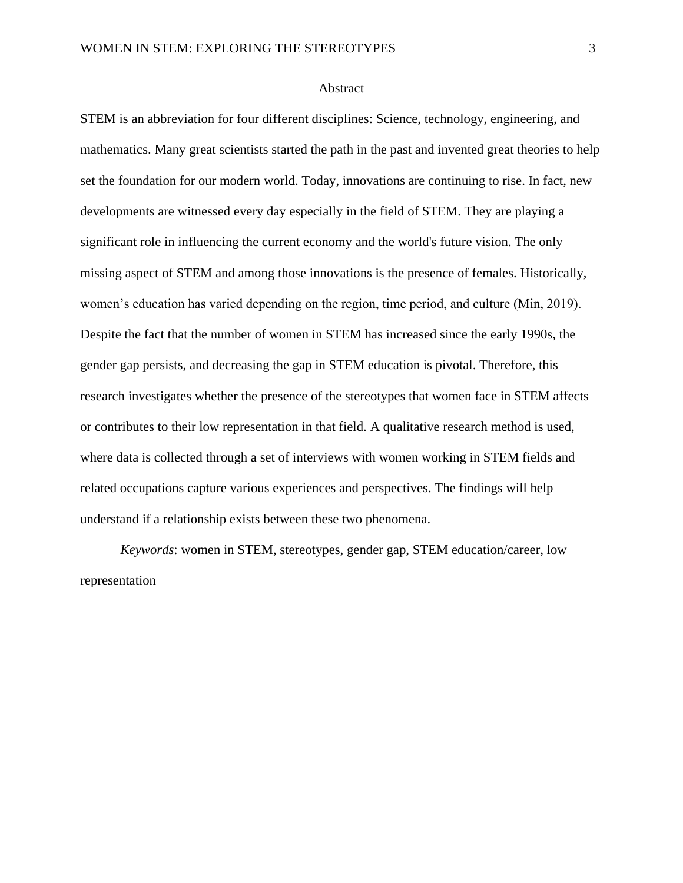# Abstract

STEM is an abbreviation for four different disciplines: Science, technology, engineering, and mathematics. Many great scientists started the path in the past and invented great theories to help set the foundation for our modern world. Today, innovations are continuing to rise. In fact, new developments are witnessed every day especially in the field of STEM. They are playing a significant role in influencing the current economy and the world's future vision. The only missing aspect of STEM and among those innovations is the presence of females. Historically, women's education has varied depending on the region, time period, and culture (Min, 2019). Despite the fact that the number of women in STEM has increased since the early 1990s, the gender gap persists, and decreasing the gap in STEM education is pivotal. Therefore, this research investigates whether the presence of the stereotypes that women face in STEM affects or contributes to their low representation in that field. A qualitative research method is used, where data is collected through a set of interviews with women working in STEM fields and related occupations capture various experiences and perspectives. The findings will help understand if a relationship exists between these two phenomena.

*Keywords*: women in STEM, stereotypes, gender gap, STEM education/career, low representation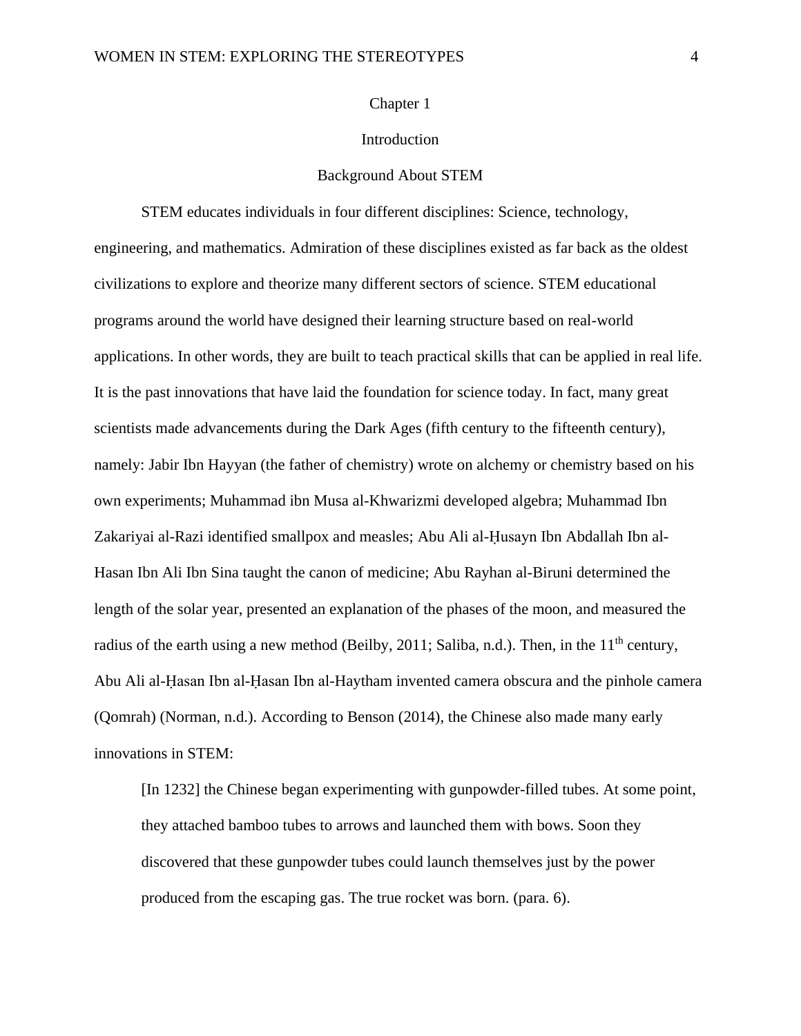# Chapter 1

## Introduction

### Background About STEM

STEM educates individuals in four different disciplines: Science, technology, engineering, and mathematics. Admiration of these disciplines existed as far back as the oldest civilizations to explore and theorize many different sectors of science. STEM educational programs around the world have designed their learning structure based on real-world applications. In other words, they are built to teach practical skills that can be applied in real life. It is the past innovations that have laid the foundation for science today. In fact, many great scientists made advancements during the Dark Ages (fifth century to the fifteenth century), namely: Jabir Ibn Hayyan (the father of chemistry) wrote on alchemy or chemistry based on his own experiments; Muhammad ibn Musa al-Khwarizmi developed algebra; Muhammad Ibn Zakariyai al-Razi identified smallpox and measles; Abu Ali al-Ḥusayn Ibn Abdallah Ibn al-Hasan Ibn Ali Ibn Sina taught the canon of medicine; Abu Rayhan al-Biruni determined the length of the solar year, presented an explanation of the phases of the moon, and measured the radius of the earth using a new method (Beilby, 2011; Saliba, n.d.). Then, in the 11th century, Abu Ali al-Ḥasan Ibn al-Ḥasan Ibn al-Haytham invented camera obscura and the pinhole camera (Qomrah) (Norman, n.d.). According to Benson (2014), the Chinese also made many early innovations in STEM:

> [In 1232] the Chinese began experimenting with gunpowder-filled tubes. At some point, they attached bamboo tubes to arrows and launched them with bows. Soon they discovered that these gunpowder tubes could launch themselves just by the power produced from the escaping gas. The true rocket was born. (para. 6).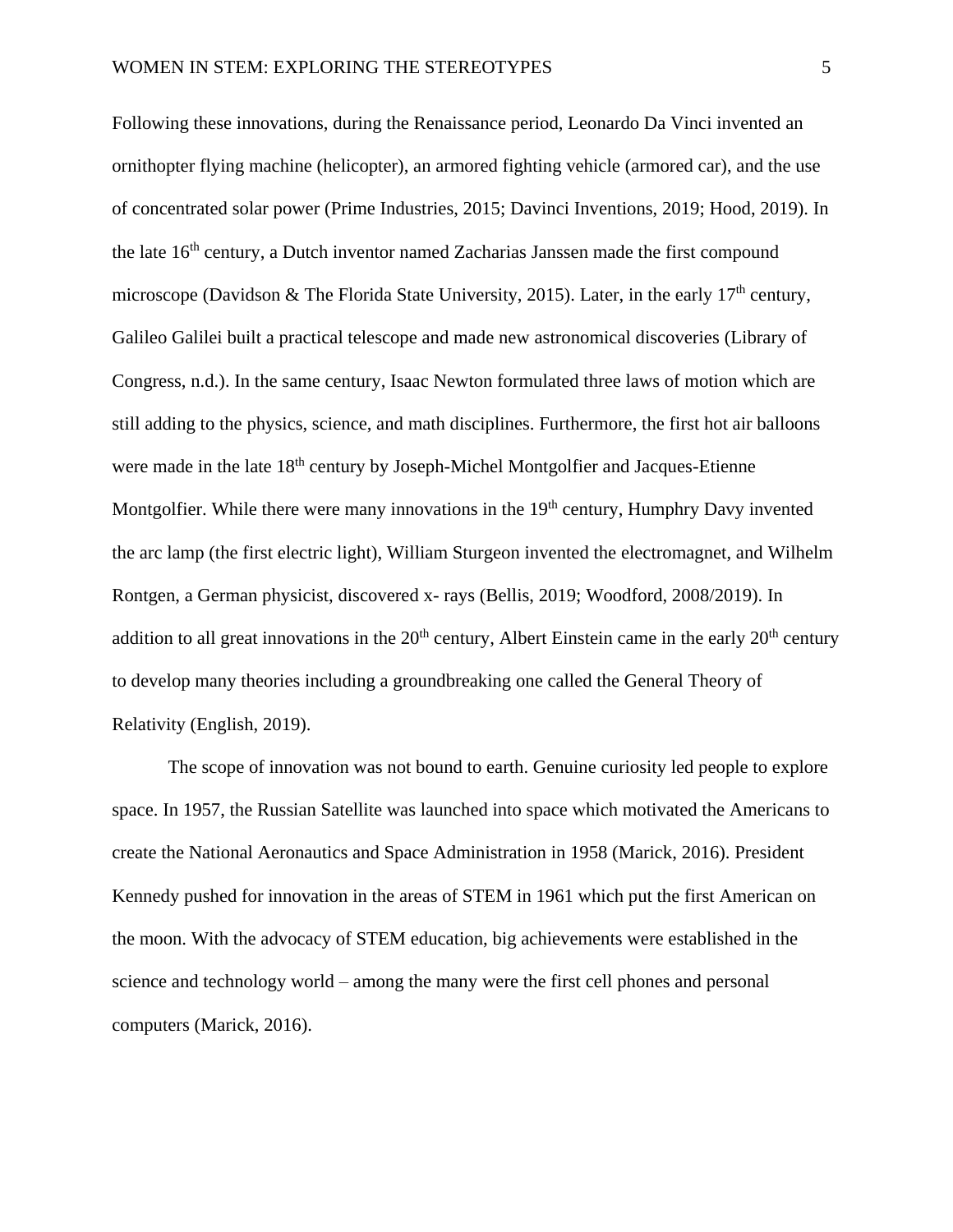Following these innovations, during the Renaissance period, Leonardo Da Vinci invented an ornithopter flying machine (helicopter), an armored fighting vehicle (armored car), and the use of concentrated solar power (Prime Industries, 2015; Davinci Inventions, 2019; Hood, 2019). In the late 16th century, a Dutch inventor named Zacharias Janssen made the first compound microscope (Davidson & The Florida State University, 2015). Later, in the early 17th century, Galileo Galilei built a practical telescope and made new astronomical discoveries (Library of Congress, n.d.). In the same century, Isaac Newton formulated three laws of motion which are still adding to the physics, science, and math disciplines. Furthermore, the first hot air balloons were made in the late 18th century by Joseph-Michel Montgolfier and Jacques-Etienne Montgolfier. While there were many innovations in the 19th century, Humphry Davy invented the arc lamp (the first electric light), William Sturgeon invented the electromagnet, and Wilhelm Rontgen, a German physicist, discovered x- rays (Bellis, 2019; Woodford, 2008/2019). In addition to all great innovations in the 20th century, Albert Einstein came in the early 20th century to develop many theories including a groundbreaking one called the General Theory of Relativity (English, 2019).

The scope of innovation was not bound to earth. Genuine curiosity led people to explore space. In 1957, the Russian Satellite was launched into space which motivated the Americans to create the National Aeronautics and Space Administration in 1958 (Marick, 2016). President Kennedy pushed for innovation in the areas of STEM in 1961 which put the first American on the moon. With the advocacy of STEM education, big achievements were established in the science and technology world – among the many were the first cell phones and personal computers (Marick, 2016).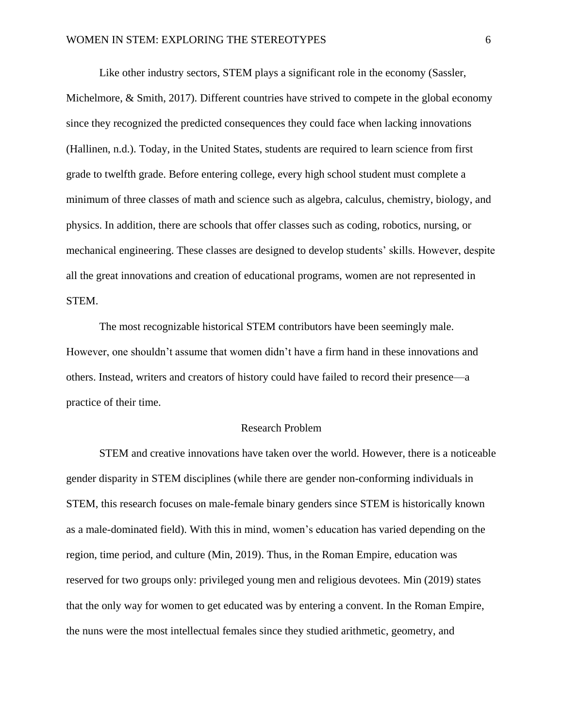Like other industry sectors, STEM plays a significant role in the economy (Sassler, Michelmore, & Smith, 2017). Different countries have strived to compete in the global economy since they recognized the predicted consequences they could face when lacking innovations (Hallinen, n.d.). Today, in the United States, students are required to learn science from first grade to twelfth grade. Before entering college, every high school student must complete a minimum of three classes of math and science such as algebra, calculus, chemistry, biology, and physics. In addition, there are schools that offer classes such as coding, robotics, nursing, or mechanical engineering. These classes are designed to develop students' skills. However, despite all the great innovations and creation of educational programs, women are not represented in STEM.

The most recognizable historical STEM contributors have been seemingly male. However, one shouldn't assume that women didn't have a firm hand in these innovations and others. Instead, writers and creators of history could have failed to record their presence—a practice of their time.

## Research Problem

STEM and creative innovations have taken over the world. However, there is a noticeable gender disparity in STEM disciplines (while there are gender non-conforming individuals in STEM, this research focuses on male-female binary genders since STEM is historically known as a male-dominated field). With this in mind, women's education has varied depending on the region, time period, and culture (Min, 2019). Thus, in the Roman Empire, education was reserved for two groups only: privileged young men and religious devotees. Min (2019) states that the only way for women to get educated was by entering a convent. In the Roman Empire, the nuns were the most intellectual females since they studied arithmetic, geometry, and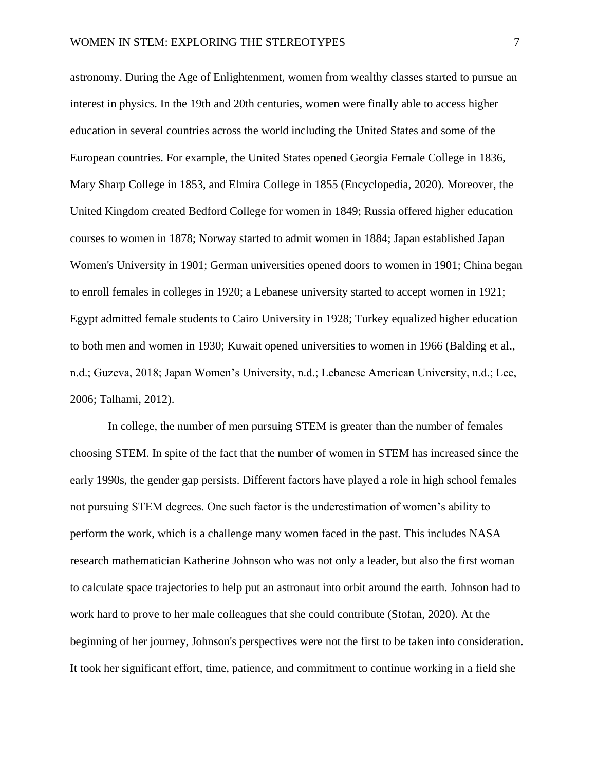astronomy. During the Age of Enlightenment, women from wealthy classes started to pursue an interest in physics. In the 19th and 20th centuries, women were finally able to access higher education in several countries across the world including the United States and some of the European countries. For example, the United States opened Georgia Female College in 1836, Mary Sharp College in 1853, and Elmira College in 1855 (Encyclopedia, 2020). Moreover, the United Kingdom created Bedford College for women in 1849; Russia offered higher education courses to women in 1878; Norway started to admit women in 1884; Japan established Japan Women's University in 1901; German universities opened doors to women in 1901; China began to enroll females in colleges in 1920; a Lebanese university started to accept women in 1921; Egypt admitted female students to Cairo University in 1928; Turkey equalized higher education to both men and women in 1930; Kuwait opened universities to women in 1966 (Balding et al., n.d.; Guzeva, 2018; Japan Women's University, n.d.; Lebanese American University, n.d.; Lee, 2006; Talhami, 2012).

In college, the number of men pursuing STEM is greater than the number of females choosing STEM. In spite of the fact that the number of women in STEM has increased since the early 1990s, the gender gap persists. Different factors have played a role in high school females not pursuing STEM degrees. One such factor is the underestimation of women's ability to perform the work, which is a challenge many women faced in the past. This includes NASA research mathematician Katherine Johnson who was not only a leader, but also the first woman to calculate space trajectories to help put an astronaut into orbit around the earth. Johnson had to work hard to prove to her male colleagues that she could contribute (Stofan, 2020). At the beginning of her journey, Johnson's perspectives were not the first to be taken into consideration. It took her significant effort, time, patience, and commitment to continue working in a field she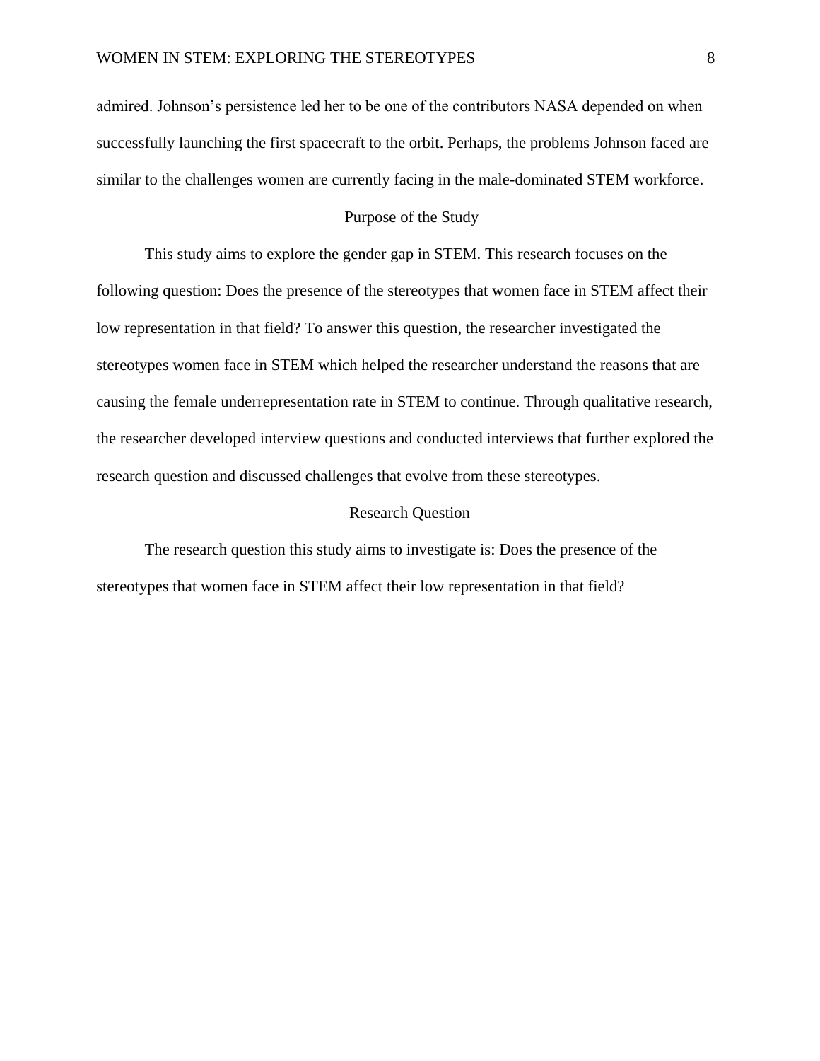admired. Johnson's persistence led her to be one of the contributors NASA depended on when successfully launching the first spacecraft to the orbit. Perhaps, the problems Johnson faced are similar to the challenges women are currently facing in the male-dominated STEM workforce.

## Purpose of the Study

This study aims to explore the gender gap in STEM. This research focuses on the following question: Does the presence of the stereotypes that women face in STEM affect their low representation in that field? To answer this question, the researcher investigated the stereotypes women face in STEM which helped the researcher understand the reasons that are causing the female underrepresentation rate in STEM to continue. Through qualitative research, the researcher developed interview questions and conducted interviews that further explored the research question and discussed challenges that evolve from these stereotypes.

## Research Question

The research question this study aims to investigate is: Does the presence of the stereotypes that women face in STEM affect their low representation in that field?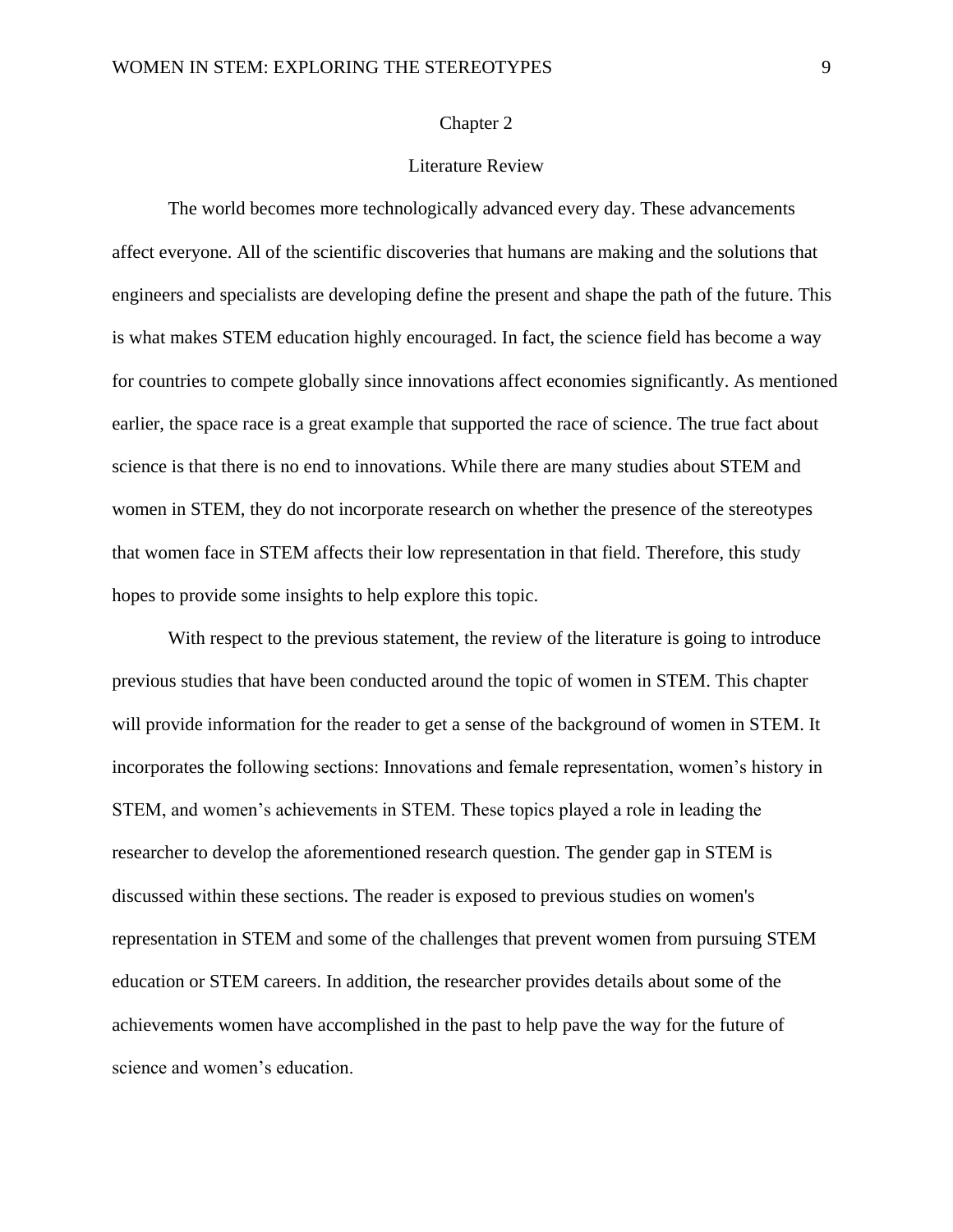# Chapter 2

## Literature Review

The world becomes more technologically advanced every day. These advancements affect everyone. All of the scientific discoveries that humans are making and the solutions that engineers and specialists are developing define the present and shape the path of the future. This is what makes STEM education highly encouraged. In fact, the science field has become a way for countries to compete globally since innovations affect economies significantly. As mentioned earlier, the space race is a great example that supported the race of science. The true fact about science is that there is no end to innovations. While there are many studies about STEM and women in STEM, they do not incorporate research on whether the presence of the stereotypes that women face in STEM affects their low representation in that field. Therefore, this study hopes to provide some insights to help explore this topic.

With respect to the previous statement, the review of the literature is going to introduce previous studies that have been conducted around the topic of women in STEM. This chapter will provide information for the reader to get a sense of the background of women in STEM. It incorporates the following sections: Innovations and female representation, women's history in STEM, and women's achievements in STEM. These topics played a role in leading the researcher to develop the aforementioned research question. The gender gap in STEM is discussed within these sections. The reader is exposed to previous studies on women's representation in STEM and some of the challenges that prevent women from pursuing STEM education or STEM careers. In addition, the researcher provides details about some of the achievements women have accomplished in the past to help pave the way for the future of science and women's education.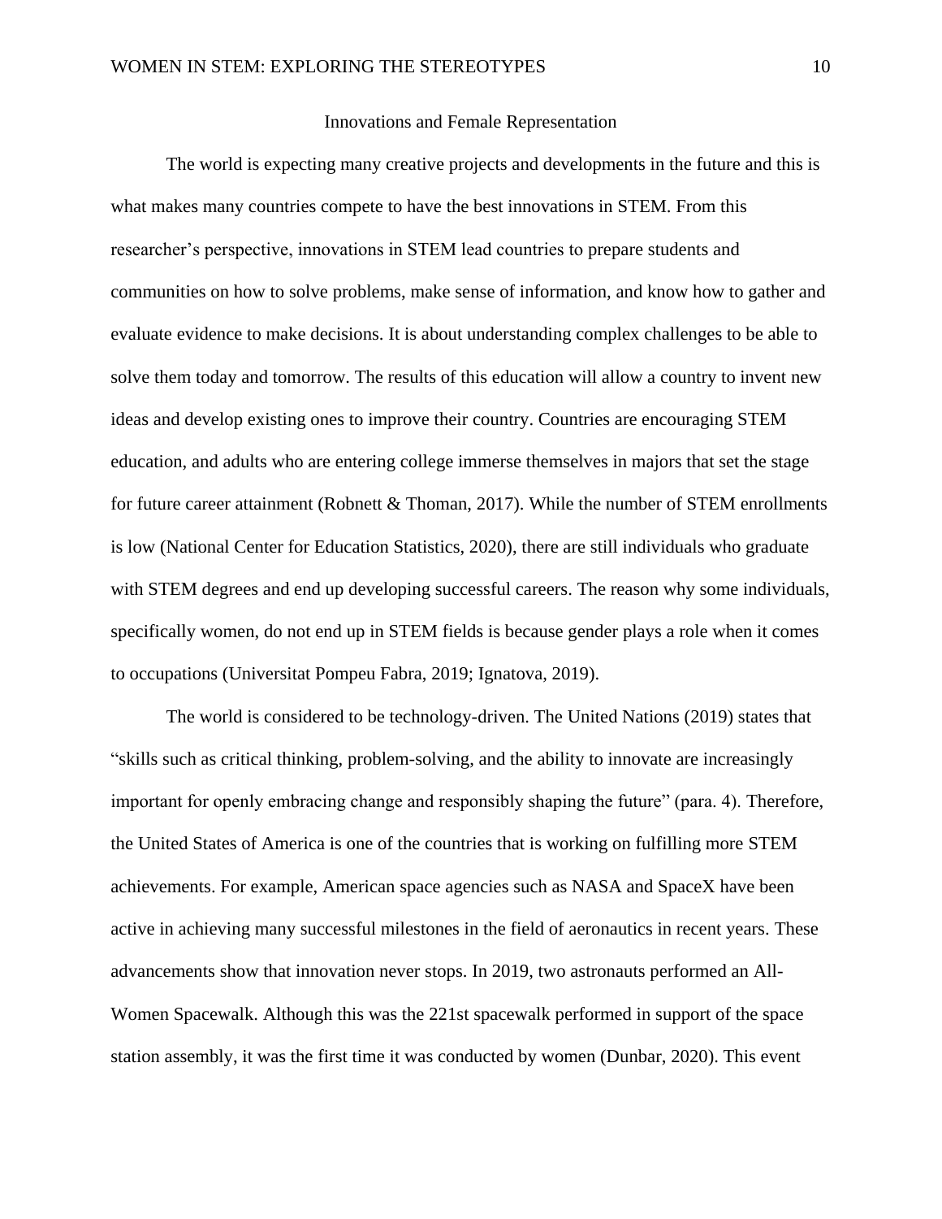## Innovations and Female Representation

The world is expecting many creative projects and developments in the future and this is what makes many countries compete to have the best innovations in STEM. From this researcher's perspective, innovations in STEM lead countries to prepare students and communities on how to solve problems, make sense of information, and know how to gather and evaluate evidence to make decisions. It is about understanding complex challenges to be able to solve them today and tomorrow. The results of this education will allow a country to invent new ideas and develop existing ones to improve their country. Countries are encouraging STEM education, and adults who are entering college immerse themselves in majors that set the stage for future career attainment (Robnett & Thoman, 2017). While the number of STEM enrollments is low (National Center for Education Statistics, 2020), there are still individuals who graduate with STEM degrees and end up developing successful careers. The reason why some individuals, specifically women, do not end up in STEM fields is because gender plays a role when it comes to occupations (Universitat Pompeu Fabra, 2019; Ignatova, 2019).

The world is considered to be technology-driven. The United Nations (2019) states that "skills such as critical thinking, problem-solving, and the ability to innovate are increasingly important for openly embracing change and responsibly shaping the future" (para. 4). Therefore, the United States of America is one of the countries that is working on fulfilling more STEM achievements. For example, American space agencies such as NASA and SpaceX have been active in achieving many successful milestones in the field of aeronautics in recent years. These advancements show that innovation never stops. In 2019, two astronauts performed an All-Women Spacewalk. Although this was the 221st spacewalk performed in support of the space station assembly, it was the first time it was conducted by women (Dunbar, 2020). This event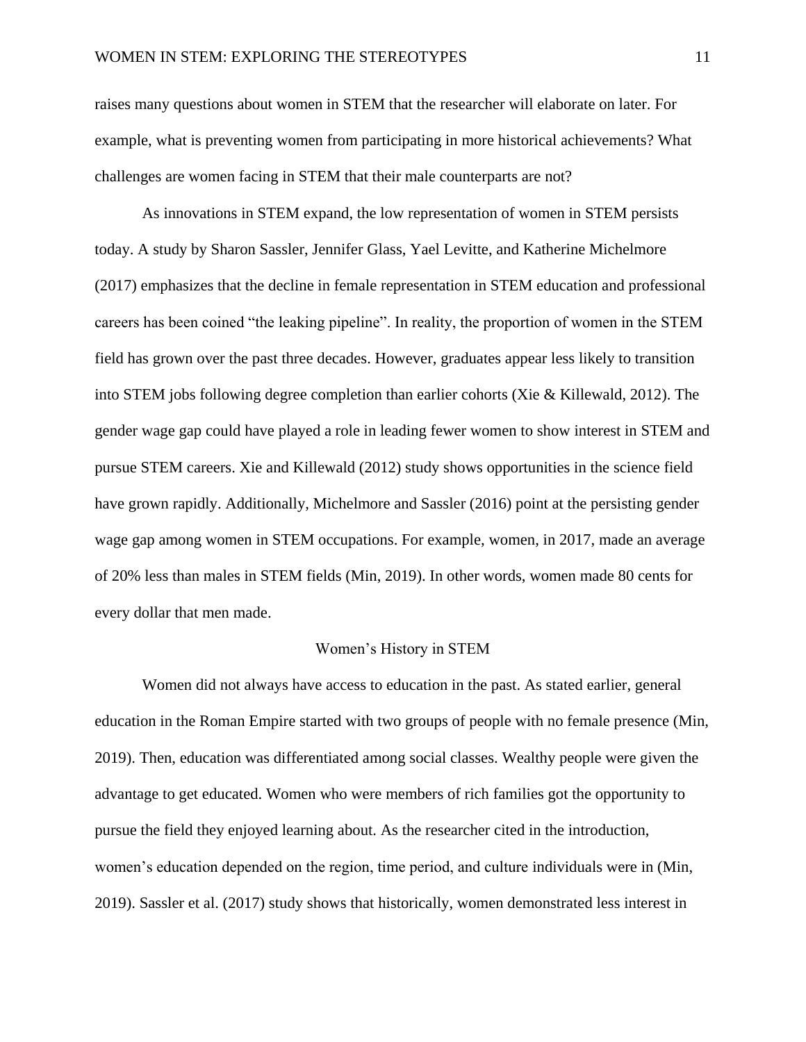raises many questions about women in STEM that the researcher will elaborate on later. For example, what is preventing women from participating in more historical achievements? What challenges are women facing in STEM that their male counterparts are not?

As innovations in STEM expand, the low representation of women in STEM persists today. A study by Sharon Sassler, Jennifer Glass, Yael Levitte, and Katherine Michelmore (2017) emphasizes that the decline in female representation in STEM education and professional careers has been coined “the leaking pipeline”. In reality, the proportion of women in the STEM field has grown over the past three decades. However, graduates appear less likely to transition into STEM jobs following degree completion than earlier cohorts (Xie & Killewald, 2012). The gender wage gap could have played a role in leading fewer women to show interest in STEM and pursue STEM careers. Xie and Killewald (2012) study shows opportunities in the science field have grown rapidly. Additionally, Michelmore and Sassler (2016) point at the persisting gender wage gap among women in STEM occupations. For example, women, in 2017, made an average of 20% less than males in STEM fields (Min, 2019). In other words, women made 80 cents for every dollar that men made.

## Women’s History in STEM

Women did not always have access to education in the past. As stated earlier, general education in the Roman Empire started with two groups of people with no female presence (Min, 2019). Then, education was differentiated among social classes. Wealthy people were given the advantage to get educated. Women who were members of rich families got the opportunity to pursue the field they enjoyed learning about. As the researcher cited in the introduction, women’s education depended on the region, time period, and culture individuals were in (Min, 2019). Sassler et al. (2017) study shows that historically, women demonstrated less interest in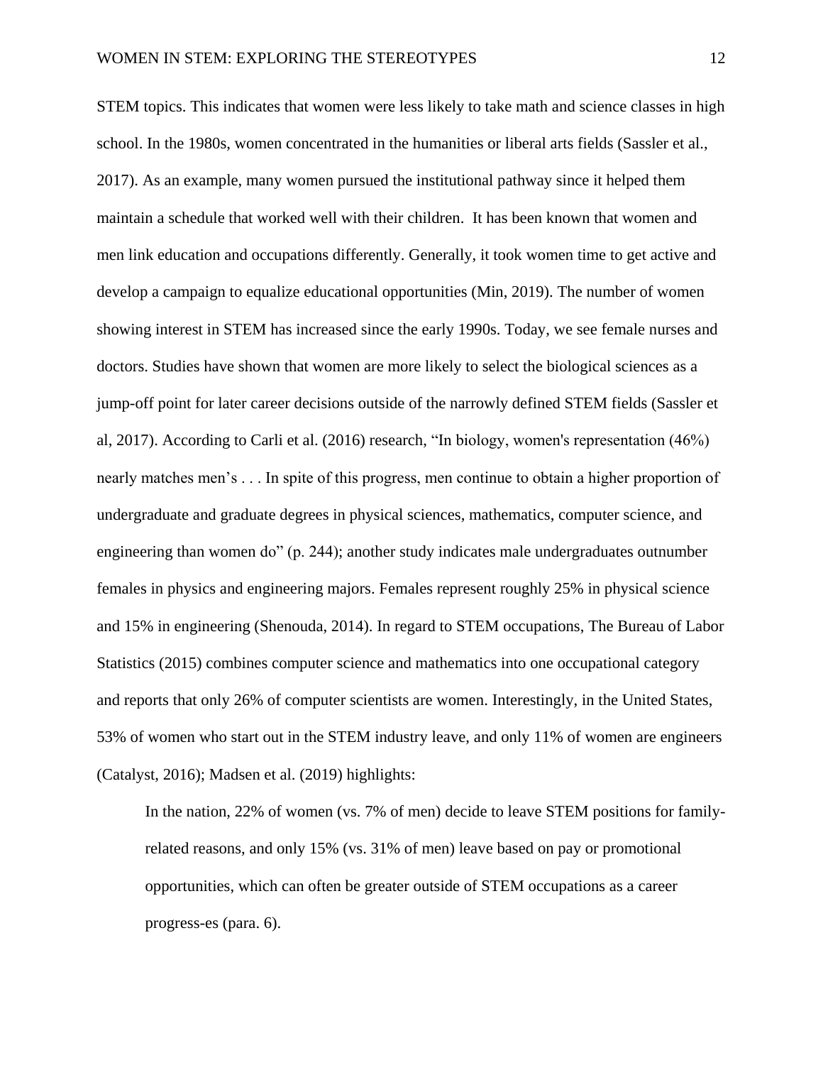STEM topics. This indicates that women were less likely to take math and science classes in high school. In the 1980s, women concentrated in the humanities or liberal arts fields (Sassler et al., 2017). As an example, many women pursued the institutional pathway since it helped them maintain a schedule that worked well with their children. It has been known that women and men link education and occupations differently. Generally, it took women time to get active and develop a campaign to equalize educational opportunities (Min, 2019). The number of women showing interest in STEM has increased since the early 1990s. Today, we see female nurses and doctors. Studies have shown that women are more likely to select the biological sciences as a jump-off point for later career decisions outside of the narrowly defined STEM fields (Sassler et al, 2017). According to Carli et al. (2016) research, "In biology, women's representation (46%) nearly matches men's . . . In spite of this progress, men continue to obtain a higher proportion of undergraduate and graduate degrees in physical sciences, mathematics, computer science, and engineering than women do" (p. 244); another study indicates male undergraduates outnumber females in physics and engineering majors. Females represent roughly 25% in physical science and 15% in engineering (Shenouda, 2014). In regard to STEM occupations, The Bureau of Labor Statistics (2015) combines computer science and mathematics into one occupational category and reports that only 26% of computer scientists are women. Interestingly, in the United States, 53% of women who start out in the STEM industry leave, and only 11% of women are engineers (Catalyst, 2016); Madsen et al. (2019) highlights:

> In the nation, 22% of women (vs. 7% of men) decide to leave STEM positions for family-related reasons, and only 15% (vs. 31% of men) leave based on pay or promotional opportunities, which can often be greater outside of STEM occupations as a career progress-es (para. 6).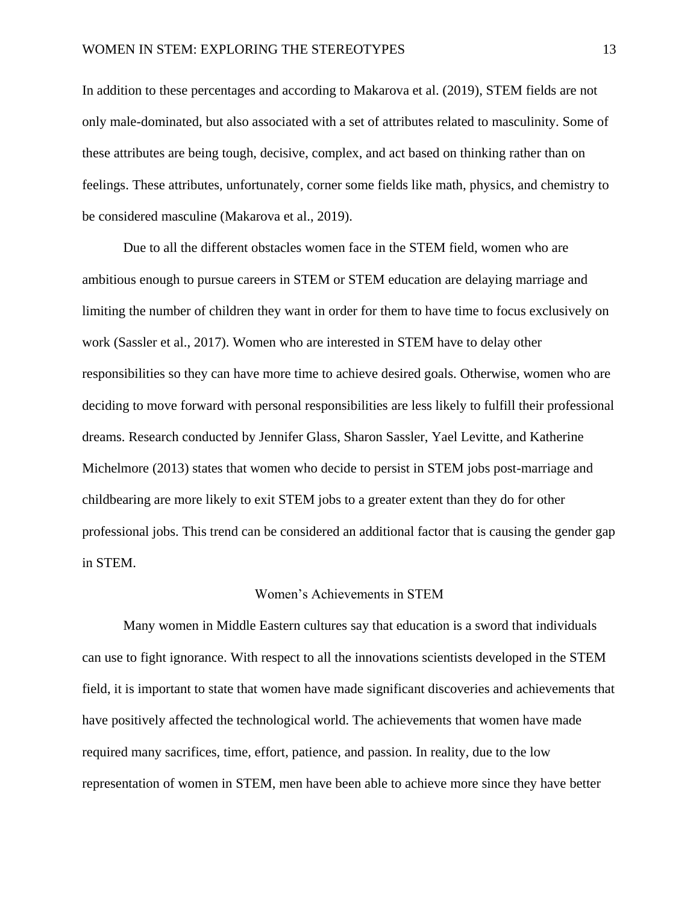In addition to these percentages and according to Makarova et al. (2019), STEM fields are not only male-dominated, but also associated with a set of attributes related to masculinity. Some of these attributes are being tough, decisive, complex, and act based on thinking rather than on feelings. These attributes, unfortunately, corner some fields like math, physics, and chemistry to be considered masculine (Makarova et al., 2019).

Due to all the different obstacles women face in the STEM field, women who are ambitious enough to pursue careers in STEM or STEM education are delaying marriage and limiting the number of children they want in order for them to have time to focus exclusively on work (Sassler et al., 2017). Women who are interested in STEM have to delay other responsibilities so they can have more time to achieve desired goals. Otherwise, women who are deciding to move forward with personal responsibilities are less likely to fulfill their professional dreams. Research conducted by Jennifer Glass, Sharon Sassler, Yael Levitte, and Katherine Michelmore (2013) states that women who decide to persist in STEM jobs post-marriage and childbearing are more likely to exit STEM jobs to a greater extent than they do for other professional jobs. This trend can be considered an additional factor that is causing the gender gap in STEM.

## Women's Achievements in STEM

Many women in Middle Eastern cultures say that education is a sword that individuals can use to fight ignorance. With respect to all the innovations scientists developed in the STEM field, it is important to state that women have made significant discoveries and achievements that have positively affected the technological world. The achievements that women have made required many sacrifices, time, effort, patience, and passion. In reality, due to the low representation of women in STEM, men have been able to achieve more since they have better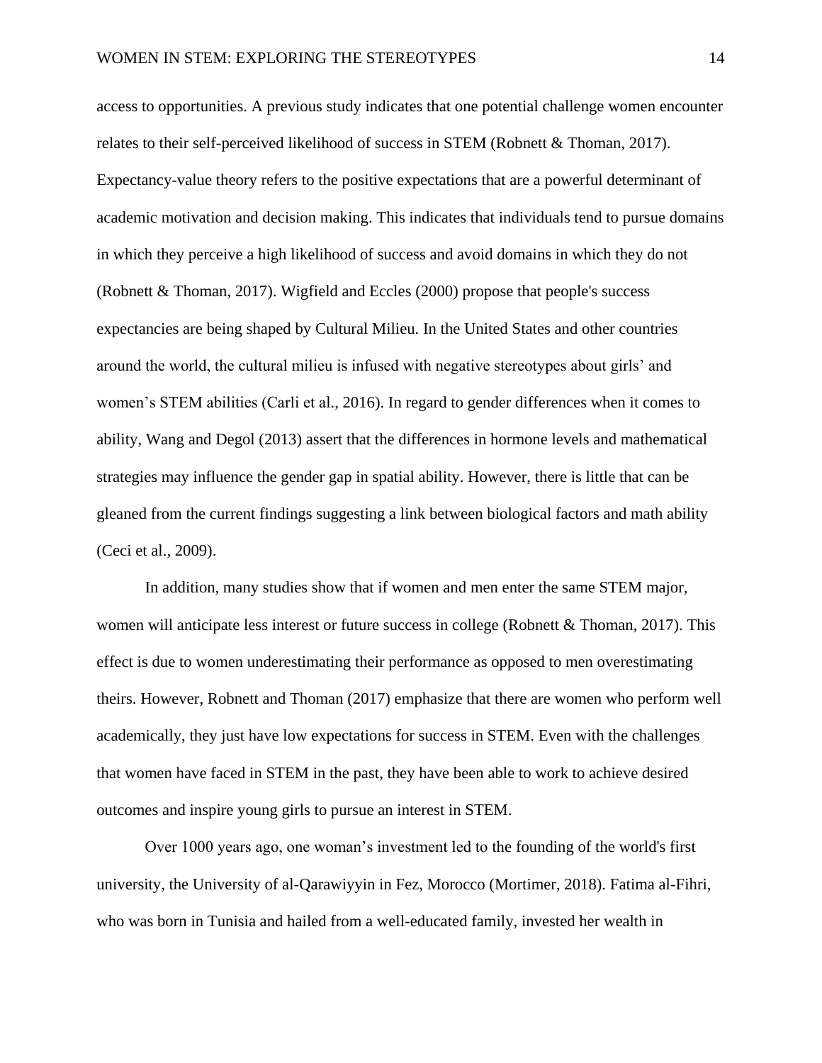access to opportunities. A previous study indicates that one potential challenge women encounter relates to their self-perceived likelihood of success in STEM (Robnett & Thoman, 2017). Expectancy-value theory refers to the positive expectations that are a powerful determinant of academic motivation and decision making. This indicates that individuals tend to pursue domains in which they perceive a high likelihood of success and avoid domains in which they do not (Robnett & Thoman, 2017). Wigfield and Eccles (2000) propose that people's success expectancies are being shaped by Cultural Milieu. In the United States and other countries around the world, the cultural milieu is infused with negative stereotypes about girls' and women's STEM abilities (Carli et al., 2016). In regard to gender differences when it comes to ability, Wang and Degol (2013) assert that the differences in hormone levels and mathematical strategies may influence the gender gap in spatial ability. However, there is little that can be gleaned from the current findings suggesting a link between biological factors and math ability (Ceci et al., 2009).

In addition, many studies show that if women and men enter the same STEM major, women will anticipate less interest or future success in college (Robnett & Thoman, 2017). This effect is due to women underestimating their performance as opposed to men overestimating theirs. However, Robnett and Thoman (2017) emphasize that there are women who perform well academically, they just have low expectations for success in STEM. Even with the challenges that women have faced in STEM in the past, they have been able to work to achieve desired outcomes and inspire young girls to pursue an interest in STEM.

Over 1000 years ago, one woman's investment led to the founding of the world's first university, the University of al-Qarawiyyin in Fez, Morocco (Mortimer, 2018). Fatima al-Fihri, who was born in Tunisia and hailed from a well-educated family, invested her wealth in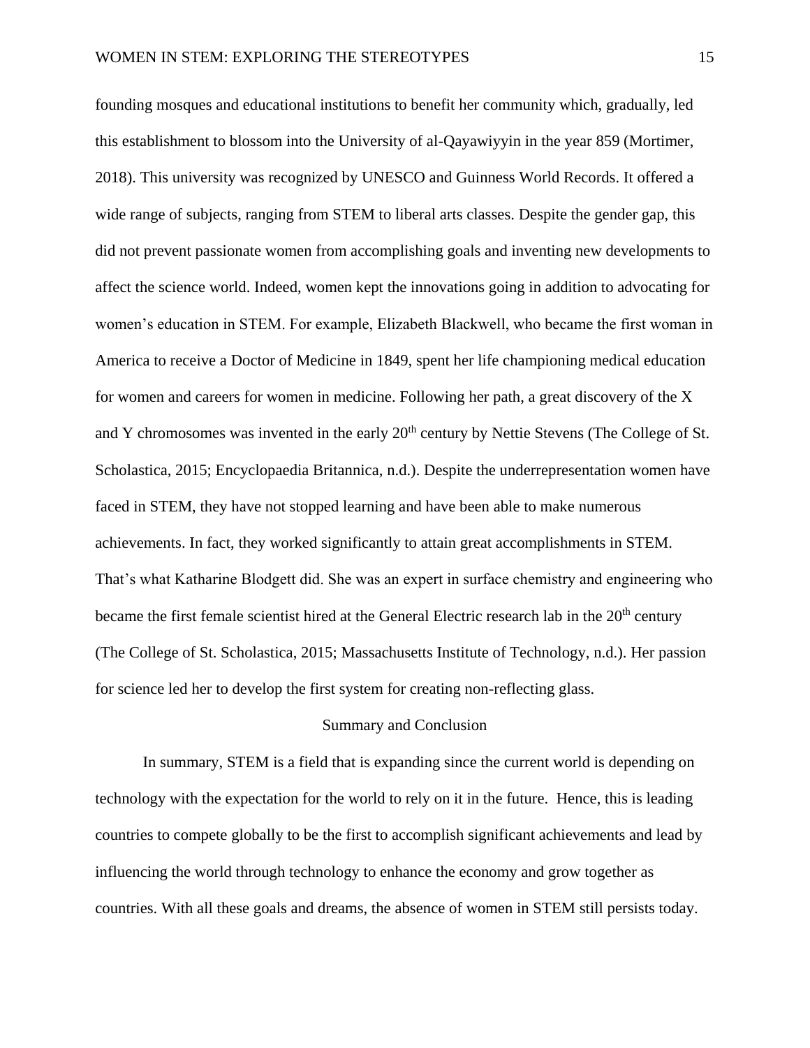founding mosques and educational institutions to benefit her community which, gradually, led this establishment to blossom into the University of al-Qayawiyyin in the year 859 (Mortimer, 2018). This university was recognized by UNESCO and Guinness World Records. It offered a wide range of subjects, ranging from STEM to liberal arts classes. Despite the gender gap, this did not prevent passionate women from accomplishing goals and inventing new developments to affect the science world. Indeed, women kept the innovations going in addition to advocating for women's education in STEM. For example, Elizabeth Blackwell, who became the first woman in America to receive a Doctor of Medicine in 1849, spent her life championing medical education for women and careers for women in medicine. Following her path, a great discovery of the X and Y chromosomes was invented in the early 20th century by Nettie Stevens (The College of St. Scholastica, 2015; Encyclopaedia Britannica, n.d.). Despite the underrepresentation women have faced in STEM, they have not stopped learning and have been able to make numerous achievements. In fact, they worked significantly to attain great accomplishments in STEM. That's what Katharine Blodgett did. She was an expert in surface chemistry and engineering who became the first female scientist hired at the General Electric research lab in the 20th century (The College of St. Scholastica, 2015; Massachusetts Institute of Technology, n.d.). Her passion for science led her to develop the first system for creating non-reflecting glass.

## Summary and Conclusion

In summary, STEM is a field that is expanding since the current world is depending on technology with the expectation for the world to rely on it in the future. Hence, this is leading countries to compete globally to be the first to accomplish significant achievements and lead by influencing the world through technology to enhance the economy and grow together as countries. With all these goals and dreams, the absence of women in STEM still persists today.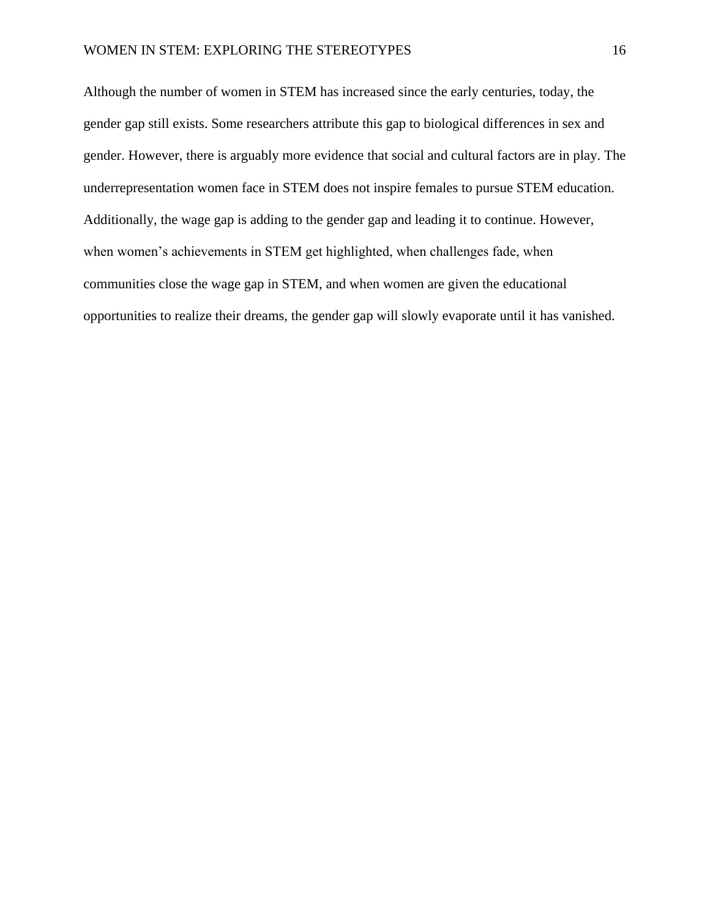Although the number of women in STEM has increased since the early centuries, today, the gender gap still exists. Some researchers attribute this gap to biological differences in sex and gender. However, there is arguably more evidence that social and cultural factors are in play. The underrepresentation women face in STEM does not inspire females to pursue STEM education. Additionally, the wage gap is adding to the gender gap and leading it to continue. However, when women's achievements in STEM get highlighted, when challenges fade, when communities close the wage gap in STEM, and when women are given the educational opportunities to realize their dreams, the gender gap will slowly evaporate until it has vanished.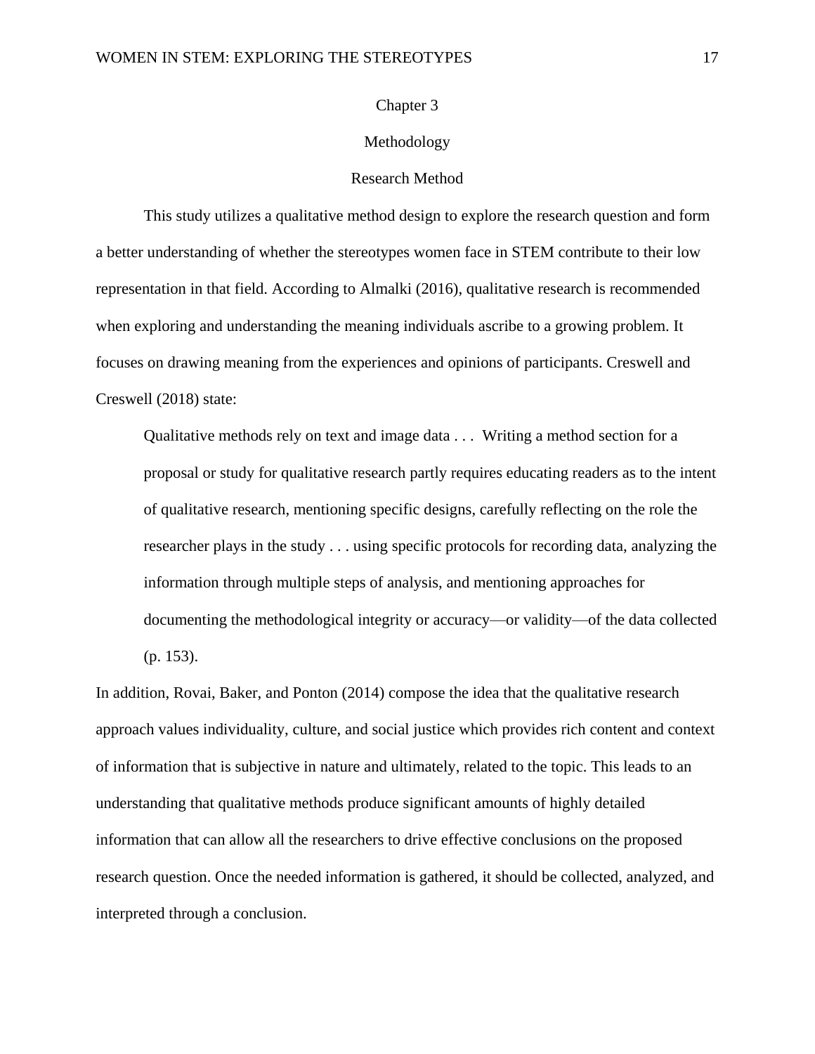# Chapter 3

## Methodology

### Research Method

This study utilizes a qualitative method design to explore the research question and form a better understanding of whether the stereotypes women face in STEM contribute to their low representation in that field. According to Almalki (2016), qualitative research is recommended when exploring and understanding the meaning individuals ascribe to a growing problem. It focuses on drawing meaning from the experiences and opinions of participants. Creswell and Creswell (2018) state:

> Qualitative methods rely on text and image data . . .  Writing a method section for a proposal or study for qualitative research partly requires educating readers as to the intent of qualitative research, mentioning specific designs, carefully reflecting on the role the researcher plays in the study . . . using specific protocols for recording data, analyzing the information through multiple steps of analysis, and mentioning approaches for documenting the methodological integrity or accuracy—or validity—of the data collected (p. 153).

In addition, Rovai, Baker, and Ponton (2014) compose the idea that the qualitative research approach values individuality, culture, and social justice which provides rich content and context of information that is subjective in nature and ultimately, related to the topic. This leads to an understanding that qualitative methods produce significant amounts of highly detailed information that can allow all the researchers to drive effective conclusions on the proposed research question. Once the needed information is gathered, it should be collected, analyzed, and interpreted through a conclusion.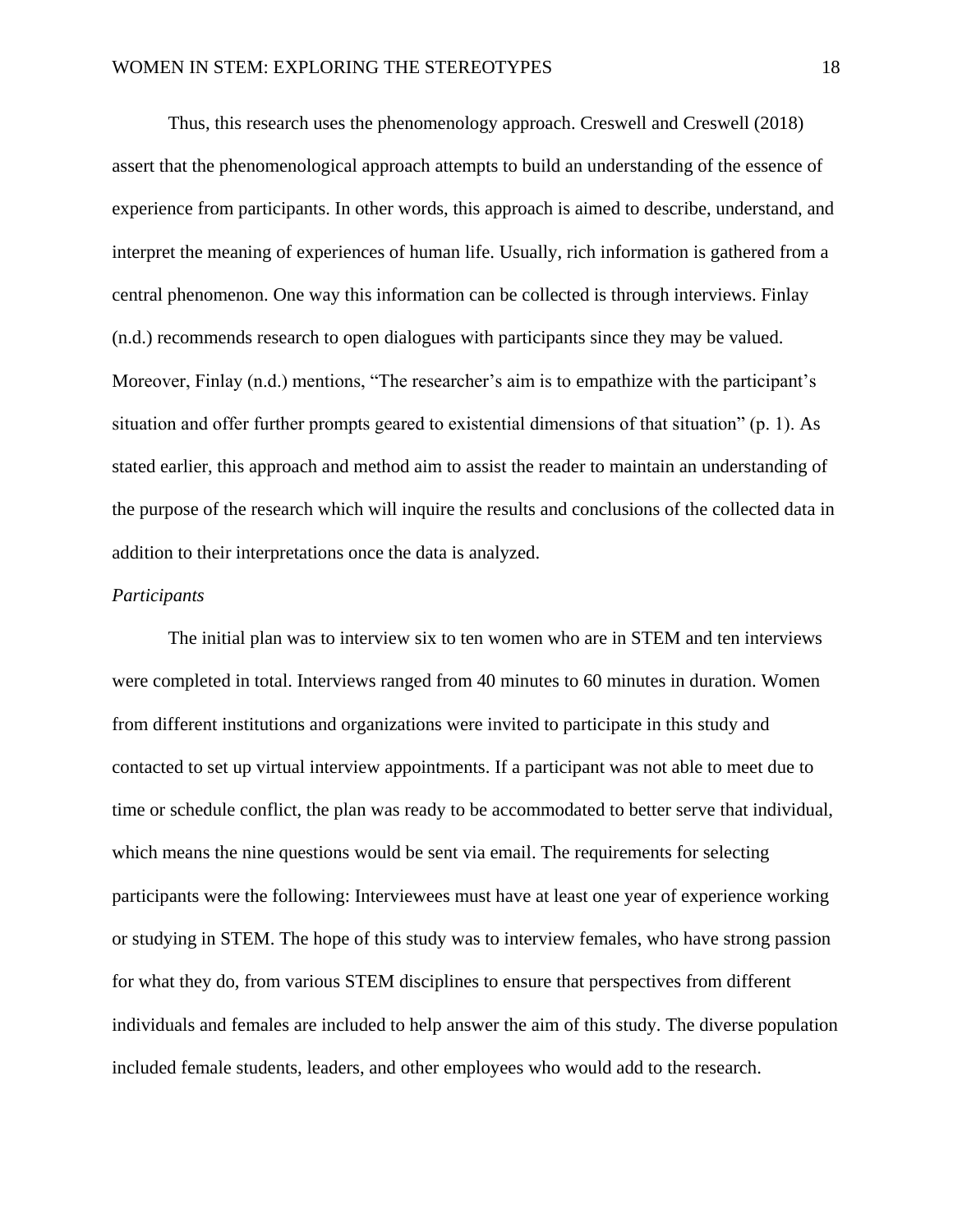Thus, this research uses the phenomenology approach. Creswell and Creswell (2018) assert that the phenomenological approach attempts to build an understanding of the essence of experience from participants. In other words, this approach is aimed to describe, understand, and interpret the meaning of experiences of human life. Usually, rich information is gathered from a central phenomenon. One way this information can be collected is through interviews. Finlay (n.d.) recommends research to open dialogues with participants since they may be valued. Moreover, Finlay (n.d.) mentions, "The researcher's aim is to empathize with the participant's situation and offer further prompts geared to existential dimensions of that situation" (p. 1). As stated earlier, this approach and method aim to assist the reader to maintain an understanding of the purpose of the research which will inquire the results and conclusions of the collected data in addition to their interpretations once the data is analyzed.

*Participants*

The initial plan was to interview six to ten women who are in STEM and ten interviews were completed in total. Interviews ranged from 40 minutes to 60 minutes in duration. Women from different institutions and organizations were invited to participate in this study and contacted to set up virtual interview appointments. If a participant was not able to meet due to time or schedule conflict, the plan was ready to be accommodated to better serve that individual, which means the nine questions would be sent via email. The requirements for selecting participants were the following: Interviewees must have at least one year of experience working or studying in STEM. The hope of this study was to interview females, who have strong passion for what they do, from various STEM disciplines to ensure that perspectives from different individuals and females are included to help answer the aim of this study. The diverse population included female students, leaders, and other employees who would add to the research.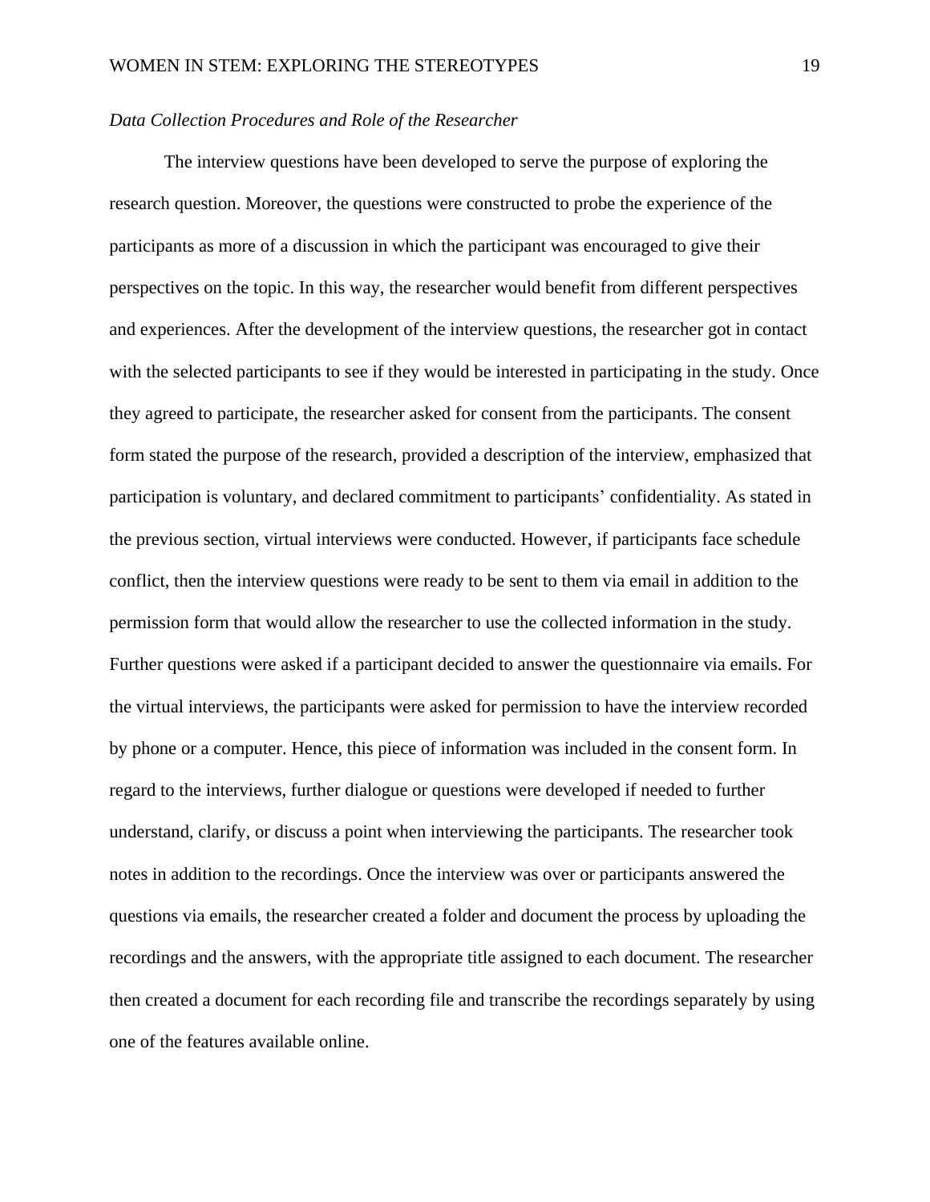*Data Collection Procedures and Role of the Researcher*

The interview questions have been developed to serve the purpose of exploring the research question. Moreover, the questions were constructed to probe the experience of the participants as more of a discussion in which the participant was encouraged to give their perspectives on the topic. In this way, the researcher would benefit from different perspectives and experiences. After the development of the interview questions, the researcher got in contact with the selected participants to see if they would be interested in participating in the study. Once they agreed to participate, the researcher asked for consent from the participants. The consent form stated the purpose of the research, provided a description of the interview, emphasized that participation is voluntary, and declared commitment to participants' confidentiality. As stated in the previous section, virtual interviews were conducted. However, if participants face schedule conflict, then the interview questions were ready to be sent to them via email in addition to the permission form that would allow the researcher to use the collected information in the study. Further questions were asked if a participant decided to answer the questionnaire via emails. For the virtual interviews, the participants were asked for permission to have the interview recorded by phone or a computer. Hence, this piece of information was included in the consent form. In regard to the interviews, further dialogue or questions were developed if needed to further understand, clarify, or discuss a point when interviewing the participants. The researcher took notes in addition to the recordings. Once the interview was over or participants answered the questions via emails, the researcher created a folder and document the process by uploading the recordings and the answers, with the appropriate title assigned to each document. The researcher then created a document for each recording file and transcribe the recordings separately by using one of the features available online.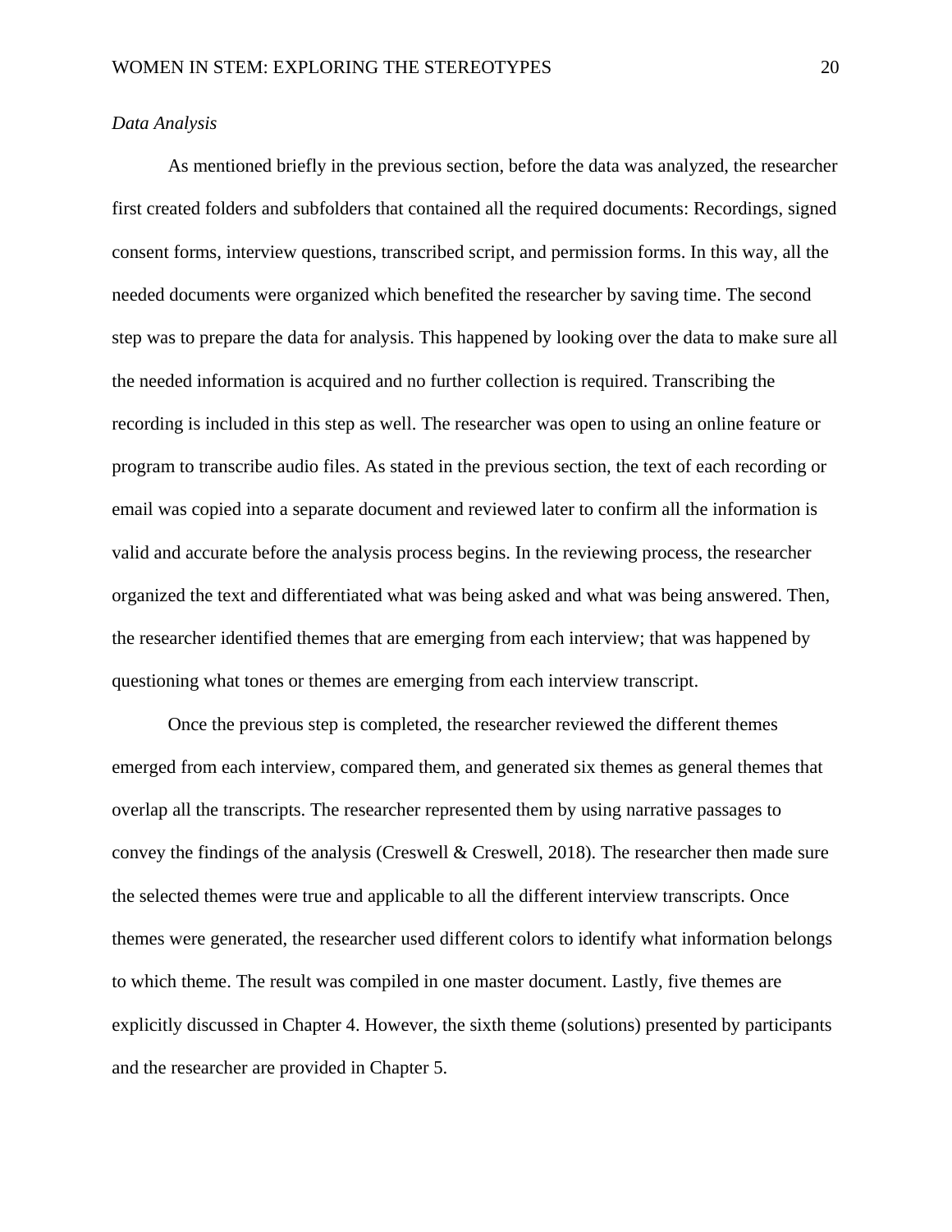*Data Analysis*

As mentioned briefly in the previous section, before the data was analyzed, the researcher first created folders and subfolders that contained all the required documents: Recordings, signed consent forms, interview questions, transcribed script, and permission forms. In this way, all the needed documents were organized which benefited the researcher by saving time. The second step was to prepare the data for analysis. This happened by looking over the data to make sure all the needed information is acquired and no further collection is required. Transcribing the recording is included in this step as well. The researcher was open to using an online feature or program to transcribe audio files. As stated in the previous section, the text of each recording or email was copied into a separate document and reviewed later to confirm all the information is valid and accurate before the analysis process begins. In the reviewing process, the researcher organized the text and differentiated what was being asked and what was being answered. Then, the researcher identified themes that are emerging from each interview; that was happened by questioning what tones or themes are emerging from each interview transcript.

Once the previous step is completed, the researcher reviewed the different themes emerged from each interview, compared them, and generated six themes as general themes that overlap all the transcripts. The researcher represented them by using narrative passages to convey the findings of the analysis (Creswell & Creswell, 2018). The researcher then made sure the selected themes were true and applicable to all the different interview transcripts. Once themes were generated, the researcher used different colors to identify what information belongs to which theme. The result was compiled in one master document. Lastly, five themes are explicitly discussed in Chapter 4. However, the sixth theme (solutions) presented by participants and the researcher are provided in Chapter 5.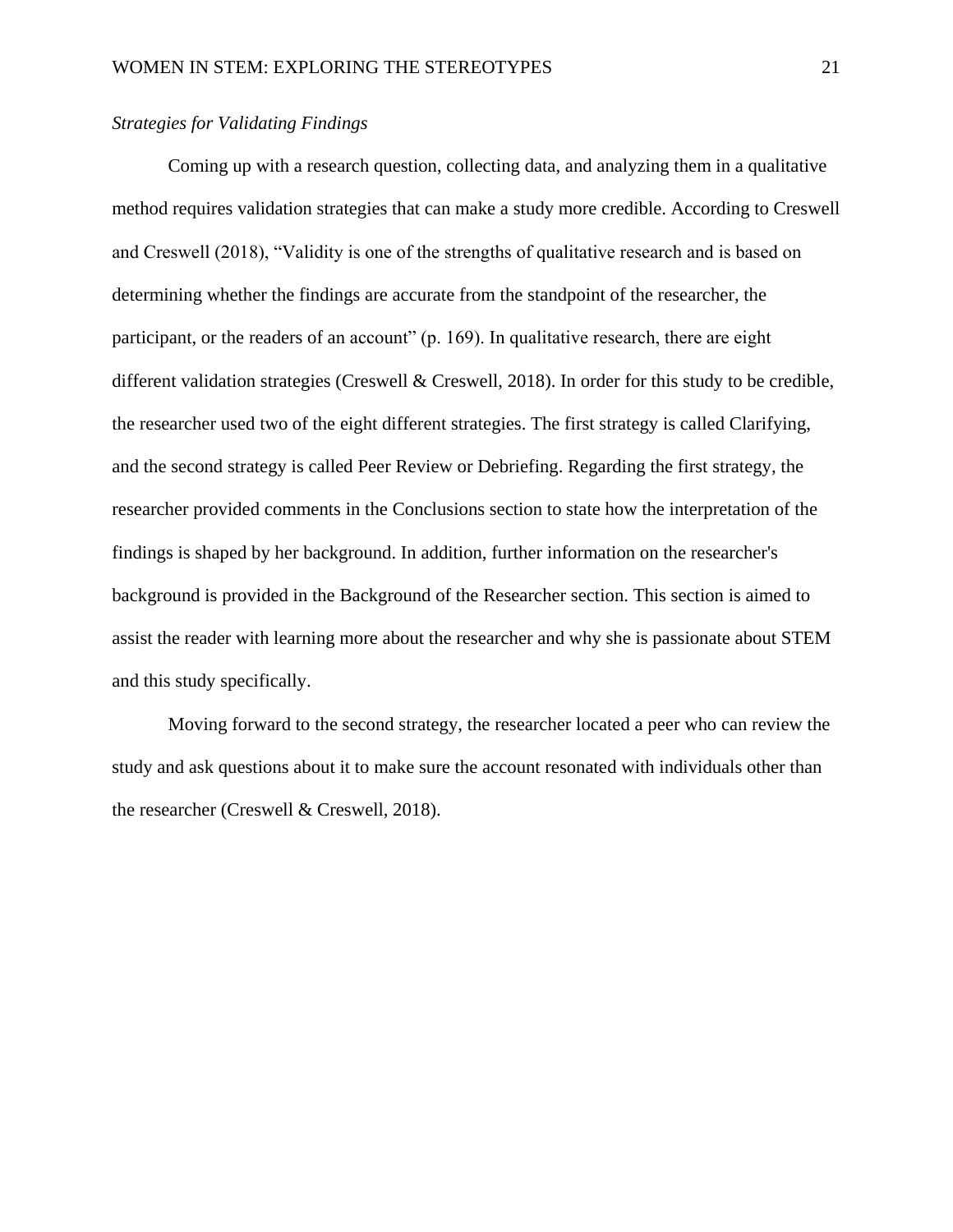*Strategies for Validating Findings*

Coming up with a research question, collecting data, and analyzing them in a qualitative method requires validation strategies that can make a study more credible. According to Creswell and Creswell (2018), “Validity is one of the strengths of qualitative research and is based on determining whether the findings are accurate from the standpoint of the researcher, the participant, or the readers of an account” (p. 169). In qualitative research, there are eight different validation strategies (Creswell & Creswell, 2018). In order for this study to be credible, the researcher used two of the eight different strategies. The first strategy is called Clarifying, and the second strategy is called Peer Review or Debriefing. Regarding the first strategy, the researcher provided comments in the Conclusions section to state how the interpretation of the findings is shaped by her background. In addition, further information on the researcher's background is provided in the Background of the Researcher section. This section is aimed to assist the reader with learning more about the researcher and why she is passionate about STEM and this study specifically.

Moving forward to the second strategy, the researcher located a peer who can review the study and ask questions about it to make sure the account resonated with individuals other than the researcher (Creswell & Creswell, 2018).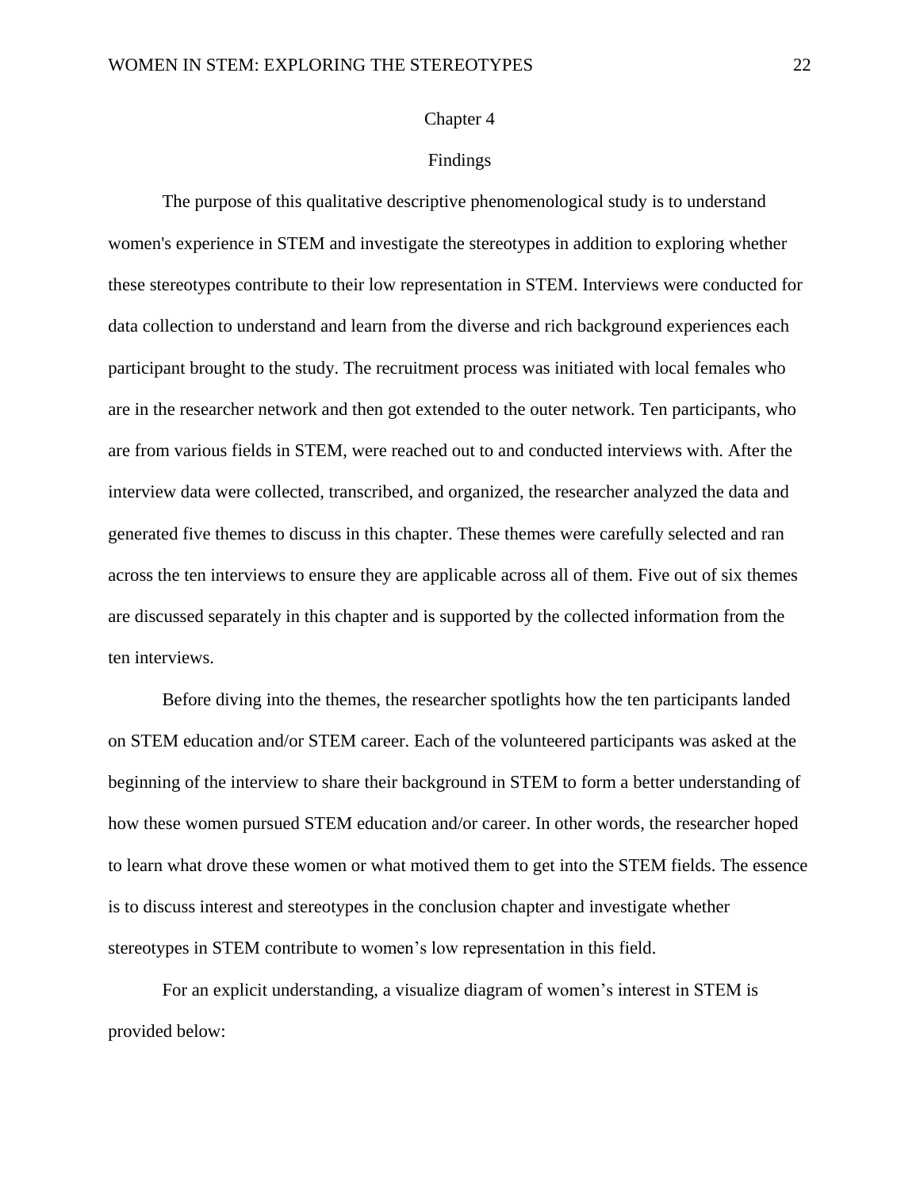# Chapter 4

## Findings

The purpose of this qualitative descriptive phenomenological study is to understand women's experience in STEM and investigate the stereotypes in addition to exploring whether these stereotypes contribute to their low representation in STEM. Interviews were conducted for data collection to understand and learn from the diverse and rich background experiences each participant brought to the study. The recruitment process was initiated with local females who are in the researcher network and then got extended to the outer network. Ten participants, who are from various fields in STEM, were reached out to and conducted interviews with. After the interview data were collected, transcribed, and organized, the researcher analyzed the data and generated five themes to discuss in this chapter. These themes were carefully selected and ran across the ten interviews to ensure they are applicable across all of them. Five out of six themes are discussed separately in this chapter and is supported by the collected information from the ten interviews.

Before diving into the themes, the researcher spotlights how the ten participants landed on STEM education and/or STEM career. Each of the volunteered participants was asked at the beginning of the interview to share their background in STEM to form a better understanding of how these women pursued STEM education and/or career. In other words, the researcher hoped to learn what drove these women or what motived them to get into the STEM fields. The essence is to discuss interest and stereotypes in the conclusion chapter and investigate whether stereotypes in STEM contribute to women's low representation in this field.

For an explicit understanding, a visualize diagram of women's interest in STEM is provided below: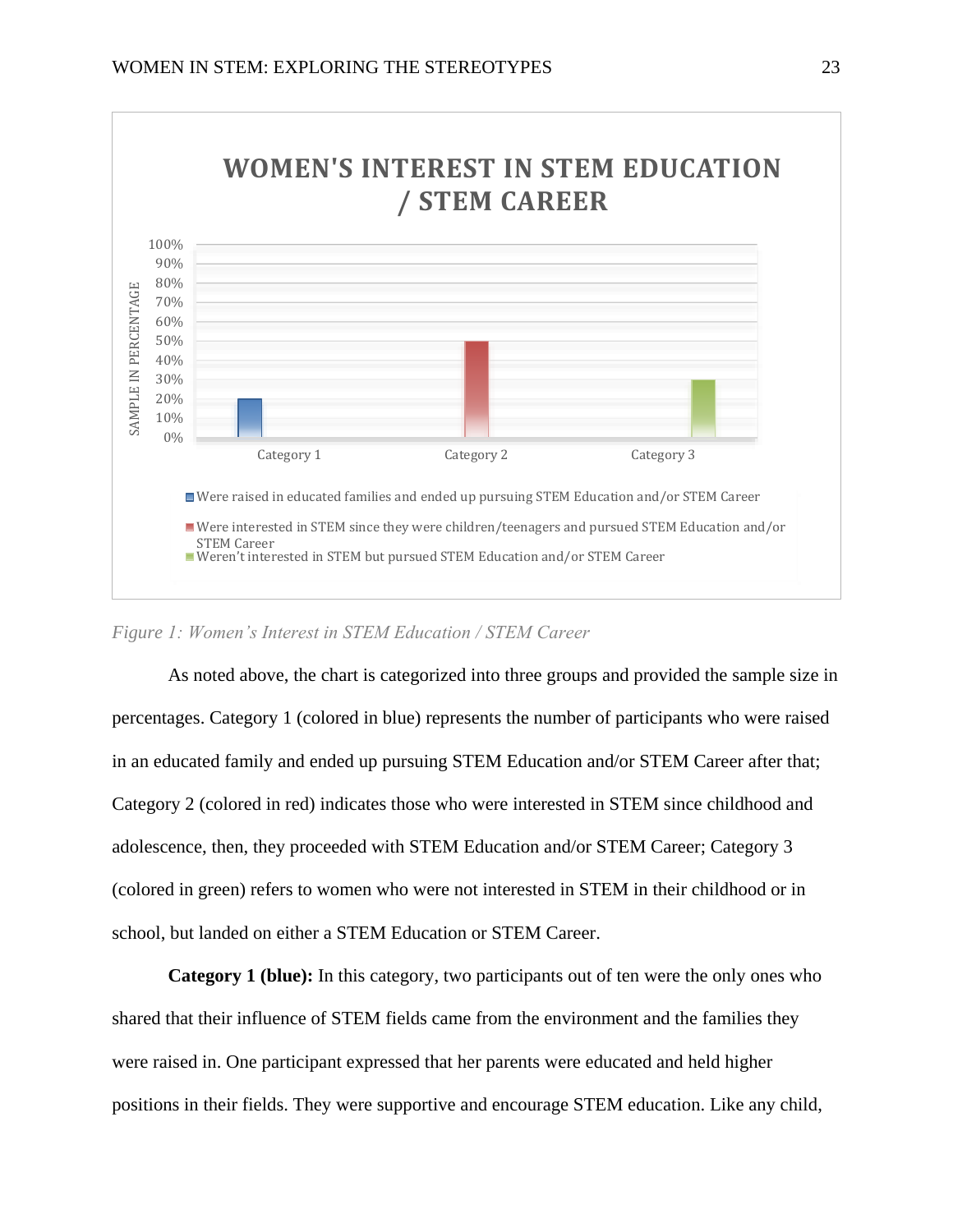**WOMEN'S INTEREST IN STEM EDUCATION / STEM CAREER**

| | Category 1 | Category 2 | Category 3 |
|---|---|---|---|
| Were raised in educated families and ended up pursuing STEM Education and/or STEM Career | 20% | | |
| Were interested in STEM since they were children/teenagers and pursued STEM Education and/or STEM Career | | 50% | |
| Weren't interested in STEM but pursued STEM Education and/or STEM Career | | | 30% |

*Figure 1: Women's Interest in STEM Education / STEM Career*

As noted above, the chart is categorized into three groups and provided the sample size in percentages. Category 1 (colored in blue) represents the number of participants who were raised in an educated family and ended up pursuing STEM Education and/or STEM Career after that; Category 2 (colored in red) indicates those who were interested in STEM since childhood and adolescence, then, they proceeded with STEM Education and/or STEM Career; Category 3 (colored in green) refers to women who were not interested in STEM in their childhood or in school, but landed on either a STEM Education or STEM Career.

**Category 1 (blue):** In this category, two participants out of ten were the only ones who shared that their influence of STEM fields came from the environment and the families they were raised in. One participant expressed that her parents were educated and held higher positions in their fields. They were supportive and encourage STEM education. Like any child,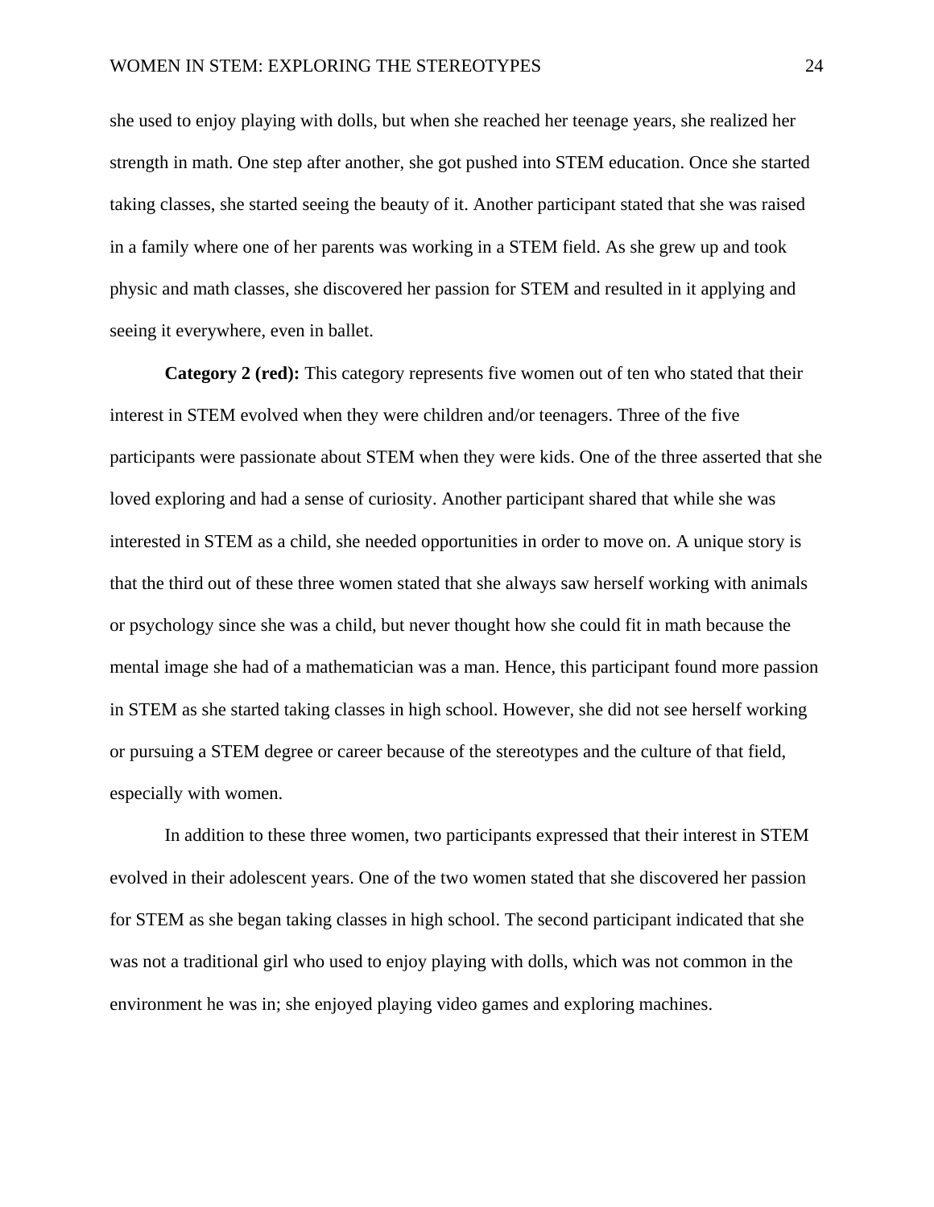she used to enjoy playing with dolls, but when she reached her teenage years, she realized her strength in math. One step after another, she got pushed into STEM education. Once she started taking classes, she started seeing the beauty of it. Another participant stated that she was raised in a family where one of her parents was working in a STEM field. As she grew up and took physic and math classes, she discovered her passion for STEM and resulted in it applying and seeing it everywhere, even in ballet.

**Category 2 (red):** This category represents five women out of ten who stated that their interest in STEM evolved when they were children and/or teenagers. Three of the five participants were passionate about STEM when they were kids. One of the three asserted that she loved exploring and had a sense of curiosity. Another participant shared that while she was interested in STEM as a child, she needed opportunities in order to move on. A unique story is that the third out of these three women stated that she always saw herself working with animals or psychology since she was a child, but never thought how she could fit in math because the mental image she had of a mathematician was a man. Hence, this participant found more passion in STEM as she started taking classes in high school. However, she did not see herself working or pursuing a STEM degree or career because of the stereotypes and the culture of that field, especially with women.

In addition to these three women, two participants expressed that their interest in STEM evolved in their adolescent years. One of the two women stated that she discovered her passion for STEM as she began taking classes in high school. The second participant indicated that she was not a traditional girl who used to enjoy playing with dolls, which was not common in the environment he was in; she enjoyed playing video games and exploring machines.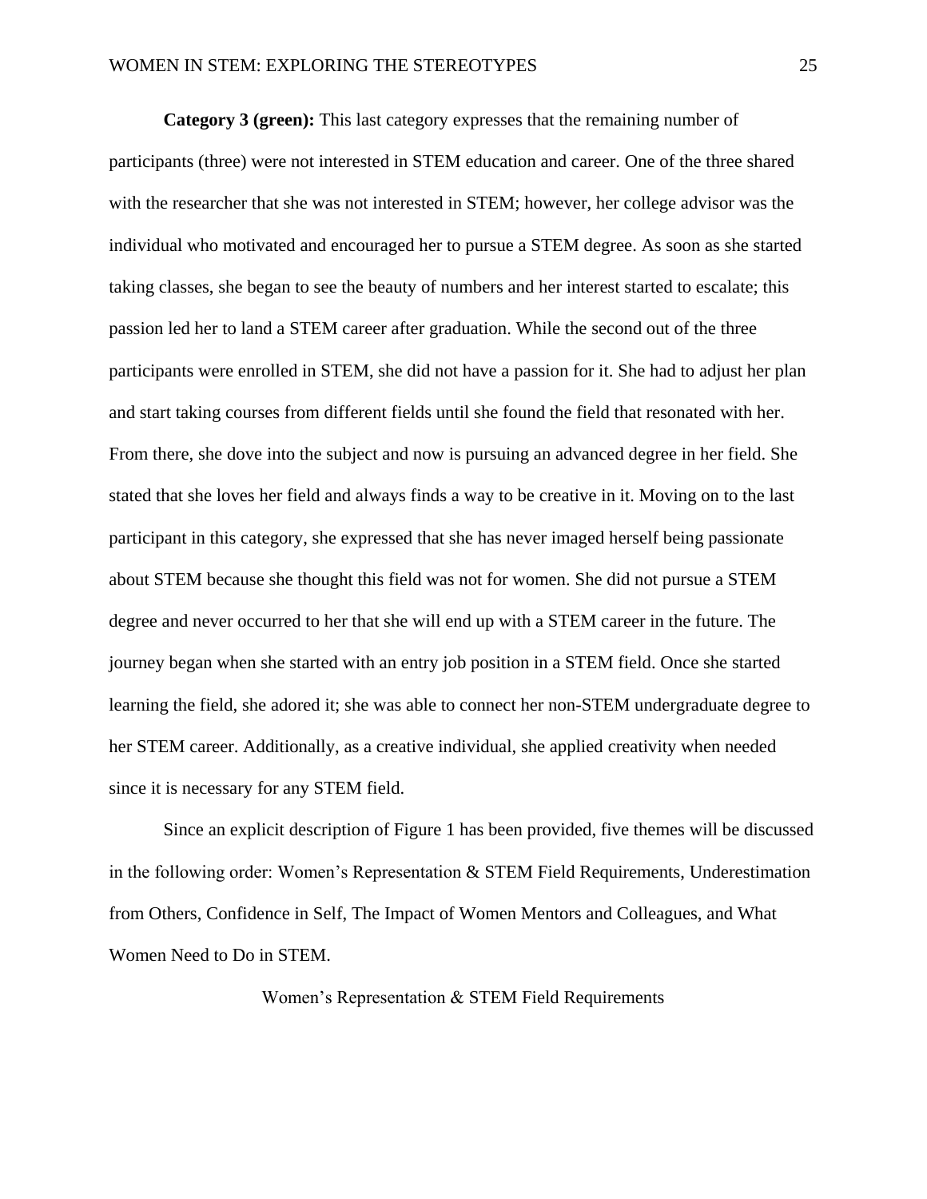**Category 3 (green):** This last category expresses that the remaining number of participants (three) were not interested in STEM education and career. One of the three shared with the researcher that she was not interested in STEM; however, her college advisor was the individual who motivated and encouraged her to pursue a STEM degree. As soon as she started taking classes, she began to see the beauty of numbers and her interest started to escalate; this passion led her to land a STEM career after graduation. While the second out of the three participants were enrolled in STEM, she did not have a passion for it. She had to adjust her plan and start taking courses from different fields until she found the field that resonated with her. From there, she dove into the subject and now is pursuing an advanced degree in her field. She stated that she loves her field and always finds a way to be creative in it. Moving on to the last participant in this category, she expressed that she has never imaged herself being passionate about STEM because she thought this field was not for women. She did not pursue a STEM degree and never occurred to her that she will end up with a STEM career in the future. The journey began when she started with an entry job position in a STEM field. Once she started learning the field, she adored it; she was able to connect her non-STEM undergraduate degree to her STEM career. Additionally, as a creative individual, she applied creativity when needed since it is necessary for any STEM field.

Since an explicit description of Figure 1 has been provided, five themes will be discussed in the following order: Women's Representation & STEM Field Requirements, Underestimation from Others, Confidence in Self, The Impact of Women Mentors and Colleagues, and What Women Need to Do in STEM.

## Women's Representation & STEM Field Requirements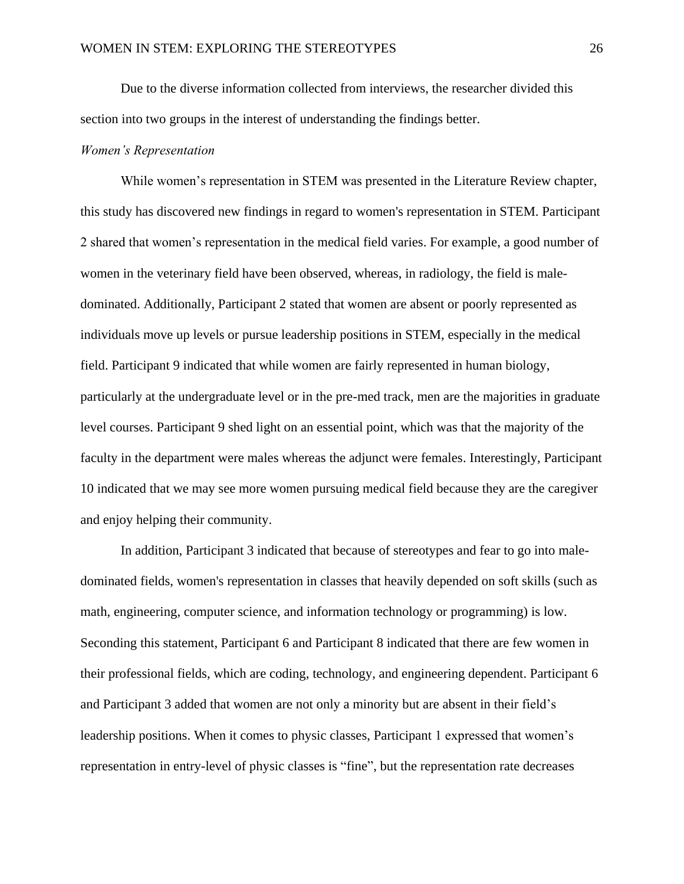Due to the diverse information collected from interviews, the researcher divided this section into two groups in the interest of understanding the findings better.

*Women's Representation*

While women's representation in STEM was presented in the Literature Review chapter, this study has discovered new findings in regard to women's representation in STEM. Participant 2 shared that women's representation in the medical field varies. For example, a good number of women in the veterinary field have been observed, whereas, in radiology, the field is male-dominated. Additionally, Participant 2 stated that women are absent or poorly represented as individuals move up levels or pursue leadership positions in STEM, especially in the medical field. Participant 9 indicated that while women are fairly represented in human biology, particularly at the undergraduate level or in the pre-med track, men are the majorities in graduate level courses. Participant 9 shed light on an essential point, which was that the majority of the faculty in the department were males whereas the adjunct were females. Interestingly, Participant 10 indicated that we may see more women pursuing medical field because they are the caregiver and enjoy helping their community.

In addition, Participant 3 indicated that because of stereotypes and fear to go into male-dominated fields, women's representation in classes that heavily depended on soft skills (such as math, engineering, computer science, and information technology or programming) is low. Seconding this statement, Participant 6 and Participant 8 indicated that there are few women in their professional fields, which are coding, technology, and engineering dependent. Participant 6 and Participant 3 added that women are not only a minority but are absent in their field's leadership positions. When it comes to physic classes, Participant 1 expressed that women's representation in entry-level of physic classes is "fine", but the representation rate decreases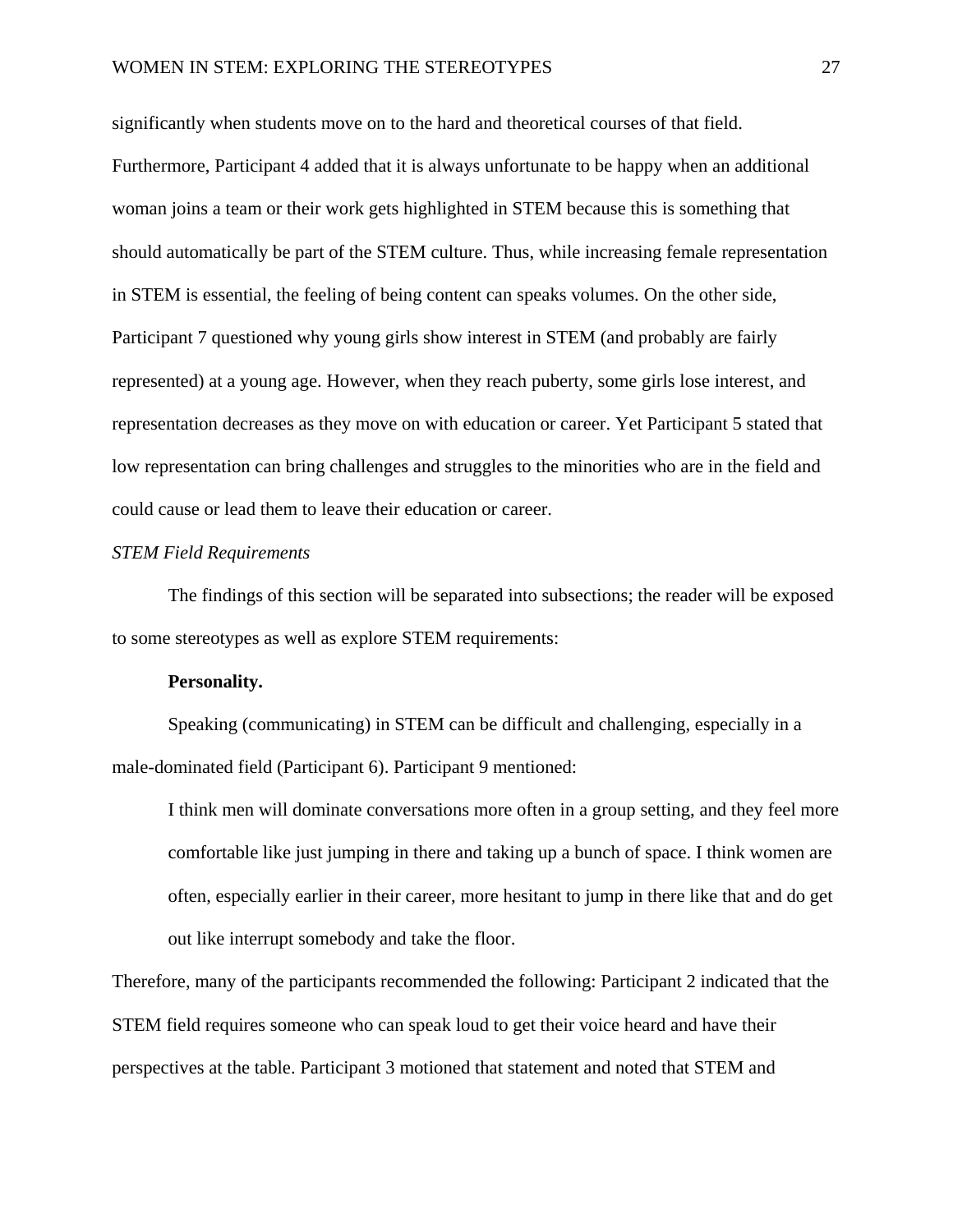significantly when students move on to the hard and theoretical courses of that field. Furthermore, Participant 4 added that it is always unfortunate to be happy when an additional woman joins a team or their work gets highlighted in STEM because this is something that should automatically be part of the STEM culture. Thus, while increasing female representation in STEM is essential, the feeling of being content can speaks volumes. On the other side, Participant 7 questioned why young girls show interest in STEM (and probably are fairly represented) at a young age. However, when they reach puberty, some girls lose interest, and representation decreases as they move on with education or career. Yet Participant 5 stated that low representation can bring challenges and struggles to the minorities who are in the field and could cause or lead them to leave their education or career.

*STEM Field Requirements*

The findings of this section will be separated into subsections; the reader will be exposed to some stereotypes as well as explore STEM requirements:

**Personality.**

Speaking (communicating) in STEM can be difficult and challenging, especially in a male-dominated field (Participant 6). Participant 9 mentioned:

> I think men will dominate conversations more often in a group setting, and they feel more comfortable like just jumping in there and taking up a bunch of space. I think women are often, especially earlier in their career, more hesitant to jump in there like that and do get out like interrupt somebody and take the floor.

Therefore, many of the participants recommended the following: Participant 2 indicated that the STEM field requires someone who can speak loud to get their voice heard and have their perspectives at the table. Participant 3 motioned that statement and noted that STEM and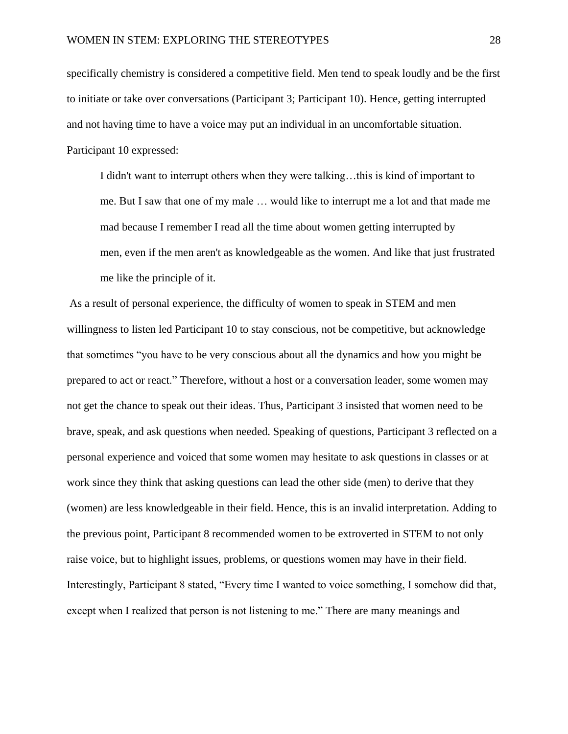specifically chemistry is considered a competitive field. Men tend to speak loudly and be the first to initiate or take over conversations (Participant 3; Participant 10). Hence, getting interrupted and not having time to have a voice may put an individual in an uncomfortable situation. Participant 10 expressed:

> I didn't want to interrupt others when they were talking…this is kind of important to me. But I saw that one of my male … would like to interrupt me a lot and that made me mad because I remember I read all the time about women getting interrupted by men, even if the men aren't as knowledgeable as the women. And like that just frustrated me like the principle of it.

As a result of personal experience, the difficulty of women to speak in STEM and men willingness to listen led Participant 10 to stay conscious, not be competitive, but acknowledge that sometimes "you have to be very conscious about all the dynamics and how you might be prepared to act or react." Therefore, without a host or a conversation leader, some women may not get the chance to speak out their ideas. Thus, Participant 3 insisted that women need to be brave, speak, and ask questions when needed. Speaking of questions, Participant 3 reflected on a personal experience and voiced that some women may hesitate to ask questions in classes or at work since they think that asking questions can lead the other side (men) to derive that they (women) are less knowledgeable in their field. Hence, this is an invalid interpretation. Adding to the previous point, Participant 8 recommended women to be extroverted in STEM to not only raise voice, but to highlight issues, problems, or questions women may have in their field. Interestingly, Participant 8 stated, "Every time I wanted to voice something, I somehow did that, except when I realized that person is not listening to me." There are many meanings and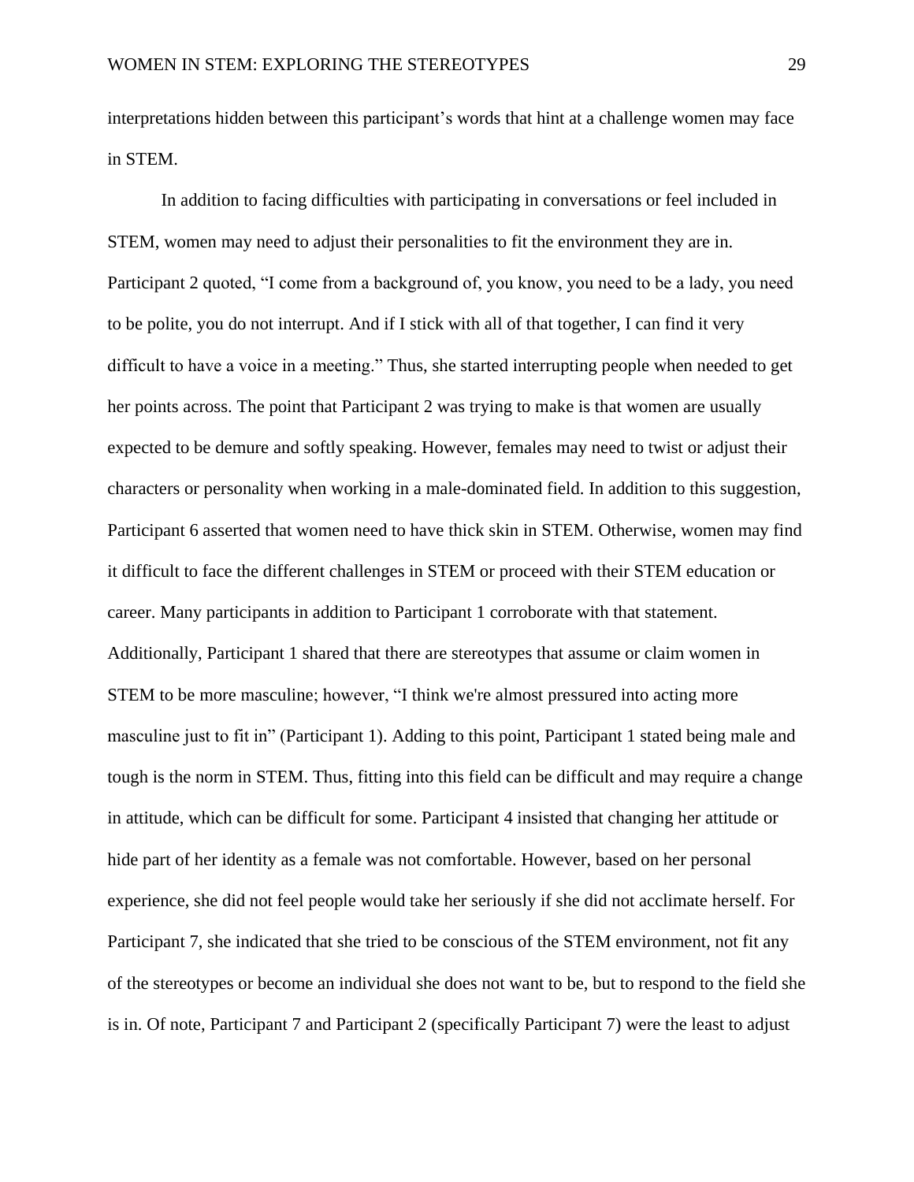interpretations hidden between this participant's words that hint at a challenge women may face in STEM.

In addition to facing difficulties with participating in conversations or feel included in STEM, women may need to adjust their personalities to fit the environment they are in. Participant 2 quoted, "I come from a background of, you know, you need to be a lady, you need to be polite, you do not interrupt. And if I stick with all of that together, I can find it very difficult to have a voice in a meeting." Thus, she started interrupting people when needed to get her points across. The point that Participant 2 was trying to make is that women are usually expected to be demure and softly speaking. However, females may need to twist or adjust their characters or personality when working in a male-dominated field. In addition to this suggestion, Participant 6 asserted that women need to have thick skin in STEM. Otherwise, women may find it difficult to face the different challenges in STEM or proceed with their STEM education or career. Many participants in addition to Participant 1 corroborate with that statement. Additionally, Participant 1 shared that there are stereotypes that assume or claim women in STEM to be more masculine; however, "I think we're almost pressured into acting more masculine just to fit in" (Participant 1). Adding to this point, Participant 1 stated being male and tough is the norm in STEM. Thus, fitting into this field can be difficult and may require a change in attitude, which can be difficult for some. Participant 4 insisted that changing her attitude or hide part of her identity as a female was not comfortable. However, based on her personal experience, she did not feel people would take her seriously if she did not acclimate herself. For Participant 7, she indicated that she tried to be conscious of the STEM environment, not fit any of the stereotypes or become an individual she does not want to be, but to respond to the field she is in. Of note, Participant 7 and Participant 2 (specifically Participant 7) were the least to adjust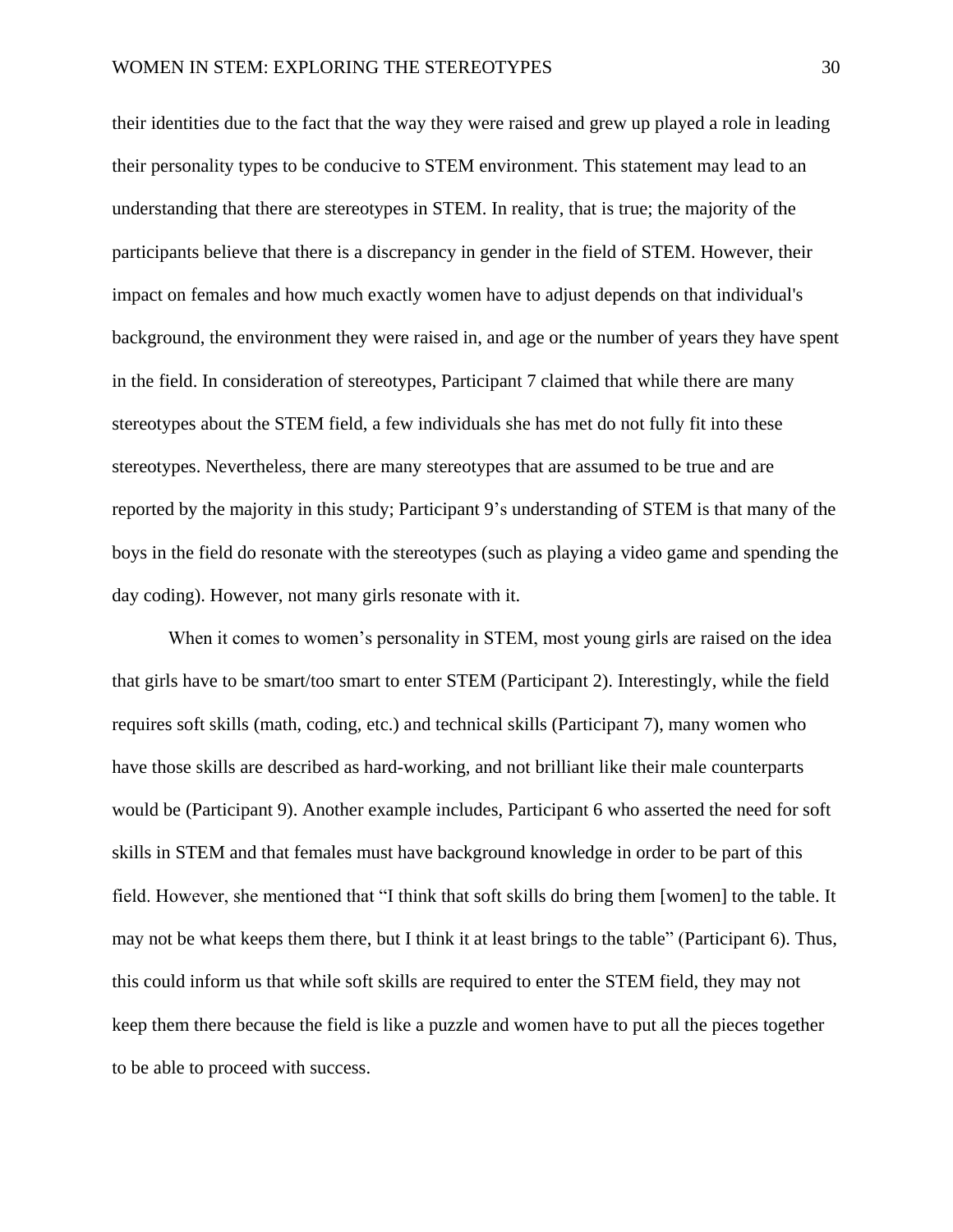their identities due to the fact that the way they were raised and grew up played a role in leading their personality types to be conducive to STEM environment. This statement may lead to an understanding that there are stereotypes in STEM. In reality, that is true; the majority of the participants believe that there is a discrepancy in gender in the field of STEM. However, their impact on females and how much exactly women have to adjust depends on that individual's background, the environment they were raised in, and age or the number of years they have spent in the field. In consideration of stereotypes, Participant 7 claimed that while there are many stereotypes about the STEM field, a few individuals she has met do not fully fit into these stereotypes. Nevertheless, there are many stereotypes that are assumed to be true and are reported by the majority in this study; Participant 9's understanding of STEM is that many of the boys in the field do resonate with the stereotypes (such as playing a video game and spending the day coding). However, not many girls resonate with it.

When it comes to women's personality in STEM, most young girls are raised on the idea that girls have to be smart/too smart to enter STEM (Participant 2). Interestingly, while the field requires soft skills (math, coding, etc.) and technical skills (Participant 7), many women who have those skills are described as hard-working, and not brilliant like their male counterparts would be (Participant 9). Another example includes, Participant 6 who asserted the need for soft skills in STEM and that females must have background knowledge in order to be part of this field. However, she mentioned that "I think that soft skills do bring them [women] to the table. It may not be what keeps them there, but I think it at least brings to the table" (Participant 6). Thus, this could inform us that while soft skills are required to enter the STEM field, they may not keep them there because the field is like a puzzle and women have to put all the pieces together to be able to proceed with success.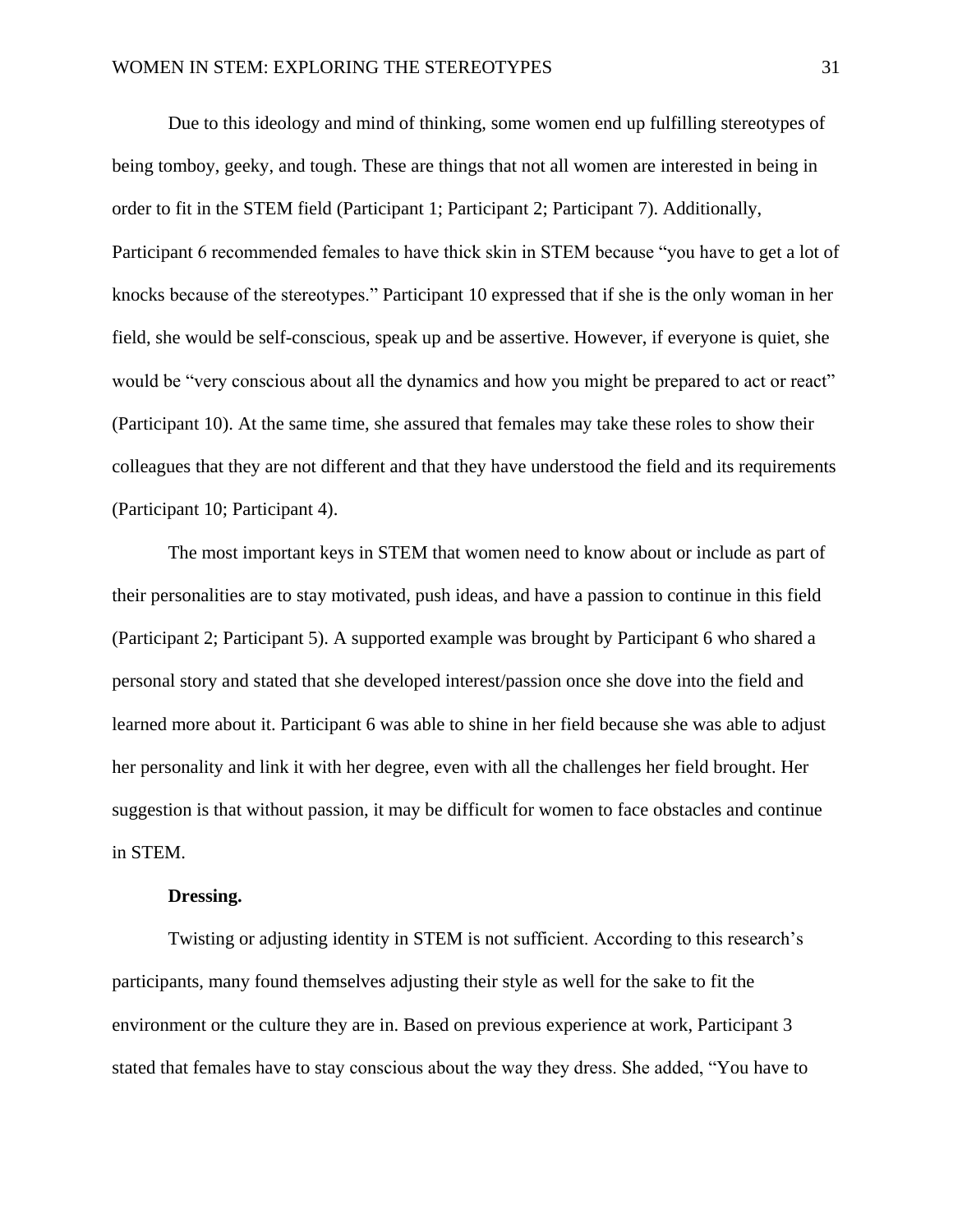Due to this ideology and mind of thinking, some women end up fulfilling stereotypes of being tomboy, geeky, and tough. These are things that not all women are interested in being in order to fit in the STEM field (Participant 1; Participant 2; Participant 7). Additionally, Participant 6 recommended females to have thick skin in STEM because “you have to get a lot of knocks because of the stereotypes.” Participant 10 expressed that if she is the only woman in her field, she would be self-conscious, speak up and be assertive. However, if everyone is quiet, she would be “very conscious about all the dynamics and how you might be prepared to act or react” (Participant 10). At the same time, she assured that females may take these roles to show their colleagues that they are not different and that they have understood the field and its requirements (Participant 10; Participant 4).

The most important keys in STEM that women need to know about or include as part of their personalities are to stay motivated, push ideas, and have a passion to continue in this field (Participant 2; Participant 5). A supported example was brought by Participant 6 who shared a personal story and stated that she developed interest/passion once she dove into the field and learned more about it. Participant 6 was able to shine in her field because she was able to adjust her personality and link it with her degree, even with all the challenges her field brought. Her suggestion is that without passion, it may be difficult for women to face obstacles and continue in STEM.

**Dressing.**

Twisting or adjusting identity in STEM is not sufficient. According to this research’s participants, many found themselves adjusting their style as well for the sake to fit the environment or the culture they are in. Based on previous experience at work, Participant 3 stated that females have to stay conscious about the way they dress. She added, “You have to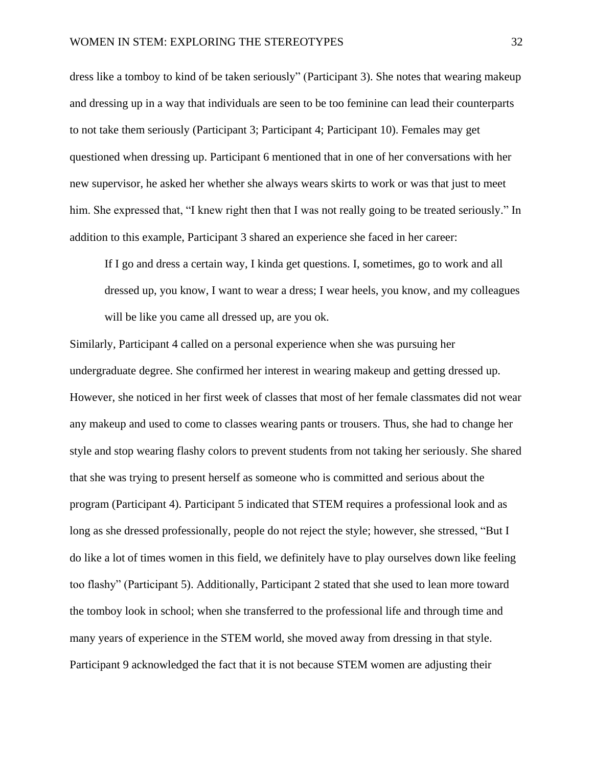dress like a tomboy to kind of be taken seriously" (Participant 3). She notes that wearing makeup and dressing up in a way that individuals are seen to be too feminine can lead their counterparts to not take them seriously (Participant 3; Participant 4; Participant 10). Females may get questioned when dressing up. Participant 6 mentioned that in one of her conversations with her new supervisor, he asked her whether she always wears skirts to work or was that just to meet him. She expressed that, "I knew right then that I was not really going to be treated seriously." In addition to this example, Participant 3 shared an experience she faced in her career:

> If I go and dress a certain way, I kinda get questions. I, sometimes, go to work and all dressed up, you know, I want to wear a dress; I wear heels, you know, and my colleagues will be like you came all dressed up, are you ok.

Similarly, Participant 4 called on a personal experience when she was pursuing her undergraduate degree. She confirmed her interest in wearing makeup and getting dressed up. However, she noticed in her first week of classes that most of her female classmates did not wear any makeup and used to come to classes wearing pants or trousers. Thus, she had to change her style and stop wearing flashy colors to prevent students from not taking her seriously. She shared that she was trying to present herself as someone who is committed and serious about the program (Participant 4). Participant 5 indicated that STEM requires a professional look and as long as she dressed professionally, people do not reject the style; however, she stressed, "But I do like a lot of times women in this field, we definitely have to play ourselves down like feeling too flashy" (Participant 5). Additionally, Participant 2 stated that she used to lean more toward the tomboy look in school; when she transferred to the professional life and through time and many years of experience in the STEM world, she moved away from dressing in that style. Participant 9 acknowledged the fact that it is not because STEM women are adjusting their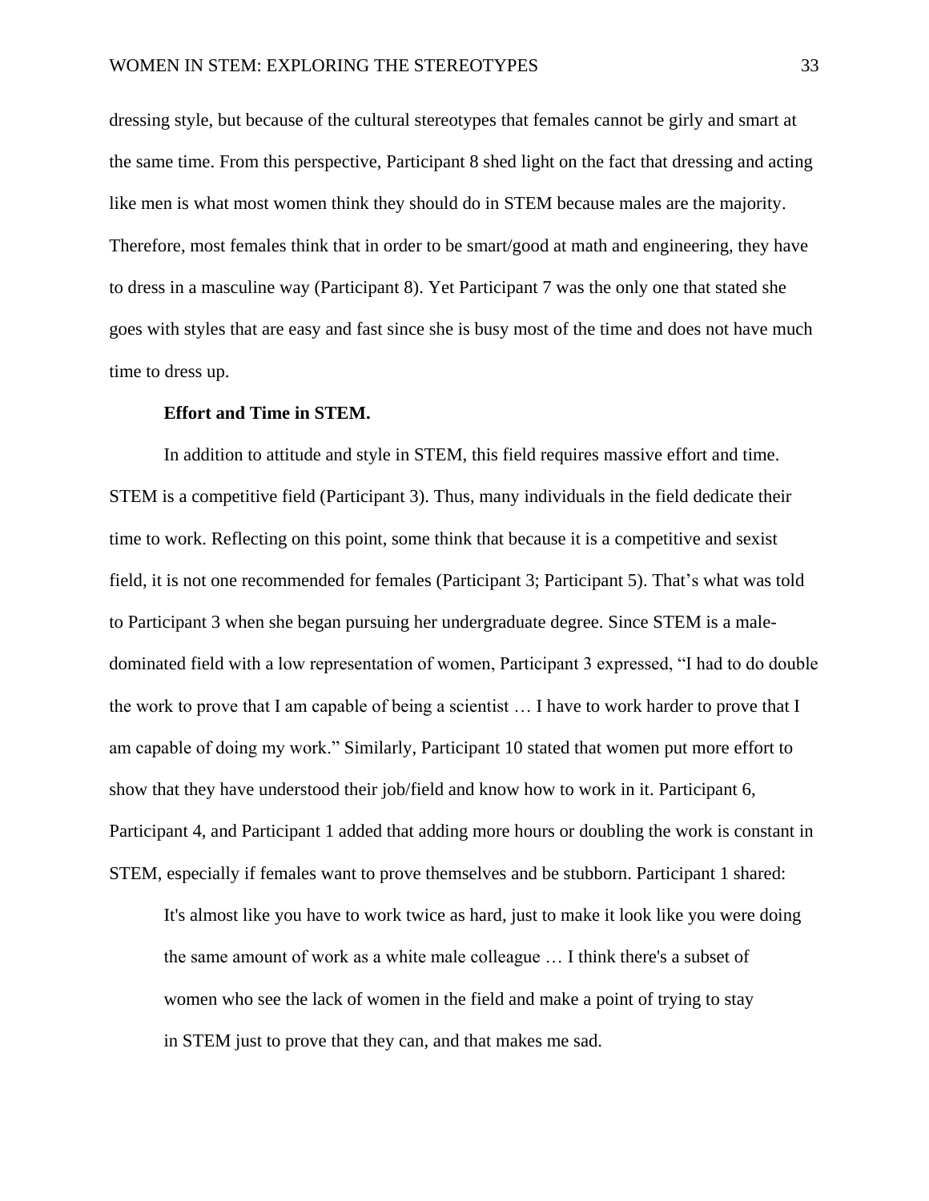dressing style, but because of the cultural stereotypes that females cannot be girly and smart at the same time. From this perspective, Participant 8 shed light on the fact that dressing and acting like men is what most women think they should do in STEM because males are the majority. Therefore, most females think that in order to be smart/good at math and engineering, they have to dress in a masculine way (Participant 8). Yet Participant 7 was the only one that stated she goes with styles that are easy and fast since she is busy most of the time and does not have much time to dress up.

**Effort and Time in STEM.**

In addition to attitude and style in STEM, this field requires massive effort and time. STEM is a competitive field (Participant 3). Thus, many individuals in the field dedicate their time to work. Reflecting on this point, some think that because it is a competitive and sexist field, it is not one recommended for females (Participant 3; Participant 5). That's what was told to Participant 3 when she began pursuing her undergraduate degree. Since STEM is a male-dominated field with a low representation of women, Participant 3 expressed, "I had to do double the work to prove that I am capable of being a scientist … I have to work harder to prove that I am capable of doing my work." Similarly, Participant 10 stated that women put more effort to show that they have understood their job/field and know how to work in it. Participant 6, Participant 4, and Participant 1 added that adding more hours or doubling the work is constant in STEM, especially if females want to prove themselves and be stubborn. Participant 1 shared:

> It's almost like you have to work twice as hard, just to make it look like you were doing the same amount of work as a white male colleague … I think there's a subset of women who see the lack of women in the field and make a point of trying to stay in STEM just to prove that they can, and that makes me sad.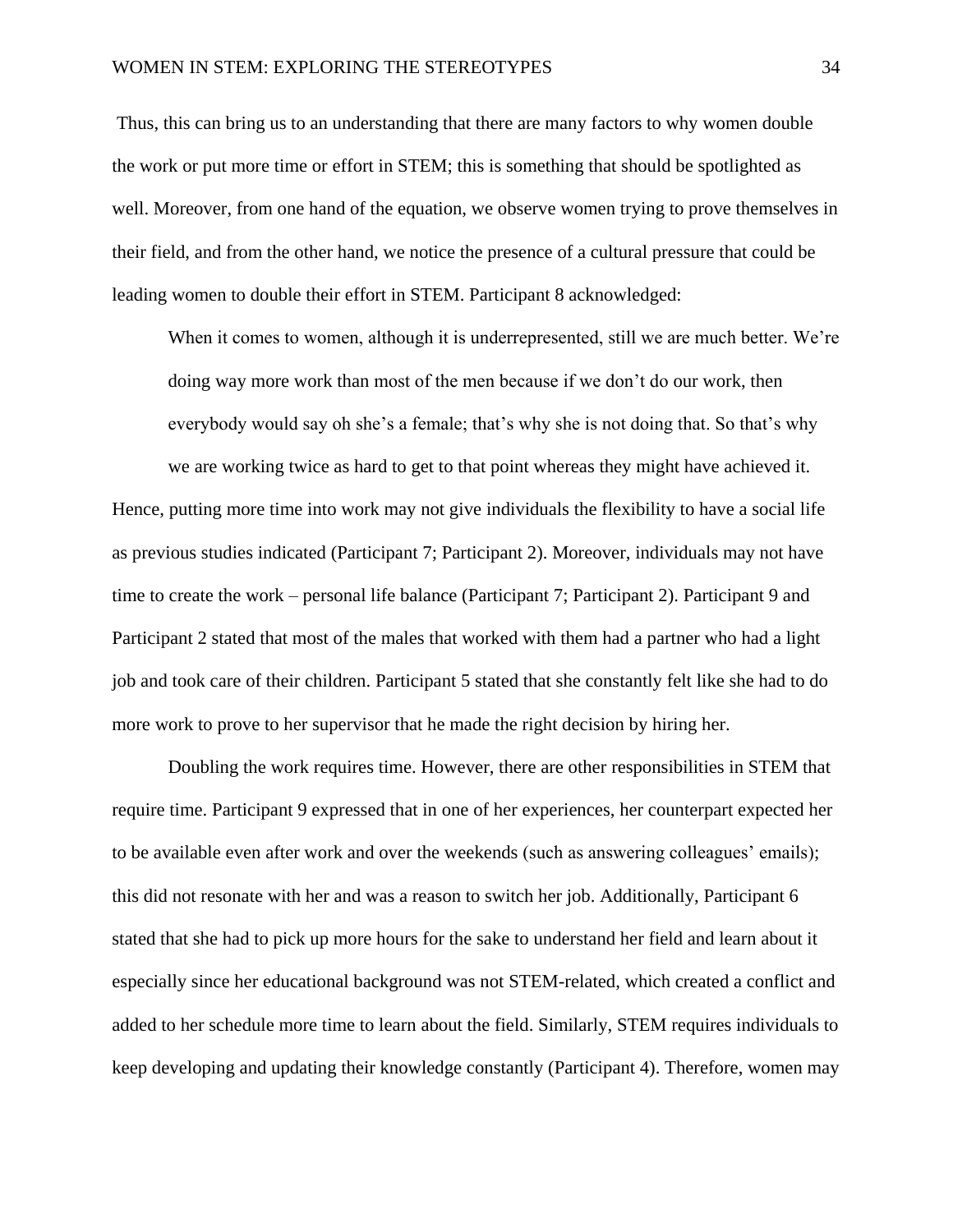Thus, this can bring us to an understanding that there are many factors to why women double the work or put more time or effort in STEM; this is something that should be spotlighted as well. Moreover, from one hand of the equation, we observe women trying to prove themselves in their field, and from the other hand, we notice the presence of a cultural pressure that could be leading women to double their effort in STEM. Participant 8 acknowledged:

> When it comes to women, although it is underrepresented, still we are much better. We're doing way more work than most of the men because if we don't do our work, then everybody would say oh she's a female; that's why she is not doing that. So that's why we are working twice as hard to get to that point whereas they might have achieved it.

Hence, putting more time into work may not give individuals the flexibility to have a social life as previous studies indicated (Participant 7; Participant 2). Moreover, individuals may not have time to create the work – personal life balance (Participant 7; Participant 2). Participant 9 and Participant 2 stated that most of the males that worked with them had a partner who had a light job and took care of their children. Participant 5 stated that she constantly felt like she had to do more work to prove to her supervisor that he made the right decision by hiring her.

Doubling the work requires time. However, there are other responsibilities in STEM that require time. Participant 9 expressed that in one of her experiences, her counterpart expected her to be available even after work and over the weekends (such as answering colleagues' emails); this did not resonate with her and was a reason to switch her job. Additionally, Participant 6 stated that she had to pick up more hours for the sake to understand her field and learn about it especially since her educational background was not STEM-related, which created a conflict and added to her schedule more time to learn about the field. Similarly, STEM requires individuals to keep developing and updating their knowledge constantly (Participant 4). Therefore, women may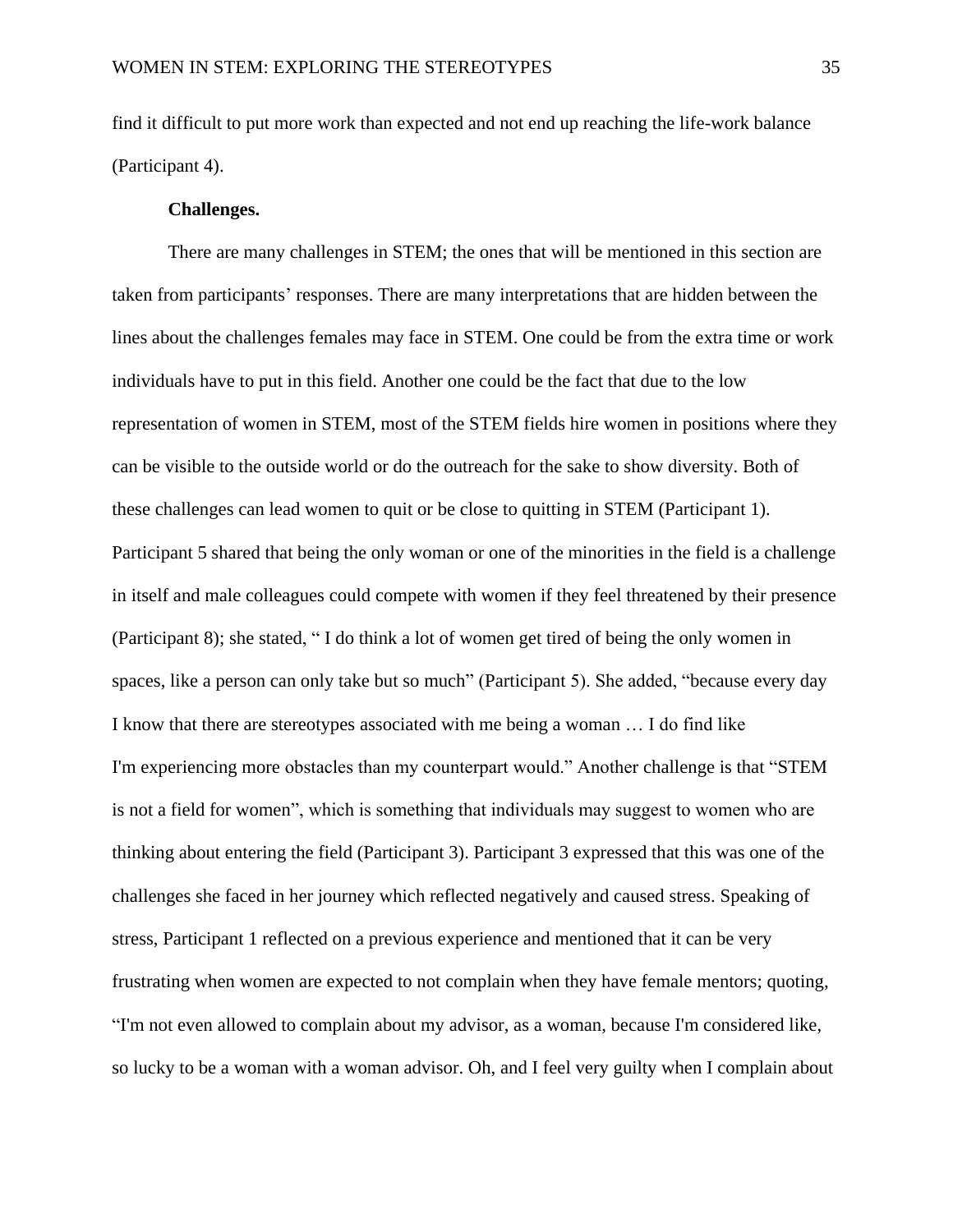find it difficult to put more work than expected and not end up reaching the life-work balance (Participant 4).

**Challenges.**

There are many challenges in STEM; the ones that will be mentioned in this section are taken from participants' responses. There are many interpretations that are hidden between the lines about the challenges females may face in STEM. One could be from the extra time or work individuals have to put in this field. Another one could be the fact that due to the low representation of women in STEM, most of the STEM fields hire women in positions where they can be visible to the outside world or do the outreach for the sake to show diversity. Both of these challenges can lead women to quit or be close to quitting in STEM (Participant 1). Participant 5 shared that being the only woman or one of the minorities in the field is a challenge in itself and male colleagues could compete with women if they feel threatened by their presence (Participant 8); she stated, " I do think a lot of women get tired of being the only women in spaces, like a person can only take but so much" (Participant 5). She added, "because every day I know that there are stereotypes associated with me being a woman … I do find like I'm experiencing more obstacles than my counterpart would." Another challenge is that "STEM is not a field for women", which is something that individuals may suggest to women who are thinking about entering the field (Participant 3). Participant 3 expressed that this was one of the challenges she faced in her journey which reflected negatively and caused stress. Speaking of stress, Participant 1 reflected on a previous experience and mentioned that it can be very frustrating when women are expected to not complain when they have female mentors; quoting, "I'm not even allowed to complain about my advisor, as a woman, because I'm considered like, so lucky to be a woman with a woman advisor. Oh, and I feel very guilty when I complain about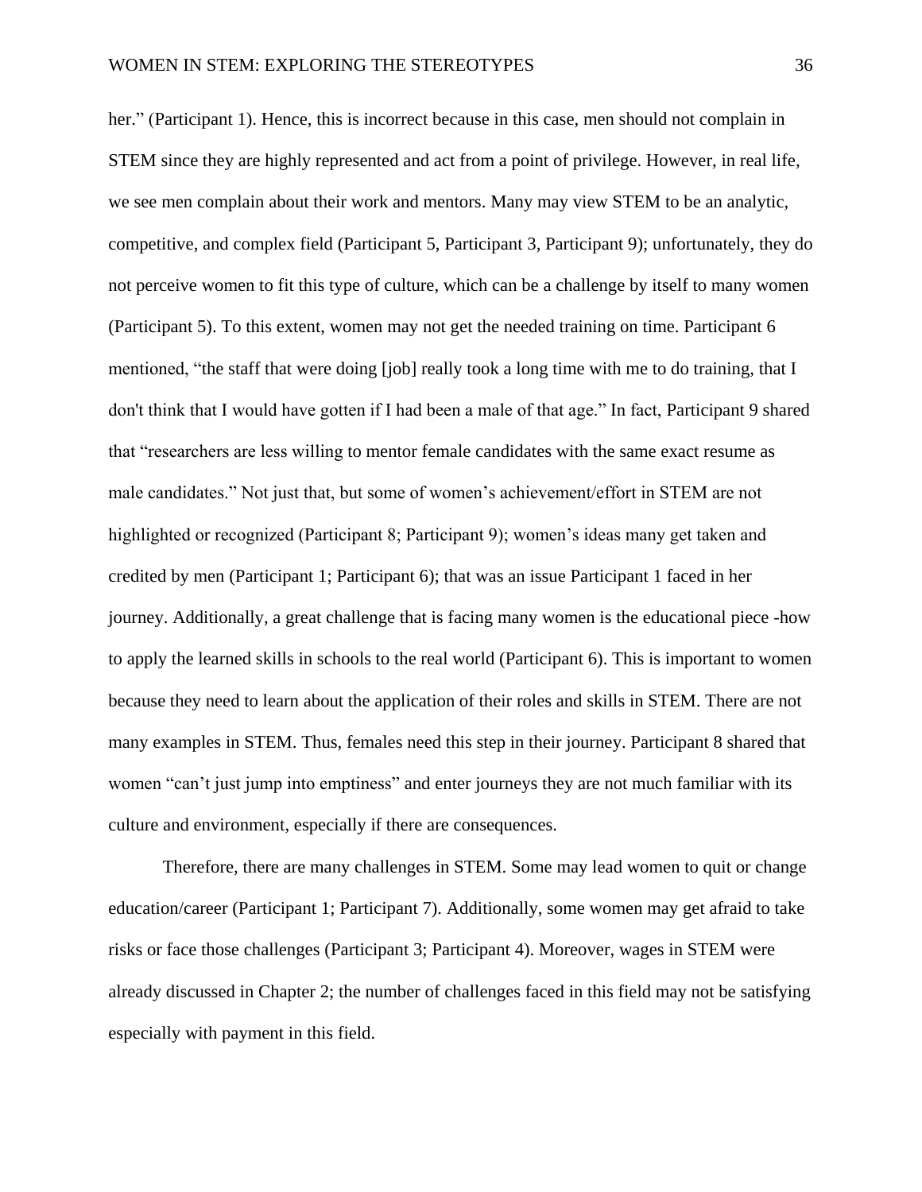her." (Participant 1). Hence, this is incorrect because in this case, men should not complain in STEM since they are highly represented and act from a point of privilege. However, in real life, we see men complain about their work and mentors. Many may view STEM to be an analytic, competitive, and complex field (Participant 5, Participant 3, Participant 9); unfortunately, they do not perceive women to fit this type of culture, which can be a challenge by itself to many women (Participant 5). To this extent, women may not get the needed training on time. Participant 6 mentioned, "the staff that were doing [job] really took a long time with me to do training, that I don't think that I would have gotten if I had been a male of that age." In fact, Participant 9 shared that "researchers are less willing to mentor female candidates with the same exact resume as male candidates." Not just that, but some of women's achievement/effort in STEM are not highlighted or recognized (Participant 8; Participant 9); women's ideas many get taken and credited by men (Participant 1; Participant 6); that was an issue Participant 1 faced in her journey. Additionally, a great challenge that is facing many women is the educational piece -how to apply the learned skills in schools to the real world (Participant 6). This is important to women because they need to learn about the application of their roles and skills in STEM. There are not many examples in STEM. Thus, females need this step in their journey. Participant 8 shared that women "can't just jump into emptiness" and enter journeys they are not much familiar with its culture and environment, especially if there are consequences.

Therefore, there are many challenges in STEM. Some may lead women to quit or change education/career (Participant 1; Participant 7). Additionally, some women may get afraid to take risks or face those challenges (Participant 3; Participant 4). Moreover, wages in STEM were already discussed in Chapter 2; the number of challenges faced in this field may not be satisfying especially with payment in this field.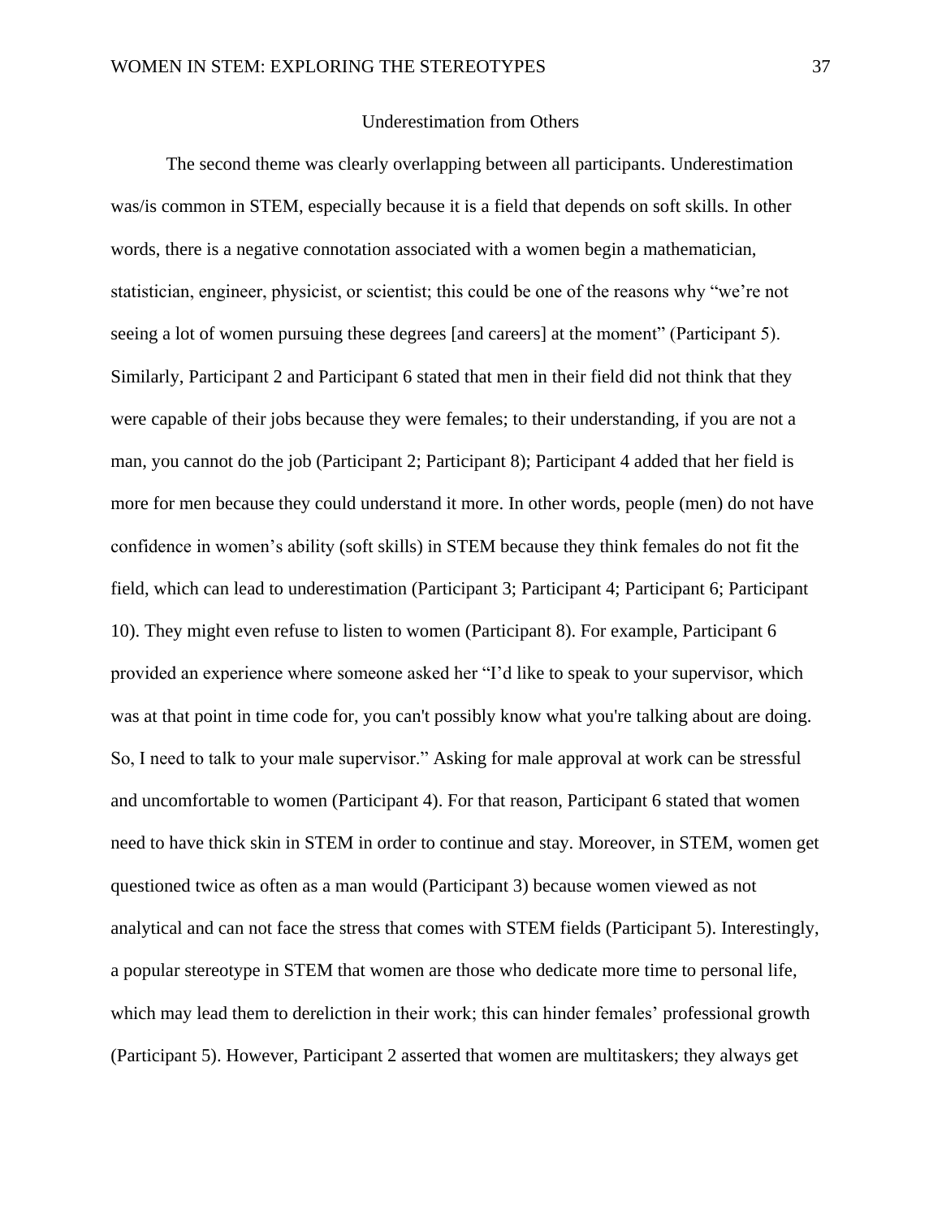## Underestimation from Others

The second theme was clearly overlapping between all participants. Underestimation was/is common in STEM, especially because it is a field that depends on soft skills. In other words, there is a negative connotation associated with a women begin a mathematician, statistician, engineer, physicist, or scientist; this could be one of the reasons why "we're not seeing a lot of women pursuing these degrees [and careers] at the moment" (Participant 5). Similarly, Participant 2 and Participant 6 stated that men in their field did not think that they were capable of their jobs because they were females; to their understanding, if you are not a man, you cannot do the job (Participant 2; Participant 8); Participant 4 added that her field is more for men because they could understand it more. In other words, people (men) do not have confidence in women's ability (soft skills) in STEM because they think females do not fit the field, which can lead to underestimation (Participant 3; Participant 4; Participant 6; Participant 10). They might even refuse to listen to women (Participant 8). For example, Participant 6 provided an experience where someone asked her "I'd like to speak to your supervisor, which was at that point in time code for, you can't possibly know what you're talking about are doing. So, I need to talk to your male supervisor." Asking for male approval at work can be stressful and uncomfortable to women (Participant 4). For that reason, Participant 6 stated that women need to have thick skin in STEM in order to continue and stay. Moreover, in STEM, women get questioned twice as often as a man would (Participant 3) because women viewed as not analytical and can not face the stress that comes with STEM fields (Participant 5). Interestingly, a popular stereotype in STEM that women are those who dedicate more time to personal life, which may lead them to dereliction in their work; this can hinder females' professional growth (Participant 5). However, Participant 2 asserted that women are multitaskers; they always get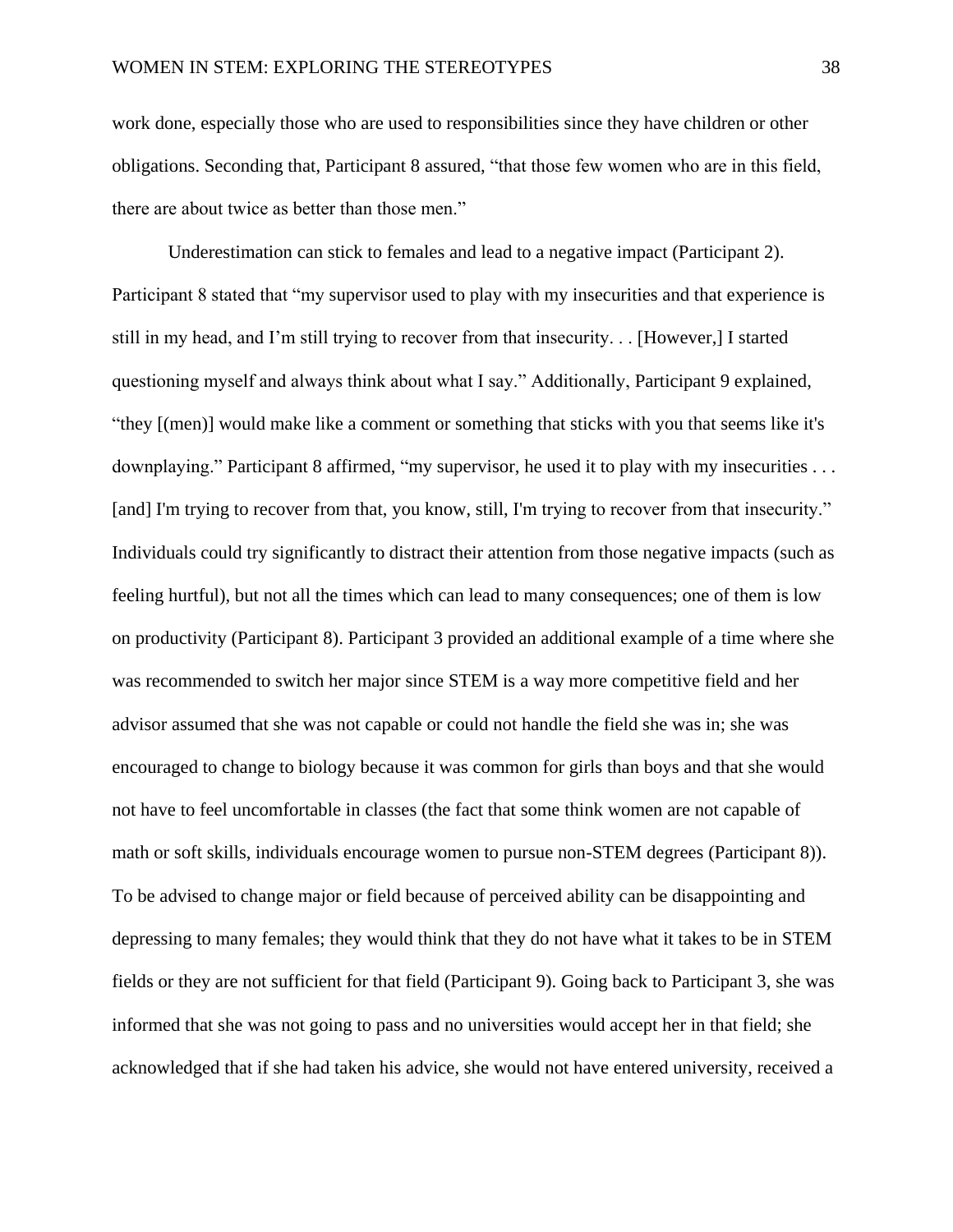work done, especially those who are used to responsibilities since they have children or other obligations. Seconding that, Participant 8 assured, "that those few women who are in this field, there are about twice as better than those men."

Underestimation can stick to females and lead to a negative impact (Participant 2). Participant 8 stated that "my supervisor used to play with my insecurities and that experience is still in my head, and I'm still trying to recover from that insecurity. . . [However,] I started questioning myself and always think about what I say." Additionally, Participant 9 explained, "they [(men)] would make like a comment or something that sticks with you that seems like it's downplaying." Participant 8 affirmed, "my supervisor, he used it to play with my insecurities . . . [and] I'm trying to recover from that, you know, still, I'm trying to recover from that insecurity." Individuals could try significantly to distract their attention from those negative impacts (such as feeling hurtful), but not all the times which can lead to many consequences; one of them is low on productivity (Participant 8). Participant 3 provided an additional example of a time where she was recommended to switch her major since STEM is a way more competitive field and her advisor assumed that she was not capable or could not handle the field she was in; she was encouraged to change to biology because it was common for girls than boys and that she would not have to feel uncomfortable in classes (the fact that some think women are not capable of math or soft skills, individuals encourage women to pursue non-STEM degrees (Participant 8)). To be advised to change major or field because of perceived ability can be disappointing and depressing to many females; they would think that they do not have what it takes to be in STEM fields or they are not sufficient for that field (Participant 9). Going back to Participant 3, she was informed that she was not going to pass and no universities would accept her in that field; she acknowledged that if she had taken his advice, she would not have entered university, received a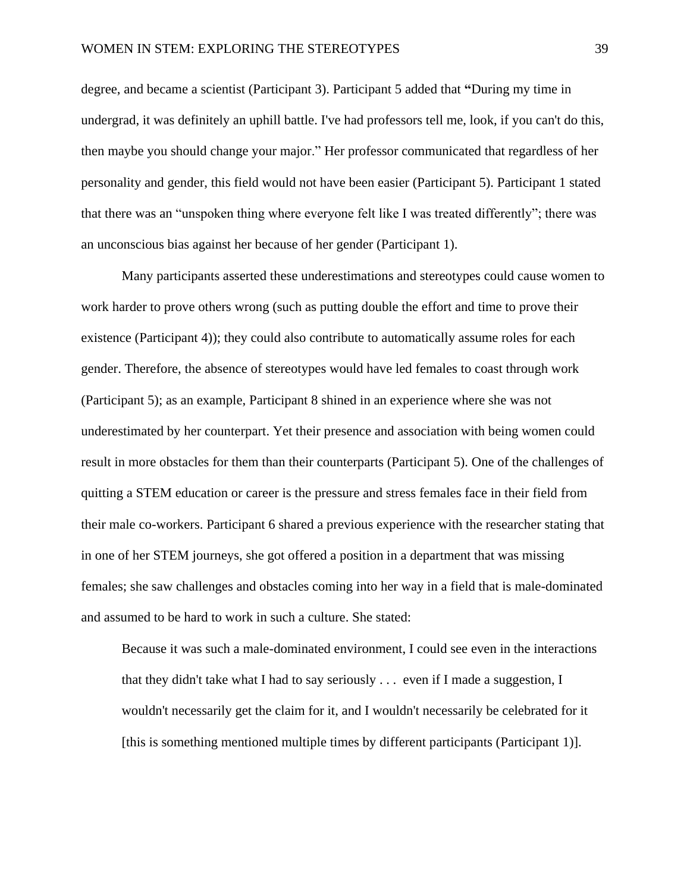degree, and became a scientist (Participant 3). Participant 5 added that **"**During my time in undergrad, it was definitely an uphill battle. I've had professors tell me, look, if you can't do this, then maybe you should change your major." Her professor communicated that regardless of her personality and gender, this field would not have been easier (Participant 5). Participant 1 stated that there was an "unspoken thing where everyone felt like I was treated differently"; there was an unconscious bias against her because of her gender (Participant 1).

Many participants asserted these underestimations and stereotypes could cause women to work harder to prove others wrong (such as putting double the effort and time to prove their existence (Participant 4)); they could also contribute to automatically assume roles for each gender. Therefore, the absence of stereotypes would have led females to coast through work (Participant 5); as an example, Participant 8 shined in an experience where she was not underestimated by her counterpart. Yet their presence and association with being women could result in more obstacles for them than their counterparts (Participant 5). One of the challenges of quitting a STEM education or career is the pressure and stress females face in their field from their male co-workers. Participant 6 shared a previous experience with the researcher stating that in one of her STEM journeys, she got offered a position in a department that was missing females; she saw challenges and obstacles coming into her way in a field that is male-dominated and assumed to be hard to work in such a culture. She stated:

> Because it was such a male-dominated environment, I could see even in the interactions that they didn't take what I had to say seriously . . . even if I made a suggestion, I wouldn't necessarily get the claim for it, and I wouldn't necessarily be celebrated for it [this is something mentioned multiple times by different participants (Participant 1)].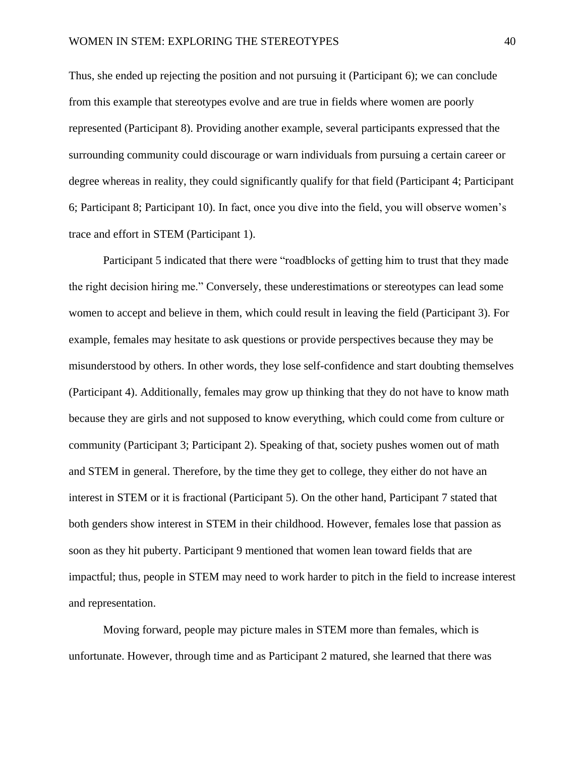Thus, she ended up rejecting the position and not pursuing it (Participant 6); we can conclude from this example that stereotypes evolve and are true in fields where women are poorly represented (Participant 8). Providing another example, several participants expressed that the surrounding community could discourage or warn individuals from pursuing a certain career or degree whereas in reality, they could significantly qualify for that field (Participant 4; Participant 6; Participant 8; Participant 10). In fact, once you dive into the field, you will observe women's trace and effort in STEM (Participant 1).

Participant 5 indicated that there were "roadblocks of getting him to trust that they made the right decision hiring me." Conversely, these underestimations or stereotypes can lead some women to accept and believe in them, which could result in leaving the field (Participant 3). For example, females may hesitate to ask questions or provide perspectives because they may be misunderstood by others. In other words, they lose self-confidence and start doubting themselves (Participant 4). Additionally, females may grow up thinking that they do not have to know math because they are girls and not supposed to know everything, which could come from culture or community (Participant 3; Participant 2). Speaking of that, society pushes women out of math and STEM in general. Therefore, by the time they get to college, they either do not have an interest in STEM or it is fractional (Participant 5). On the other hand, Participant 7 stated that both genders show interest in STEM in their childhood. However, females lose that passion as soon as they hit puberty. Participant 9 mentioned that women lean toward fields that are impactful; thus, people in STEM may need to work harder to pitch in the field to increase interest and representation.

Moving forward, people may picture males in STEM more than females, which is unfortunate. However, through time and as Participant 2 matured, she learned that there was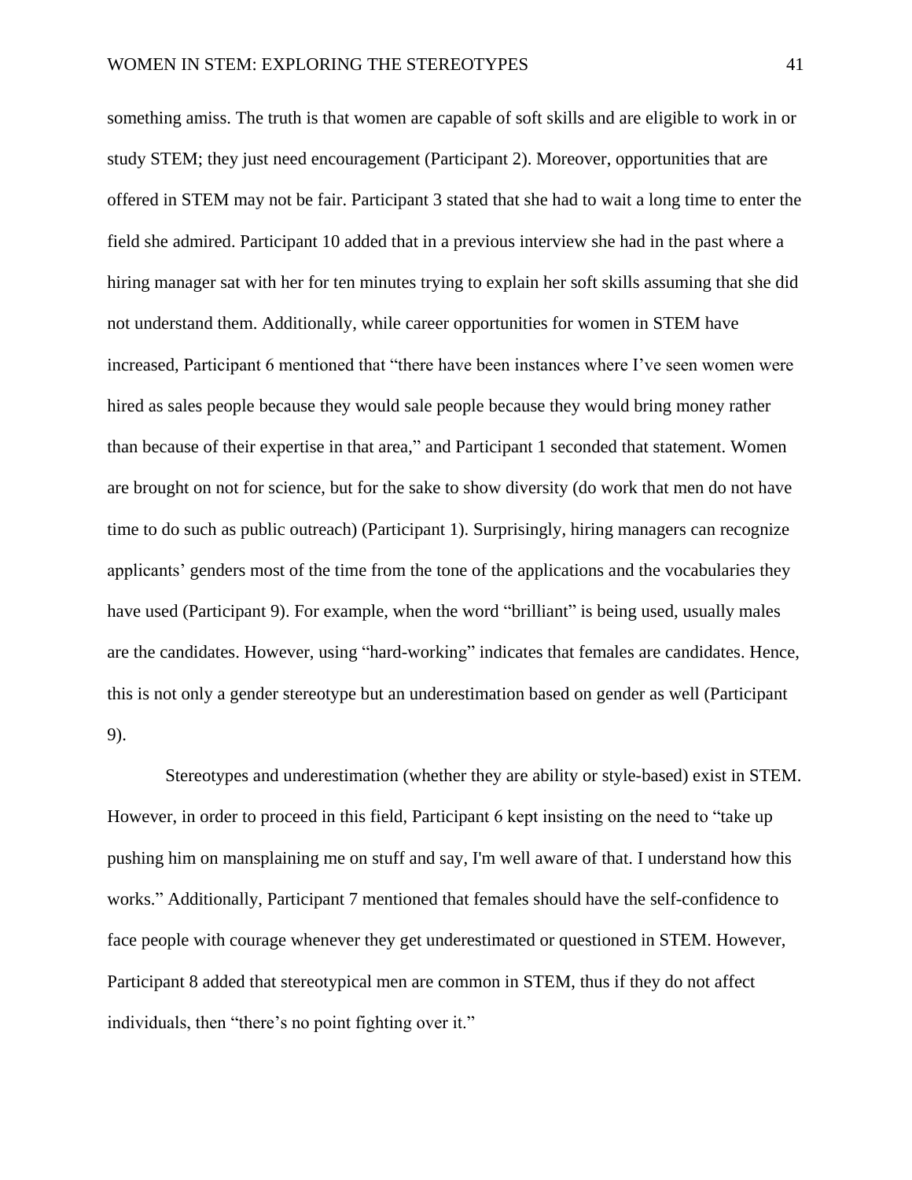something amiss. The truth is that women are capable of soft skills and are eligible to work in or study STEM; they just need encouragement (Participant 2). Moreover, opportunities that are offered in STEM may not be fair. Participant 3 stated that she had to wait a long time to enter the field she admired. Participant 10 added that in a previous interview she had in the past where a hiring manager sat with her for ten minutes trying to explain her soft skills assuming that she did not understand them. Additionally, while career opportunities for women in STEM have increased, Participant 6 mentioned that "there have been instances where I've seen women were hired as sales people because they would sale people because they would bring money rather than because of their expertise in that area," and Participant 1 seconded that statement. Women are brought on not for science, but for the sake to show diversity (do work that men do not have time to do such as public outreach) (Participant 1). Surprisingly, hiring managers can recognize applicants' genders most of the time from the tone of the applications and the vocabularies they have used (Participant 9). For example, when the word "brilliant" is being used, usually males are the candidates. However, using "hard-working" indicates that females are candidates. Hence, this is not only a gender stereotype but an underestimation based on gender as well (Participant 9).

Stereotypes and underestimation (whether they are ability or style-based) exist in STEM. However, in order to proceed in this field, Participant 6 kept insisting on the need to "take up pushing him on mansplaining me on stuff and say, I'm well aware of that. I understand how this works." Additionally, Participant 7 mentioned that females should have the self-confidence to face people with courage whenever they get underestimated or questioned in STEM. However, Participant 8 added that stereotypical men are common in STEM, thus if they do not affect individuals, then "there's no point fighting over it."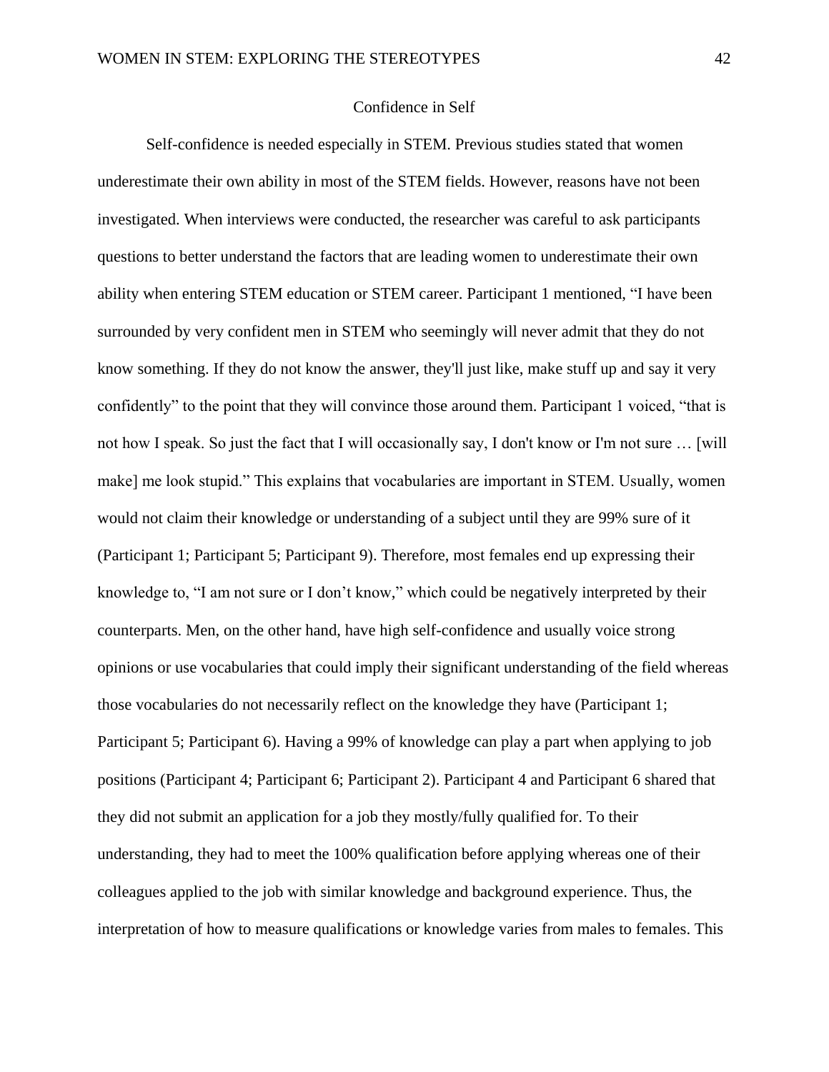## Confidence in Self

Self-confidence is needed especially in STEM. Previous studies stated that women underestimate their own ability in most of the STEM fields. However, reasons have not been investigated. When interviews were conducted, the researcher was careful to ask participants questions to better understand the factors that are leading women to underestimate their own ability when entering STEM education or STEM career. Participant 1 mentioned, "I have been surrounded by very confident men in STEM who seemingly will never admit that they do not know something. If they do not know the answer, they'll just like, make stuff up and say it very confidently" to the point that they will convince those around them. Participant 1 voiced, "that is not how I speak. So just the fact that I will occasionally say, I don't know or I'm not sure … [will make] me look stupid." This explains that vocabularies are important in STEM. Usually, women would not claim their knowledge or understanding of a subject until they are 99% sure of it (Participant 1; Participant 5; Participant 9). Therefore, most females end up expressing their knowledge to, "I am not sure or I don't know," which could be negatively interpreted by their counterparts. Men, on the other hand, have high self-confidence and usually voice strong opinions or use vocabularies that could imply their significant understanding of the field whereas those vocabularies do not necessarily reflect on the knowledge they have (Participant 1; Participant 5; Participant 6). Having a 99% of knowledge can play a part when applying to job positions (Participant 4; Participant 6; Participant 2). Participant 4 and Participant 6 shared that they did not submit an application for a job they mostly/fully qualified for. To their understanding, they had to meet the 100% qualification before applying whereas one of their colleagues applied to the job with similar knowledge and background experience. Thus, the interpretation of how to measure qualifications or knowledge varies from males to females. This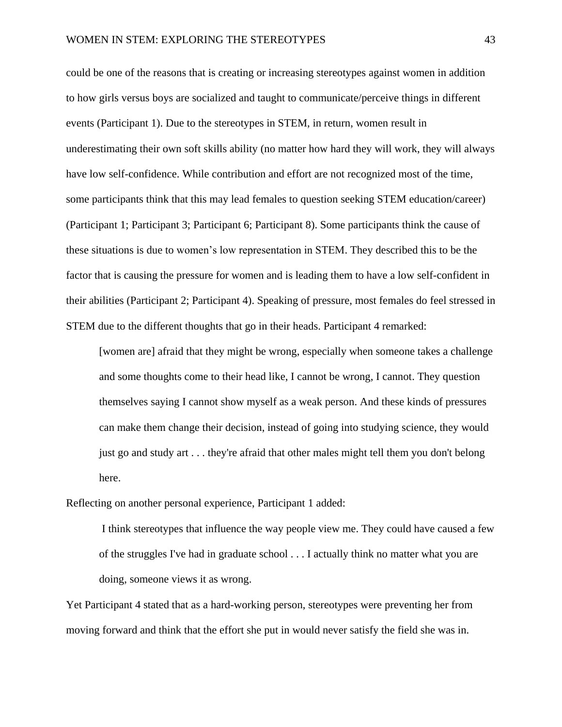could be one of the reasons that is creating or increasing stereotypes against women in addition to how girls versus boys are socialized and taught to communicate/perceive things in different events (Participant 1). Due to the stereotypes in STEM, in return, women result in underestimating their own soft skills ability (no matter how hard they will work, they will always have low self-confidence. While contribution and effort are not recognized most of the time, some participants think that this may lead females to question seeking STEM education/career) (Participant 1; Participant 3; Participant 6; Participant 8). Some participants think the cause of these situations is due to women's low representation in STEM. They described this to be the factor that is causing the pressure for women and is leading them to have a low self-confident in their abilities (Participant 2; Participant 4). Speaking of pressure, most females do feel stressed in STEM due to the different thoughts that go in their heads. Participant 4 remarked:

> [women are] afraid that they might be wrong, especially when someone takes a challenge and some thoughts come to their head like, I cannot be wrong, I cannot. They question themselves saying I cannot show myself as a weak person. And these kinds of pressures can make them change their decision, instead of going into studying science, they would just go and study art . . . they're afraid that other males might tell them you don't belong here.

Reflecting on another personal experience, Participant 1 added:

> I think stereotypes that influence the way people view me. They could have caused a few of the struggles I've had in graduate school . . . I actually think no matter what you are doing, someone views it as wrong.

Yet Participant 4 stated that as a hard-working person, stereotypes were preventing her from moving forward and think that the effort she put in would never satisfy the field she was in.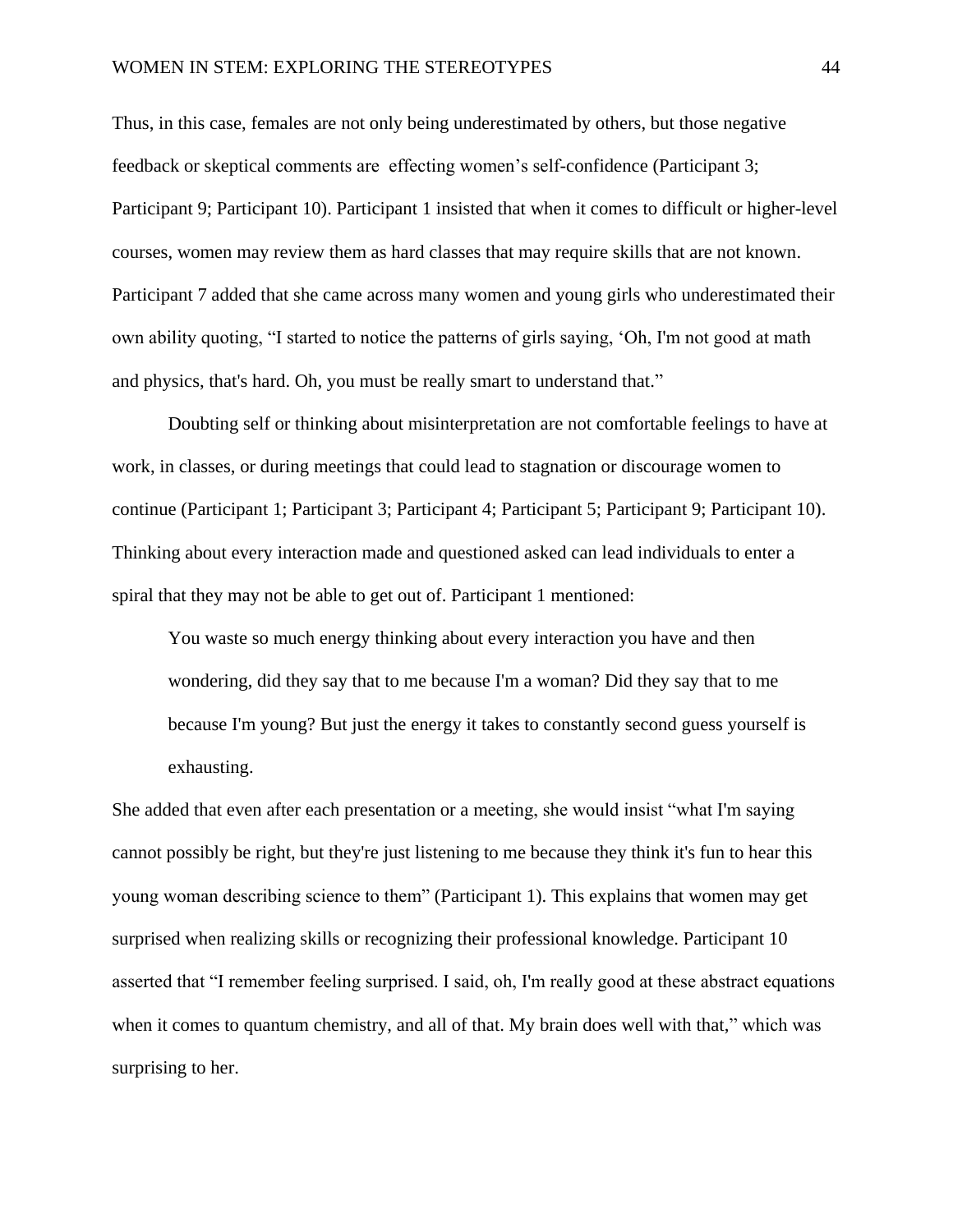Thus, in this case, females are not only being underestimated by others, but those negative feedback or skeptical comments are  effecting women's self-confidence (Participant 3; Participant 9; Participant 10). Participant 1 insisted that when it comes to difficult or higher-level courses, women may review them as hard classes that may require skills that are not known. Participant 7 added that she came across many women and young girls who underestimated their own ability quoting, "I started to notice the patterns of girls saying, 'Oh, I'm not good at math and physics, that's hard. Oh, you must be really smart to understand that."

Doubting self or thinking about misinterpretation are not comfortable feelings to have at work, in classes, or during meetings that could lead to stagnation or discourage women to continue (Participant 1; Participant 3; Participant 4; Participant 5; Participant 9; Participant 10). Thinking about every interaction made and questioned asked can lead individuals to enter a spiral that they may not be able to get out of. Participant 1 mentioned:

> You waste so much energy thinking about every interaction you have and then wondering, did they say that to me because I'm a woman? Did they say that to me because I'm young? But just the energy it takes to constantly second guess yourself is exhausting.

She added that even after each presentation or a meeting, she would insist "what I'm saying cannot possibly be right, but they're just listening to me because they think it's fun to hear this young woman describing science to them" (Participant 1). This explains that women may get surprised when realizing skills or recognizing their professional knowledge. Participant 10 asserted that "I remember feeling surprised. I said, oh, I'm really good at these abstract equations when it comes to quantum chemistry, and all of that. My brain does well with that," which was surprising to her.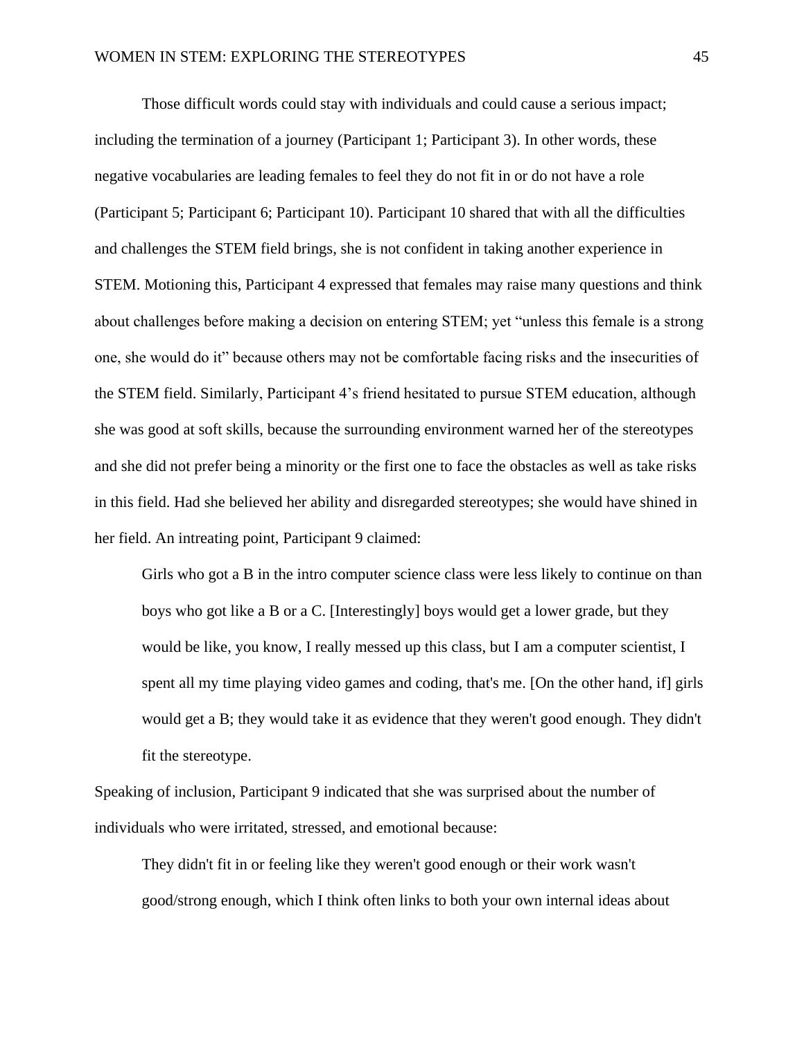Those difficult words could stay with individuals and could cause a serious impact; including the termination of a journey (Participant 1; Participant 3). In other words, these negative vocabularies are leading females to feel they do not fit in or do not have a role (Participant 5; Participant 6; Participant 10). Participant 10 shared that with all the difficulties and challenges the STEM field brings, she is not confident in taking another experience in STEM. Motioning this, Participant 4 expressed that females may raise many questions and think about challenges before making a decision on entering STEM; yet "unless this female is a strong one, she would do it" because others may not be comfortable facing risks and the insecurities of the STEM field. Similarly, Participant 4's friend hesitated to pursue STEM education, although she was good at soft skills, because the surrounding environment warned her of the stereotypes and she did not prefer being a minority or the first one to face the obstacles as well as take risks in this field. Had she believed her ability and disregarded stereotypes; she would have shined in her field. An intreating point, Participant 9 claimed:

> Girls who got a B in the intro computer science class were less likely to continue on than boys who got like a B or a C. [Interestingly] boys would get a lower grade, but they would be like, you know, I really messed up this class, but I am a computer scientist, I spent all my time playing video games and coding, that's me. [On the other hand, if] girls would get a B; they would take it as evidence that they weren't good enough. They didn't fit the stereotype.

Speaking of inclusion, Participant 9 indicated that she was surprised about the number of individuals who were irritated, stressed, and emotional because:

> They didn't fit in or feeling like they weren't good enough or their work wasn't good/strong enough, which I think often links to both your own internal ideas about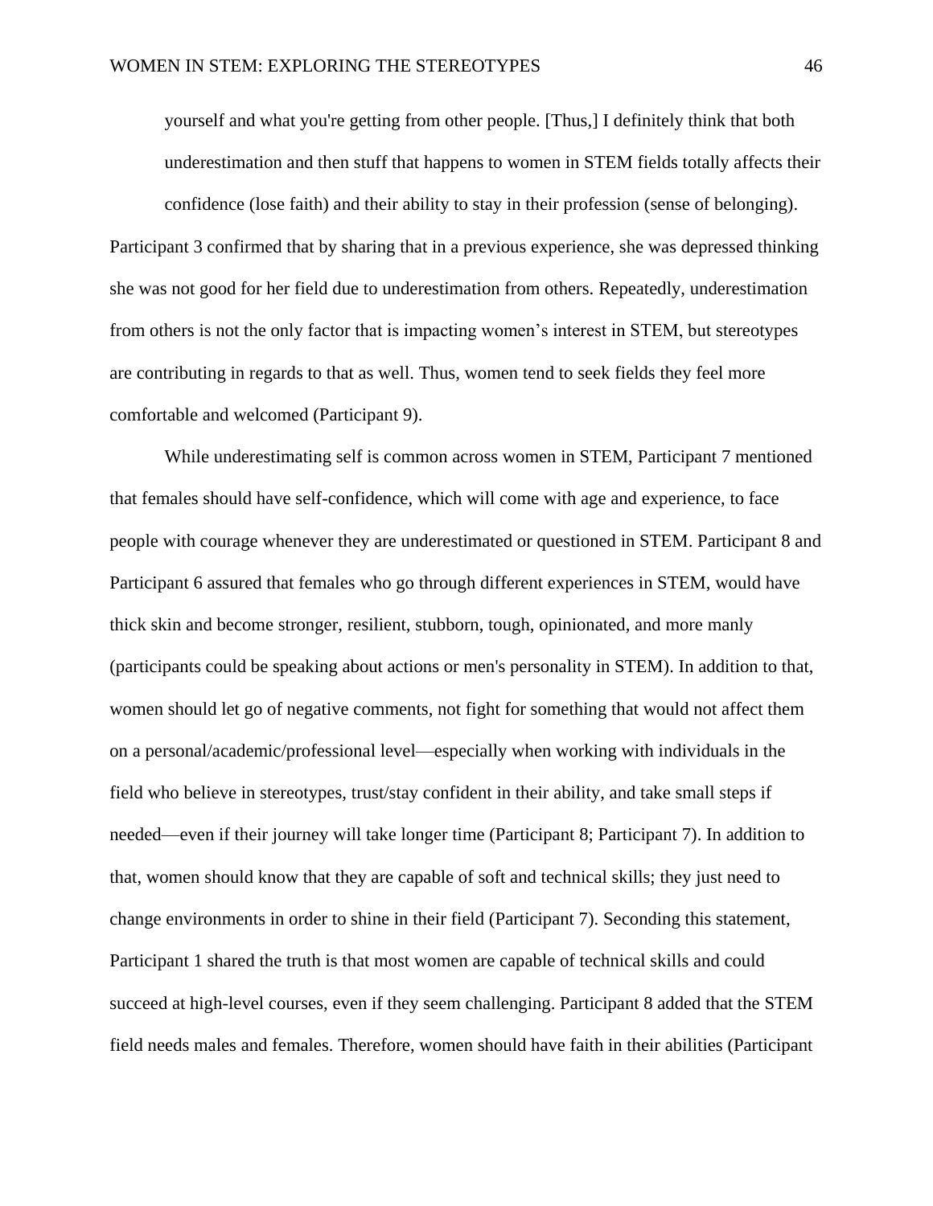> yourself and what you're getting from other people. [Thus,] I definitely think that both underestimation and then stuff that happens to women in STEM fields totally affects their confidence (lose faith) and their ability to stay in their profession (sense of belonging).

Participant 3 confirmed that by sharing that in a previous experience, she was depressed thinking she was not good for her field due to underestimation from others. Repeatedly, underestimation from others is not the only factor that is impacting women's interest in STEM, but stereotypes are contributing in regards to that as well. Thus, women tend to seek fields they feel more comfortable and welcomed (Participant 9).

While underestimating self is common across women in STEM, Participant 7 mentioned that females should have self-confidence, which will come with age and experience, to face people with courage whenever they are underestimated or questioned in STEM. Participant 8 and Participant 6 assured that females who go through different experiences in STEM, would have thick skin and become stronger, resilient, stubborn, tough, opinionated, and more manly (participants could be speaking about actions or men's personality in STEM). In addition to that, women should let go of negative comments, not fight for something that would not affect them on a personal/academic/professional level—especially when working with individuals in the field who believe in stereotypes, trust/stay confident in their ability, and take small steps if needed—even if their journey will take longer time (Participant 8; Participant 7). In addition to that, women should know that they are capable of soft and technical skills; they just need to change environments in order to shine in their field (Participant 7). Seconding this statement, Participant 1 shared the truth is that most women are capable of technical skills and could succeed at high-level courses, even if they seem challenging. Participant 8 added that the STEM field needs males and females. Therefore, women should have faith in their abilities (Participant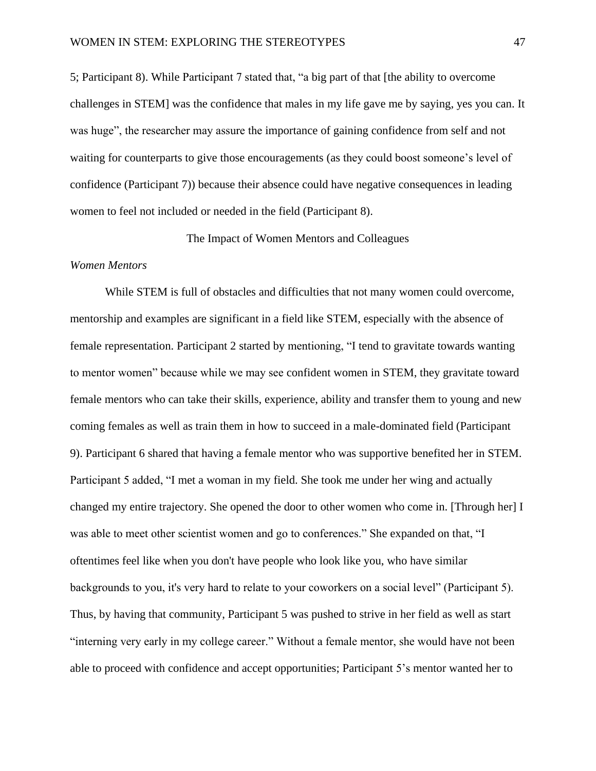5; Participant 8). While Participant 7 stated that, "a big part of that [the ability to overcome challenges in STEM] was the confidence that males in my life gave me by saying, yes you can. It was huge", the researcher may assure the importance of gaining confidence from self and not waiting for counterparts to give those encouragements (as they could boost someone's level of confidence (Participant 7)) because their absence could have negative consequences in leading women to feel not included or needed in the field (Participant 8).

## The Impact of Women Mentors and Colleagues

### *Women Mentors*

While STEM is full of obstacles and difficulties that not many women could overcome, mentorship and examples are significant in a field like STEM, especially with the absence of female representation. Participant 2 started by mentioning, "I tend to gravitate towards wanting to mentor women" because while we may see confident women in STEM, they gravitate toward female mentors who can take their skills, experience, ability and transfer them to young and new coming females as well as train them in how to succeed in a male-dominated field (Participant 9). Participant 6 shared that having a female mentor who was supportive benefited her in STEM. Participant 5 added, "I met a woman in my field. She took me under her wing and actually changed my entire trajectory. She opened the door to other women who come in. [Through her] I was able to meet other scientist women and go to conferences." She expanded on that, "I oftentimes feel like when you don't have people who look like you, who have similar backgrounds to you, it's very hard to relate to your coworkers on a social level" (Participant 5). Thus, by having that community, Participant 5 was pushed to strive in her field as well as start "interning very early in my college career." Without a female mentor, she would have not been able to proceed with confidence and accept opportunities; Participant 5's mentor wanted her to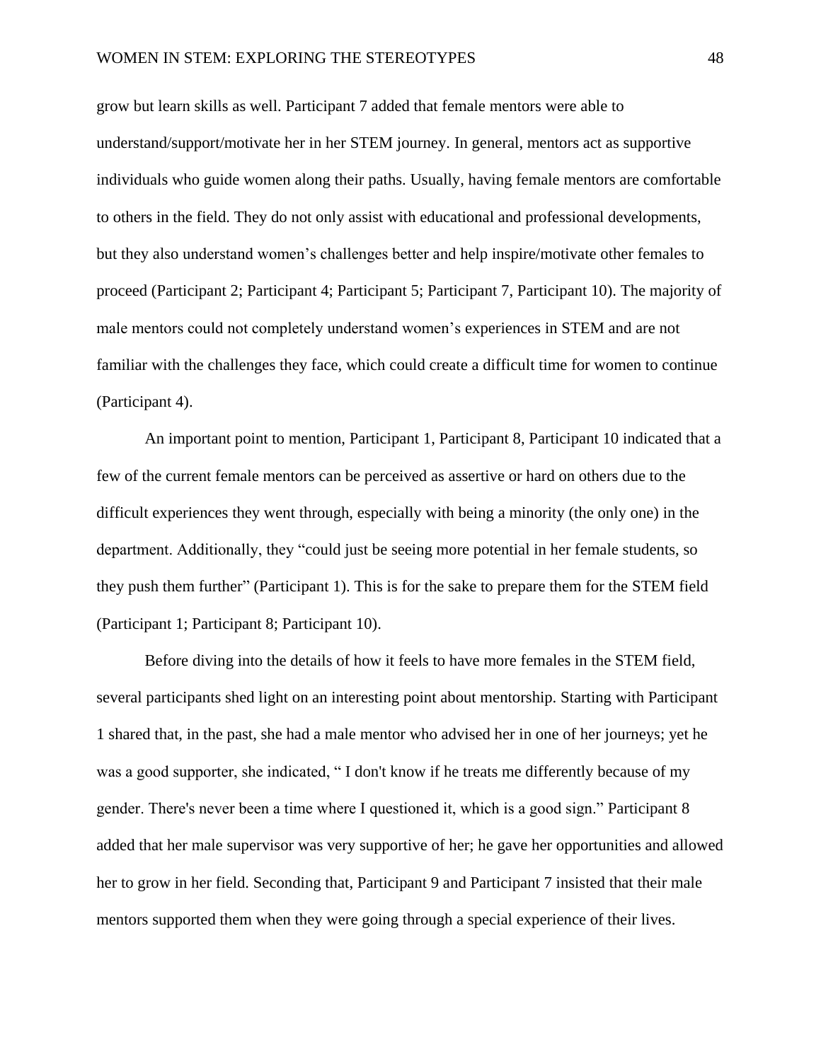grow but learn skills as well. Participant 7 added that female mentors were able to understand/support/motivate her in her STEM journey. In general, mentors act as supportive individuals who guide women along their paths. Usually, having female mentors are comfortable to others in the field. They do not only assist with educational and professional developments, but they also understand women's challenges better and help inspire/motivate other females to proceed (Participant 2; Participant 4; Participant 5; Participant 7, Participant 10). The majority of male mentors could not completely understand women's experiences in STEM and are not familiar with the challenges they face, which could create a difficult time for women to continue (Participant 4).

An important point to mention, Participant 1, Participant 8, Participant 10 indicated that a few of the current female mentors can be perceived as assertive or hard on others due to the difficult experiences they went through, especially with being a minority (the only one) in the department. Additionally, they "could just be seeing more potential in her female students, so they push them further" (Participant 1). This is for the sake to prepare them for the STEM field (Participant 1; Participant 8; Participant 10).

Before diving into the details of how it feels to have more females in the STEM field, several participants shed light on an interesting point about mentorship. Starting with Participant 1 shared that, in the past, she had a male mentor who advised her in one of her journeys; yet he was a good supporter, she indicated, " I don't know if he treats me differently because of my gender. There's never been a time where I questioned it, which is a good sign." Participant 8 added that her male supervisor was very supportive of her; he gave her opportunities and allowed her to grow in her field. Seconding that, Participant 9 and Participant 7 insisted that their male mentors supported them when they were going through a special experience of their lives.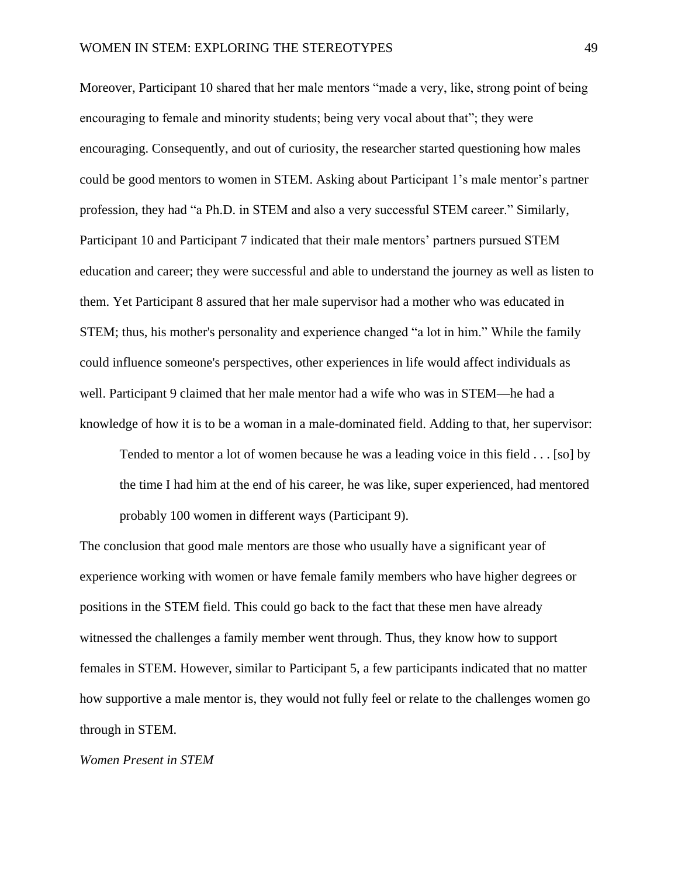Moreover, Participant 10 shared that her male mentors “made a very, like, strong point of being encouraging to female and minority students; being very vocal about that”; they were encouraging. Consequently, and out of curiosity, the researcher started questioning how males could be good mentors to women in STEM. Asking about Participant 1’s male mentor’s partner profession, they had “a Ph.D. in STEM and also a very successful STEM career.” Similarly, Participant 10 and Participant 7 indicated that their male mentors’ partners pursued STEM education and career; they were successful and able to understand the journey as well as listen to them. Yet Participant 8 assured that her male supervisor had a mother who was educated in STEM; thus, his mother's personality and experience changed “a lot in him.” While the family could influence someone's perspectives, other experiences in life would affect individuals as well. Participant 9 claimed that her male mentor had a wife who was in STEM—he had a knowledge of how it is to be a woman in a male-dominated field. Adding to that, her supervisor:

> Tended to mentor a lot of women because he was a leading voice in this field . . . [so] by the time I had him at the end of his career, he was like, super experienced, had mentored probably 100 women in different ways (Participant 9).

The conclusion that good male mentors are those who usually have a significant year of experience working with women or have female family members who have higher degrees or positions in the STEM field. This could go back to the fact that these men have already witnessed the challenges a family member went through. Thus, they know how to support females in STEM. However, similar to Participant 5, a few participants indicated that no matter how supportive a male mentor is, they would not fully feel or relate to the challenges women go through in STEM.

*Women Present in STEM*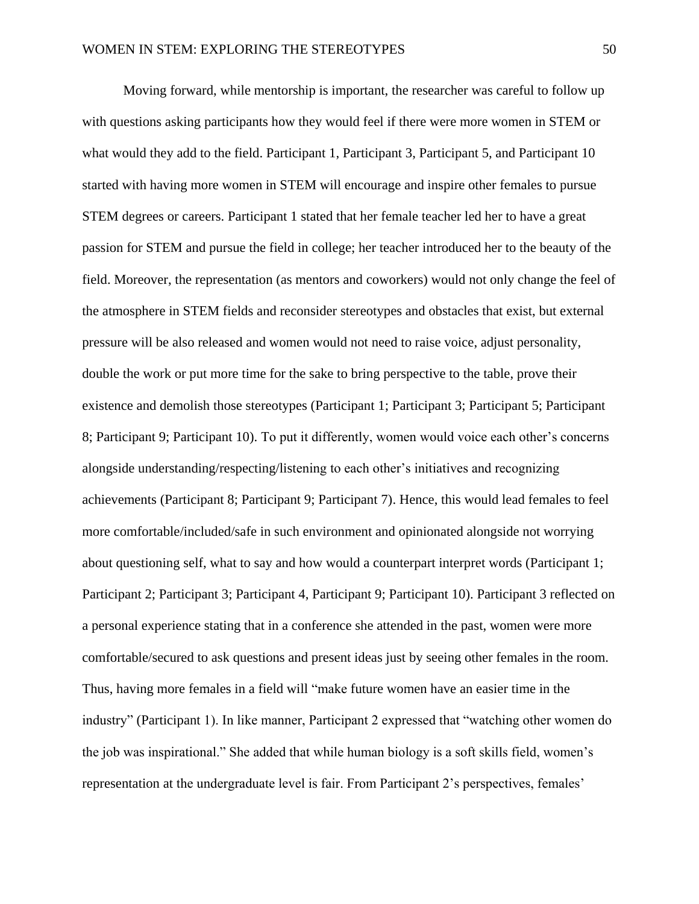Moving forward, while mentorship is important, the researcher was careful to follow up with questions asking participants how they would feel if there were more women in STEM or what would they add to the field. Participant 1, Participant 3, Participant 5, and Participant 10 started with having more women in STEM will encourage and inspire other females to pursue STEM degrees or careers. Participant 1 stated that her female teacher led her to have a great passion for STEM and pursue the field in college; her teacher introduced her to the beauty of the field. Moreover, the representation (as mentors and coworkers) would not only change the feel of the atmosphere in STEM fields and reconsider stereotypes and obstacles that exist, but external pressure will be also released and women would not need to raise voice, adjust personality, double the work or put more time for the sake to bring perspective to the table, prove their existence and demolish those stereotypes (Participant 1; Participant 3; Participant 5; Participant 8; Participant 9; Participant 10). To put it differently, women would voice each other's concerns alongside understanding/respecting/listening to each other's initiatives and recognizing achievements (Participant 8; Participant 9; Participant 7). Hence, this would lead females to feel more comfortable/included/safe in such environment and opinionated alongside not worrying about questioning self, what to say and how would a counterpart interpret words (Participant 1; Participant 2; Participant 3; Participant 4, Participant 9; Participant 10). Participant 3 reflected on a personal experience stating that in a conference she attended in the past, women were more comfortable/secured to ask questions and present ideas just by seeing other females in the room. Thus, having more females in a field will "make future women have an easier time in the industry" (Participant 1). In like manner, Participant 2 expressed that "watching other women do the job was inspirational." She added that while human biology is a soft skills field, women's representation at the undergraduate level is fair. From Participant 2's perspectives, females'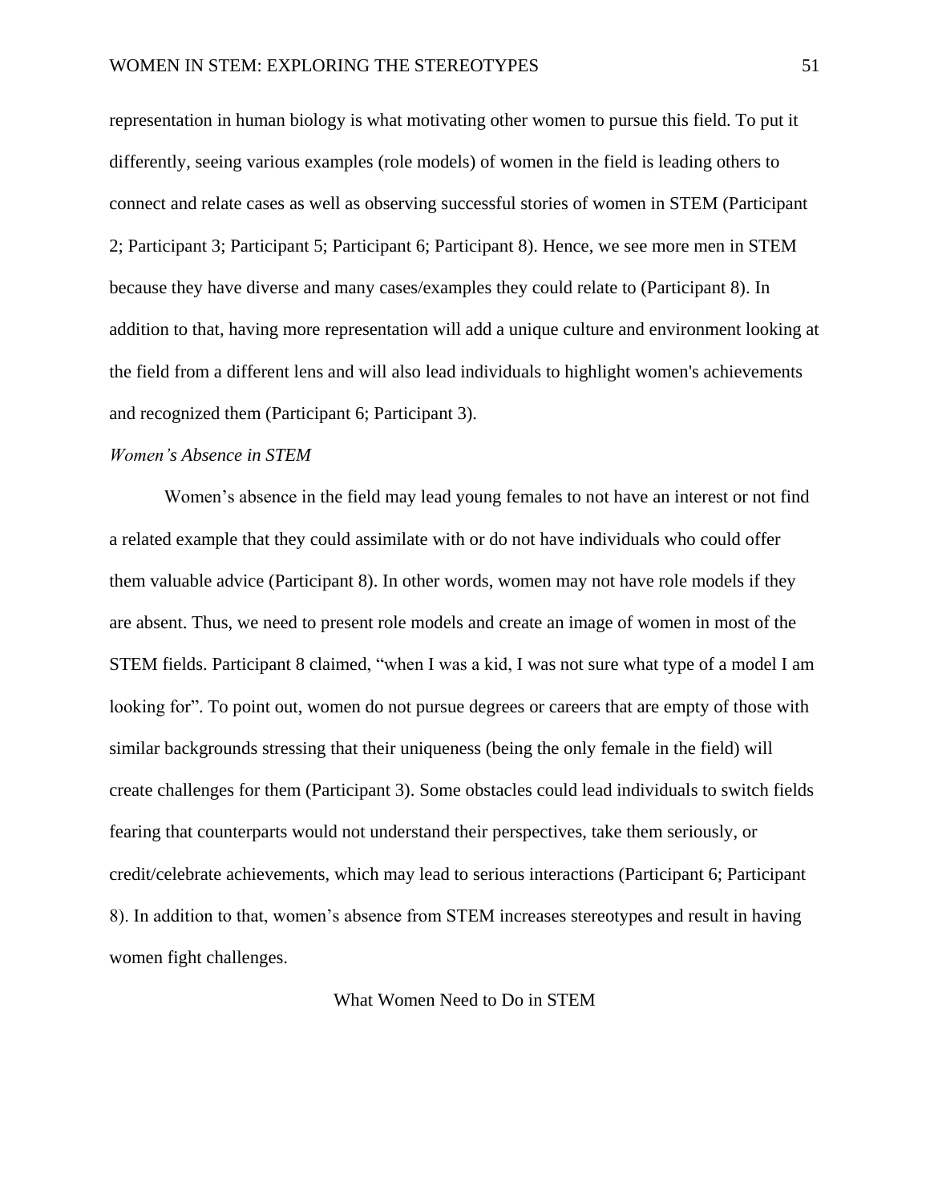representation in human biology is what motivating other women to pursue this field. To put it differently, seeing various examples (role models) of women in the field is leading others to connect and relate cases as well as observing successful stories of women in STEM (Participant 2; Participant 3; Participant 5; Participant 6; Participant 8). Hence, we see more men in STEM because they have diverse and many cases/examples they could relate to (Participant 8). In addition to that, having more representation will add a unique culture and environment looking at the field from a different lens and will also lead individuals to highlight women's achievements and recognized them (Participant 6; Participant 3).

### *Women's Absence in STEM*

Women's absence in the field may lead young females to not have an interest or not find a related example that they could assimilate with or do not have individuals who could offer them valuable advice (Participant 8). In other words, women may not have role models if they are absent. Thus, we need to present role models and create an image of women in most of the STEM fields. Participant 8 claimed, "when I was a kid, I was not sure what type of a model I am looking for". To point out, women do not pursue degrees or careers that are empty of those with similar backgrounds stressing that their uniqueness (being the only female in the field) will create challenges for them (Participant 3). Some obstacles could lead individuals to switch fields fearing that counterparts would not understand their perspectives, take them seriously, or credit/celebrate achievements, which may lead to serious interactions (Participant 6; Participant 8). In addition to that, women's absence from STEM increases stereotypes and result in having women fight challenges.

## What Women Need to Do in STEM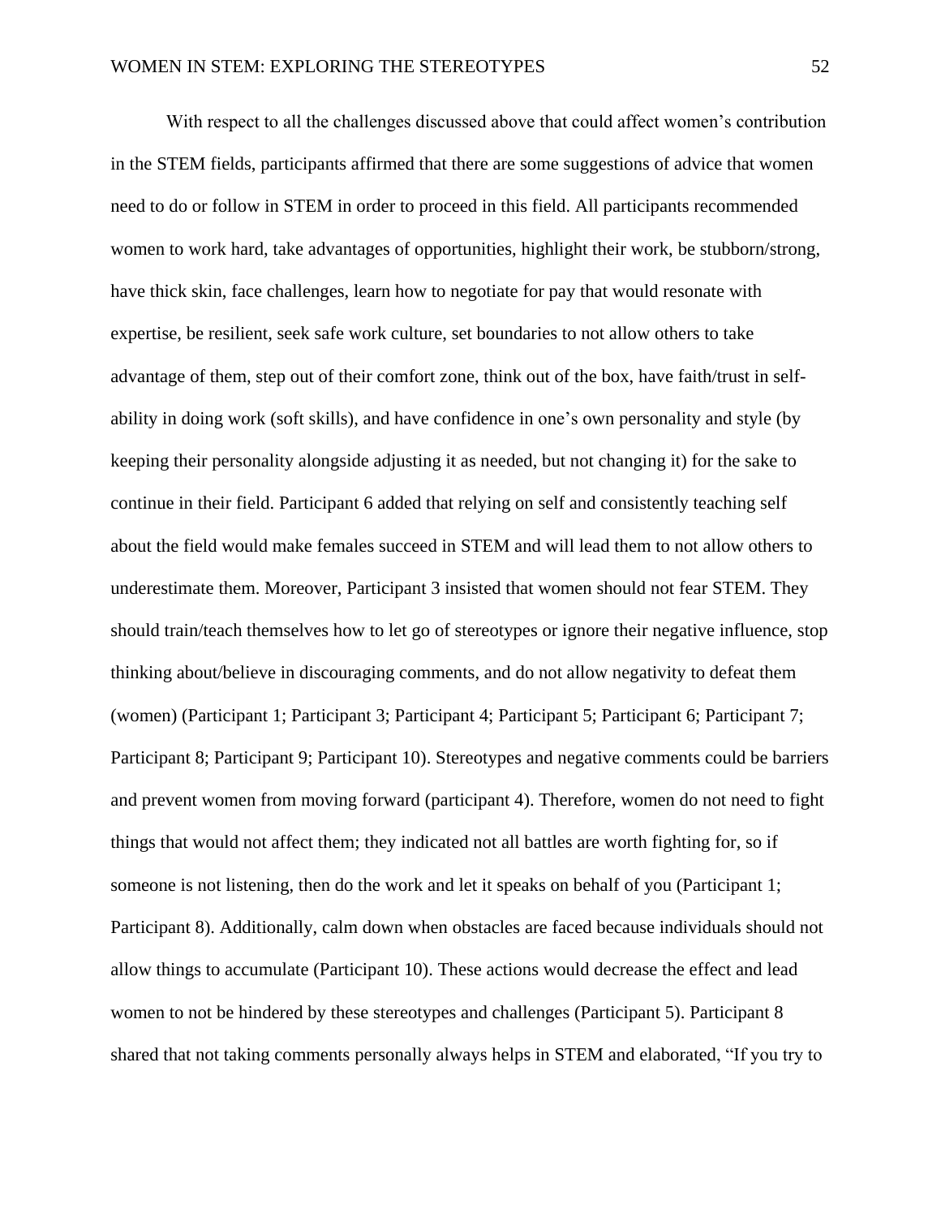With respect to all the challenges discussed above that could affect women's contribution in the STEM fields, participants affirmed that there are some suggestions of advice that women need to do or follow in STEM in order to proceed in this field. All participants recommended women to work hard, take advantages of opportunities, highlight their work, be stubborn/strong, have thick skin, face challenges, learn how to negotiate for pay that would resonate with expertise, be resilient, seek safe work culture, set boundaries to not allow others to take advantage of them, step out of their comfort zone, think out of the box, have faith/trust in self-ability in doing work (soft skills), and have confidence in one's own personality and style (by keeping their personality alongside adjusting it as needed, but not changing it) for the sake to continue in their field. Participant 6 added that relying on self and consistently teaching self about the field would make females succeed in STEM and will lead them to not allow others to underestimate them. Moreover, Participant 3 insisted that women should not fear STEM. They should train/teach themselves how to let go of stereotypes or ignore their negative influence, stop thinking about/believe in discouraging comments, and do not allow negativity to defeat them (women) (Participant 1; Participant 3; Participant 4; Participant 5; Participant 6; Participant 7; Participant 8; Participant 9; Participant 10). Stereotypes and negative comments could be barriers and prevent women from moving forward (participant 4). Therefore, women do not need to fight things that would not affect them; they indicated not all battles are worth fighting for, so if someone is not listening, then do the work and let it speaks on behalf of you (Participant 1; Participant 8). Additionally, calm down when obstacles are faced because individuals should not allow things to accumulate (Participant 10). These actions would decrease the effect and lead women to not be hindered by these stereotypes and challenges (Participant 5). Participant 8 shared that not taking comments personally always helps in STEM and elaborated, "If you try to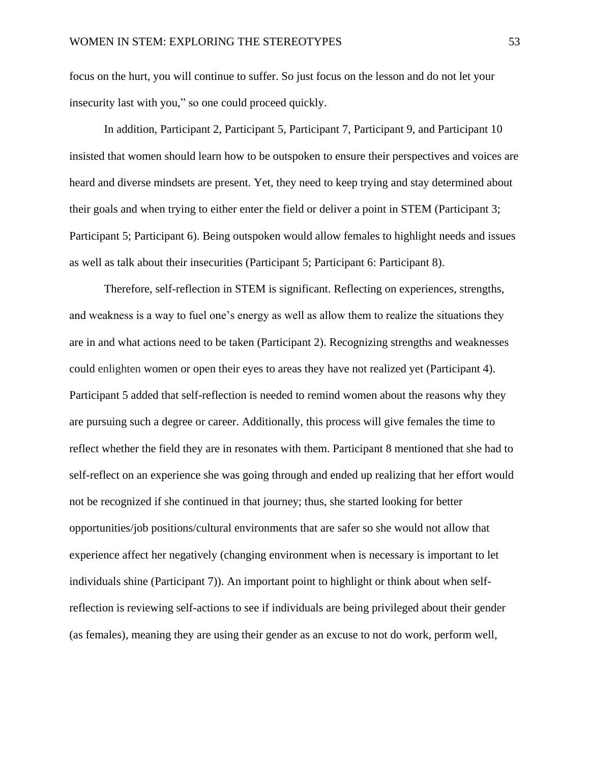focus on the hurt, you will continue to suffer. So just focus on the lesson and do not let your insecurity last with you," so one could proceed quickly.

In addition, Participant 2, Participant 5, Participant 7, Participant 9, and Participant 10 insisted that women should learn how to be outspoken to ensure their perspectives and voices are heard and diverse mindsets are present. Yet, they need to keep trying and stay determined about their goals and when trying to either enter the field or deliver a point in STEM (Participant 3; Participant 5; Participant 6). Being outspoken would allow females to highlight needs and issues as well as talk about their insecurities (Participant 5; Participant 6: Participant 8).

Therefore, self-reflection in STEM is significant. Reflecting on experiences, strengths, and weakness is a way to fuel one's energy as well as allow them to realize the situations they are in and what actions need to be taken (Participant 2). Recognizing strengths and weaknesses could enlighten women or open their eyes to areas they have not realized yet (Participant 4). Participant 5 added that self-reflection is needed to remind women about the reasons why they are pursuing such a degree or career. Additionally, this process will give females the time to reflect whether the field they are in resonates with them. Participant 8 mentioned that she had to self-reflect on an experience she was going through and ended up realizing that her effort would not be recognized if she continued in that journey; thus, she started looking for better opportunities/job positions/cultural environments that are safer so she would not allow that experience affect her negatively (changing environment when is necessary is important to let individuals shine (Participant 7)). An important point to highlight or think about when self-reflection is reviewing self-actions to see if individuals are being privileged about their gender (as females), meaning they are using their gender as an excuse to not do work, perform well,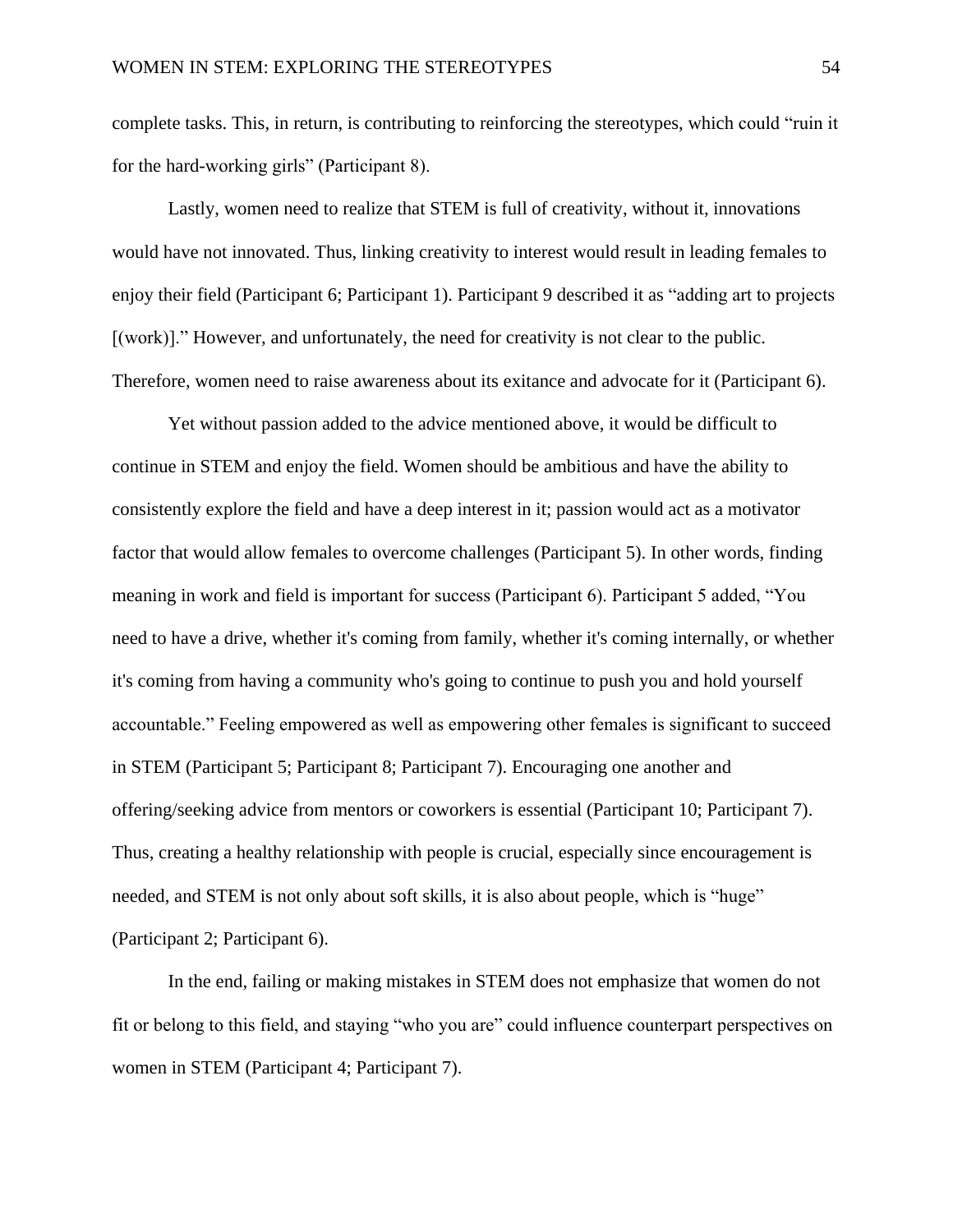complete tasks. This, in return, is contributing to reinforcing the stereotypes, which could "ruin it for the hard-working girls" (Participant 8).

Lastly, women need to realize that STEM is full of creativity, without it, innovations would have not innovated. Thus, linking creativity to interest would result in leading females to enjoy their field (Participant 6; Participant 1). Participant 9 described it as "adding art to projects [(work)]." However, and unfortunately, the need for creativity is not clear to the public. Therefore, women need to raise awareness about its exitance and advocate for it (Participant 6).

Yet without passion added to the advice mentioned above, it would be difficult to continue in STEM and enjoy the field. Women should be ambitious and have the ability to consistently explore the field and have a deep interest in it; passion would act as a motivator factor that would allow females to overcome challenges (Participant 5). In other words, finding meaning in work and field is important for success (Participant 6). Participant 5 added, "You need to have a drive, whether it's coming from family, whether it's coming internally, or whether it's coming from having a community who's going to continue to push you and hold yourself accountable." Feeling empowered as well as empowering other females is significant to succeed in STEM (Participant 5; Participant 8; Participant 7). Encouraging one another and offering/seeking advice from mentors or coworkers is essential (Participant 10; Participant 7). Thus, creating a healthy relationship with people is crucial, especially since encouragement is needed, and STEM is not only about soft skills, it is also about people, which is "huge" (Participant 2; Participant 6).

In the end, failing or making mistakes in STEM does not emphasize that women do not fit or belong to this field, and staying "who you are" could influence counterpart perspectives on women in STEM (Participant 4; Participant 7).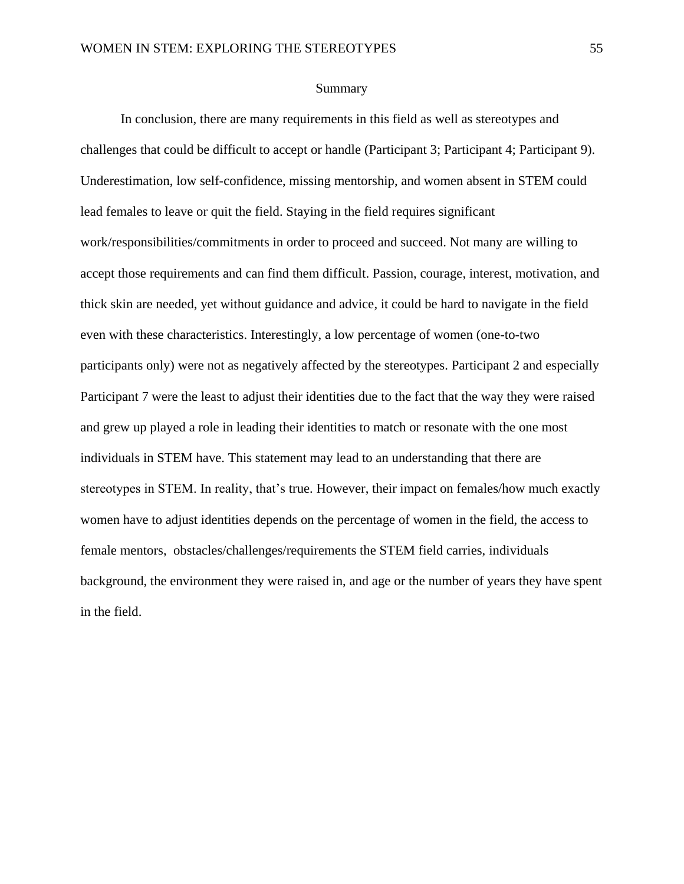## Summary

In conclusion, there are many requirements in this field as well as stereotypes and challenges that could be difficult to accept or handle (Participant 3; Participant 4; Participant 9). Underestimation, low self-confidence, missing mentorship, and women absent in STEM could lead females to leave or quit the field. Staying in the field requires significant work/responsibilities/commitments in order to proceed and succeed. Not many are willing to accept those requirements and can find them difficult. Passion, courage, interest, motivation, and thick skin are needed, yet without guidance and advice, it could be hard to navigate in the field even with these characteristics. Interestingly, a low percentage of women (one-to-two participants only) were not as negatively affected by the stereotypes. Participant 2 and especially Participant 7 were the least to adjust their identities due to the fact that the way they were raised and grew up played a role in leading their identities to match or resonate with the one most individuals in STEM have. This statement may lead to an understanding that there are stereotypes in STEM. In reality, that's true. However, their impact on females/how much exactly women have to adjust identities depends on the percentage of women in the field, the access to female mentors,  obstacles/challenges/requirements the STEM field carries, individuals background, the environment they were raised in, and age or the number of years they have spent in the field.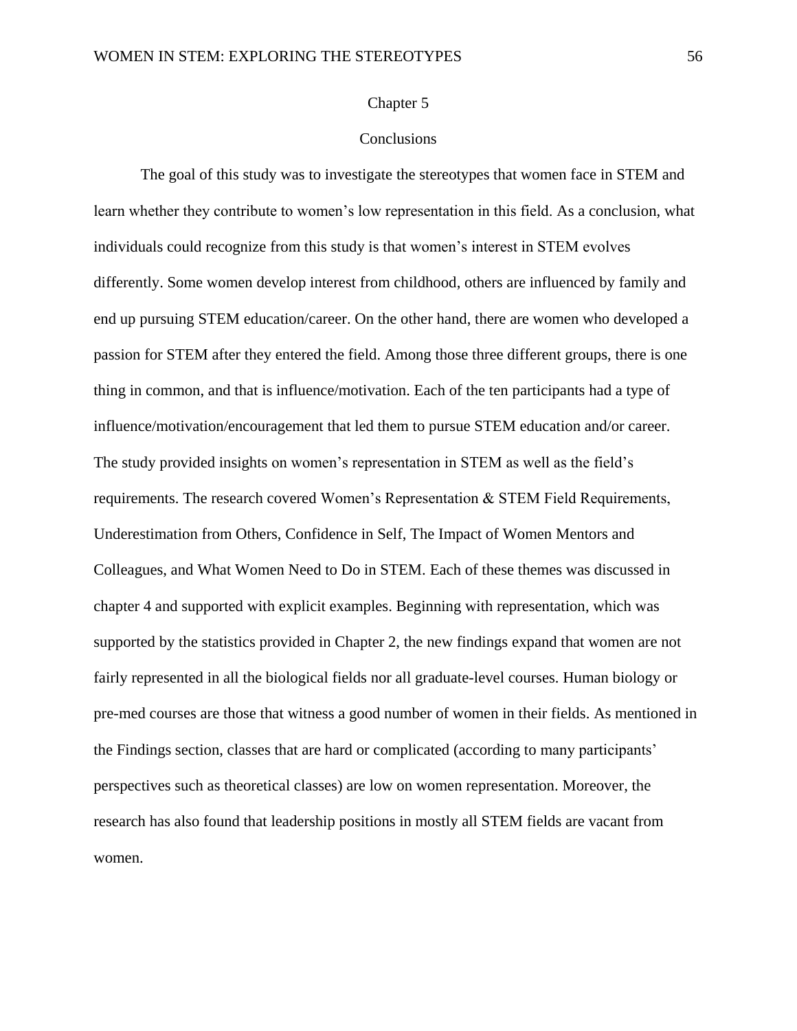# Chapter 5

## Conclusions

The goal of this study was to investigate the stereotypes that women face in STEM and learn whether they contribute to women's low representation in this field. As a conclusion, what individuals could recognize from this study is that women's interest in STEM evolves differently. Some women develop interest from childhood, others are influenced by family and end up pursuing STEM education/career. On the other hand, there are women who developed a passion for STEM after they entered the field. Among those three different groups, there is one thing in common, and that is influence/motivation. Each of the ten participants had a type of influence/motivation/encouragement that led them to pursue STEM education and/or career. The study provided insights on women's representation in STEM as well as the field's requirements. The research covered Women's Representation & STEM Field Requirements, Underestimation from Others, Confidence in Self, The Impact of Women Mentors and Colleagues, and What Women Need to Do in STEM. Each of these themes was discussed in chapter 4 and supported with explicit examples. Beginning with representation, which was supported by the statistics provided in Chapter 2, the new findings expand that women are not fairly represented in all the biological fields nor all graduate-level courses. Human biology or pre-med courses are those that witness a good number of women in their fields. As mentioned in the Findings section, classes that are hard or complicated (according to many participants' perspectives such as theoretical classes) are low on women representation. Moreover, the research has also found that leadership positions in mostly all STEM fields are vacant from women.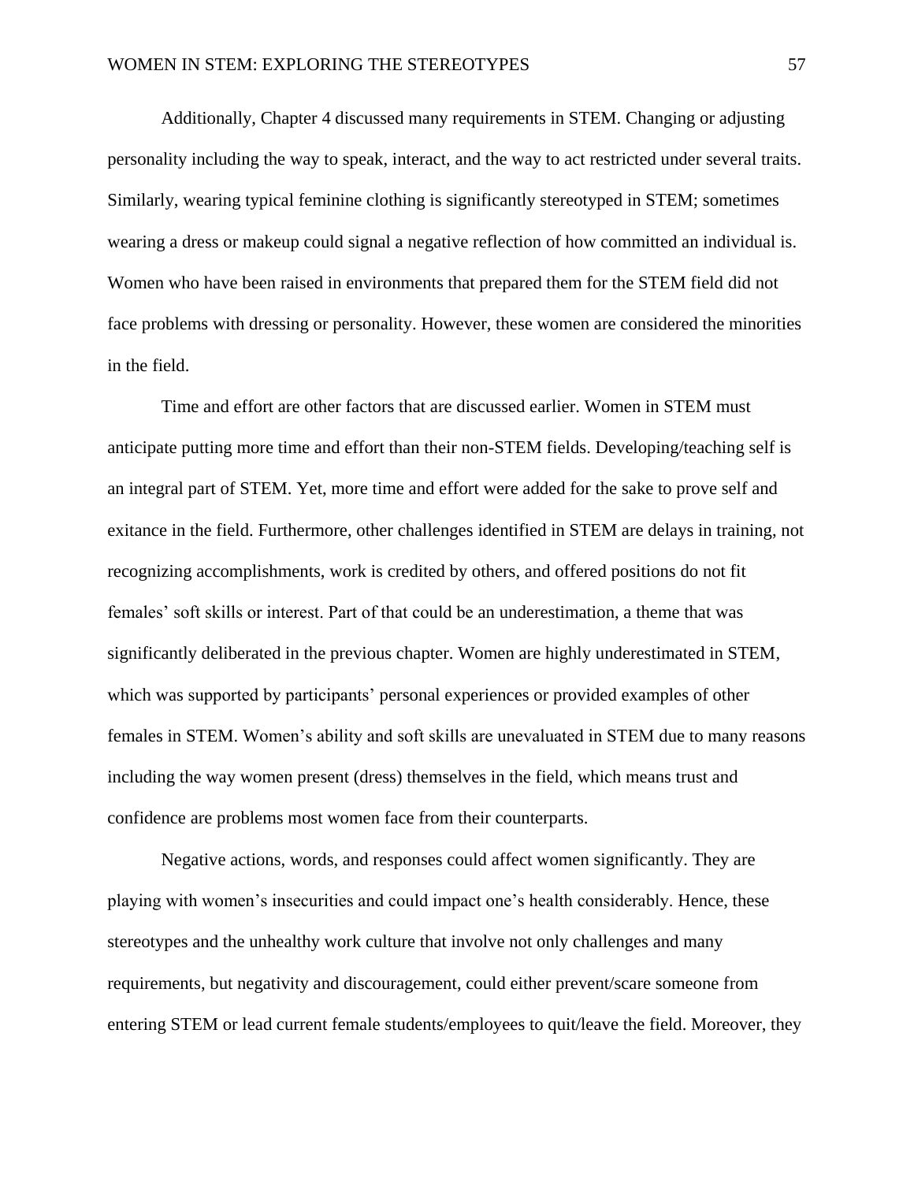Additionally, Chapter 4 discussed many requirements in STEM. Changing or adjusting personality including the way to speak, interact, and the way to act restricted under several traits. Similarly, wearing typical feminine clothing is significantly stereotyped in STEM; sometimes wearing a dress or makeup could signal a negative reflection of how committed an individual is. Women who have been raised in environments that prepared them for the STEM field did not face problems with dressing or personality. However, these women are considered the minorities in the field.

Time and effort are other factors that are discussed earlier. Women in STEM must anticipate putting more time and effort than their non-STEM fields. Developing/teaching self is an integral part of STEM. Yet, more time and effort were added for the sake to prove self and exitance in the field. Furthermore, other challenges identified in STEM are delays in training, not recognizing accomplishments, work is credited by others, and offered positions do not fit females' soft skills or interest. Part of that could be an underestimation, a theme that was significantly deliberated in the previous chapter. Women are highly underestimated in STEM, which was supported by participants' personal experiences or provided examples of other females in STEM. Women's ability and soft skills are unevaluated in STEM due to many reasons including the way women present (dress) themselves in the field, which means trust and confidence are problems most women face from their counterparts.

Negative actions, words, and responses could affect women significantly. They are playing with women's insecurities and could impact one's health considerably. Hence, these stereotypes and the unhealthy work culture that involve not only challenges and many requirements, but negativity and discouragement, could either prevent/scare someone from entering STEM or lead current female students/employees to quit/leave the field. Moreover, they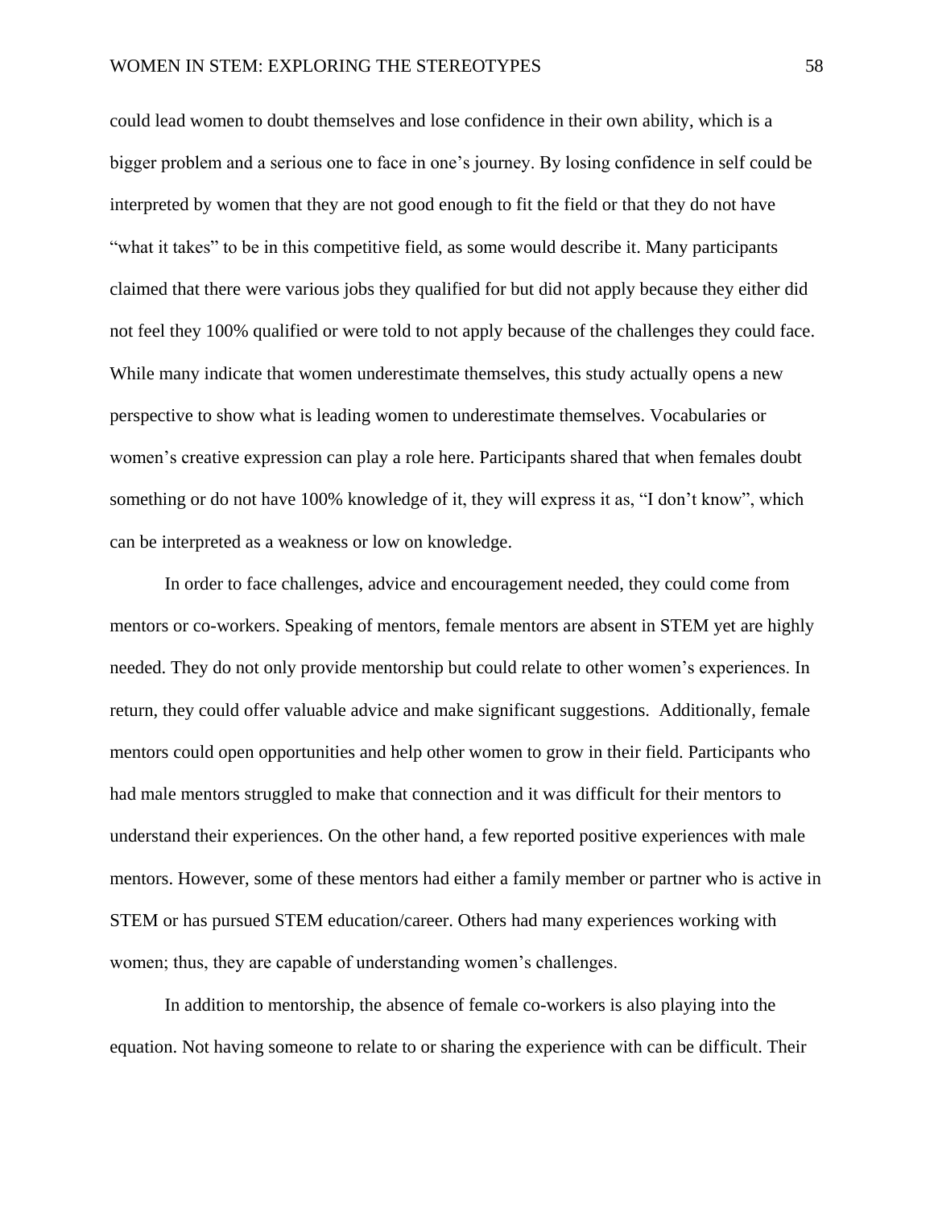could lead women to doubt themselves and lose confidence in their own ability, which is a bigger problem and a serious one to face in one's journey. By losing confidence in self could be interpreted by women that they are not good enough to fit the field or that they do not have "what it takes" to be in this competitive field, as some would describe it. Many participants claimed that there were various jobs they qualified for but did not apply because they either did not feel they 100% qualified or were told to not apply because of the challenges they could face. While many indicate that women underestimate themselves, this study actually opens a new perspective to show what is leading women to underestimate themselves. Vocabularies or women's creative expression can play a role here. Participants shared that when females doubt something or do not have 100% knowledge of it, they will express it as, "I don't know", which can be interpreted as a weakness or low on knowledge.

In order to face challenges, advice and encouragement needed, they could come from mentors or co-workers. Speaking of mentors, female mentors are absent in STEM yet are highly needed. They do not only provide mentorship but could relate to other women's experiences. In return, they could offer valuable advice and make significant suggestions. Additionally, female mentors could open opportunities and help other women to grow in their field. Participants who had male mentors struggled to make that connection and it was difficult for their mentors to understand their experiences. On the other hand, a few reported positive experiences with male mentors. However, some of these mentors had either a family member or partner who is active in STEM or has pursued STEM education/career. Others had many experiences working with women; thus, they are capable of understanding women's challenges.

In addition to mentorship, the absence of female co-workers is also playing into the equation. Not having someone to relate to or sharing the experience with can be difficult. Their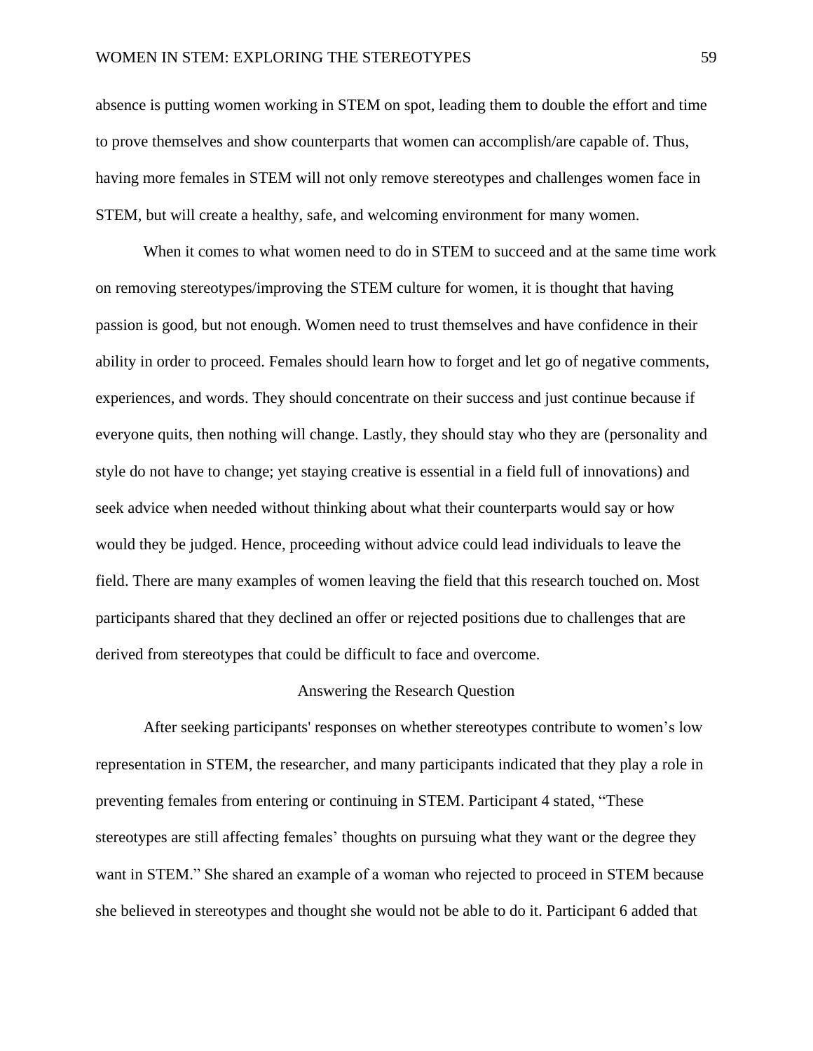absence is putting women working in STEM on spot, leading them to double the effort and time to prove themselves and show counterparts that women can accomplish/are capable of. Thus, having more females in STEM will not only remove stereotypes and challenges women face in STEM, but will create a healthy, safe, and welcoming environment for many women.

When it comes to what women need to do in STEM to succeed and at the same time work on removing stereotypes/improving the STEM culture for women, it is thought that having passion is good, but not enough. Women need to trust themselves and have confidence in their ability in order to proceed. Females should learn how to forget and let go of negative comments, experiences, and words. They should concentrate on their success and just continue because if everyone quits, then nothing will change. Lastly, they should stay who they are (personality and style do not have to change; yet staying creative is essential in a field full of innovations) and seek advice when needed without thinking about what their counterparts would say or how would they be judged. Hence, proceeding without advice could lead individuals to leave the field. There are many examples of women leaving the field that this research touched on. Most participants shared that they declined an offer or rejected positions due to challenges that are derived from stereotypes that could be difficult to face and overcome.

## Answering the Research Question

After seeking participants' responses on whether stereotypes contribute to women's low representation in STEM, the researcher, and many participants indicated that they play a role in preventing females from entering or continuing in STEM. Participant 4 stated, "These stereotypes are still affecting females' thoughts on pursuing what they want or the degree they want in STEM." She shared an example of a woman who rejected to proceed in STEM because she believed in stereotypes and thought she would not be able to do it. Participant 6 added that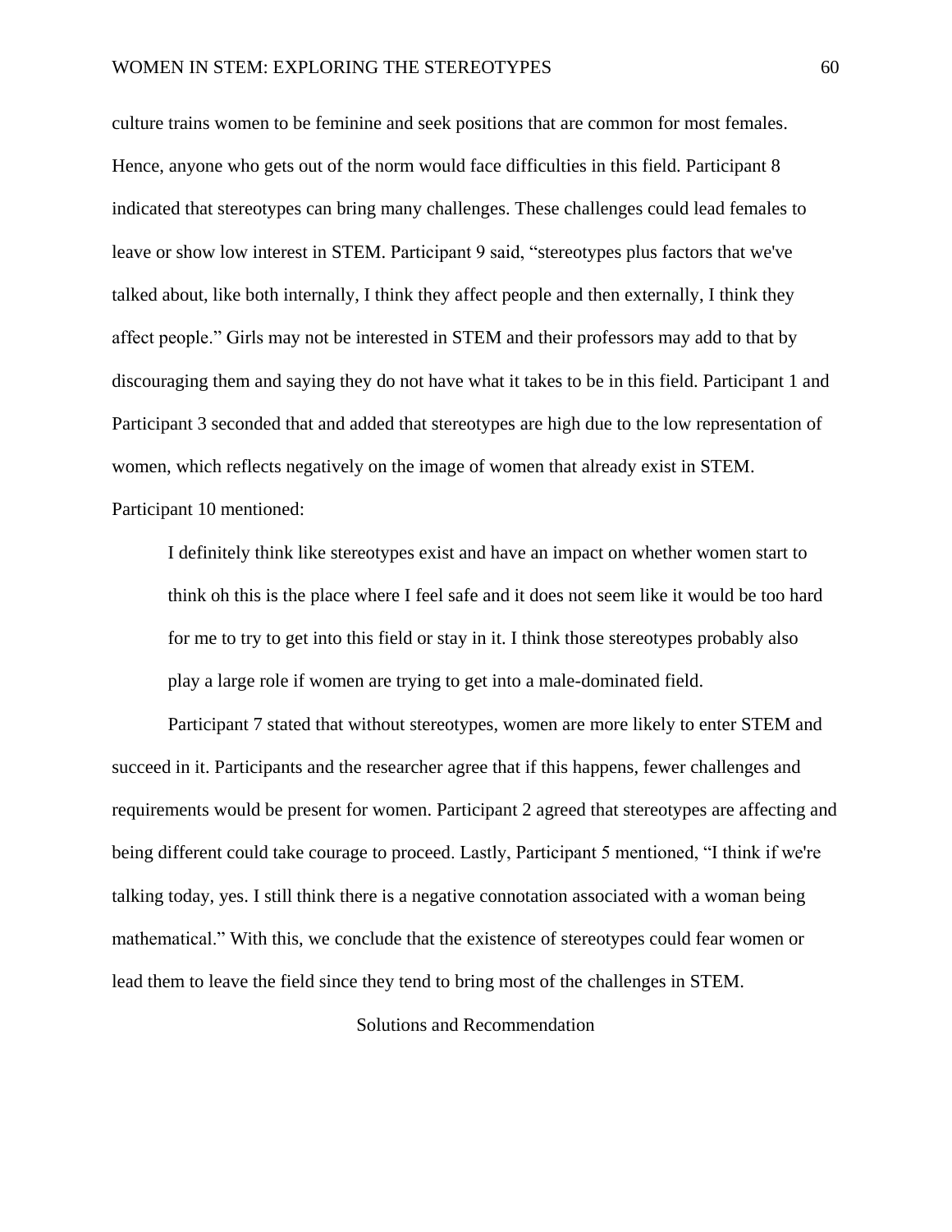culture trains women to be feminine and seek positions that are common for most females. Hence, anyone who gets out of the norm would face difficulties in this field. Participant 8 indicated that stereotypes can bring many challenges. These challenges could lead females to leave or show low interest in STEM. Participant 9 said, "stereotypes plus factors that we've talked about, like both internally, I think they affect people and then externally, I think they affect people." Girls may not be interested in STEM and their professors may add to that by discouraging them and saying they do not have what it takes to be in this field. Participant 1 and Participant 3 seconded that and added that stereotypes are high due to the low representation of women, which reflects negatively on the image of women that already exist in STEM. Participant 10 mentioned:

> I definitely think like stereotypes exist and have an impact on whether women start to think oh this is the place where I feel safe and it does not seem like it would be too hard for me to try to get into this field or stay in it. I think those stereotypes probably also play a large role if women are trying to get into a male-dominated field.

Participant 7 stated that without stereotypes, women are more likely to enter STEM and succeed in it. Participants and the researcher agree that if this happens, fewer challenges and requirements would be present for women. Participant 2 agreed that stereotypes are affecting and being different could take courage to proceed. Lastly, Participant 5 mentioned, "I think if we're talking today, yes. I still think there is a negative connotation associated with a woman being mathematical." With this, we conclude that the existence of stereotypes could fear women or lead them to leave the field since they tend to bring most of the challenges in STEM.

## Solutions and Recommendation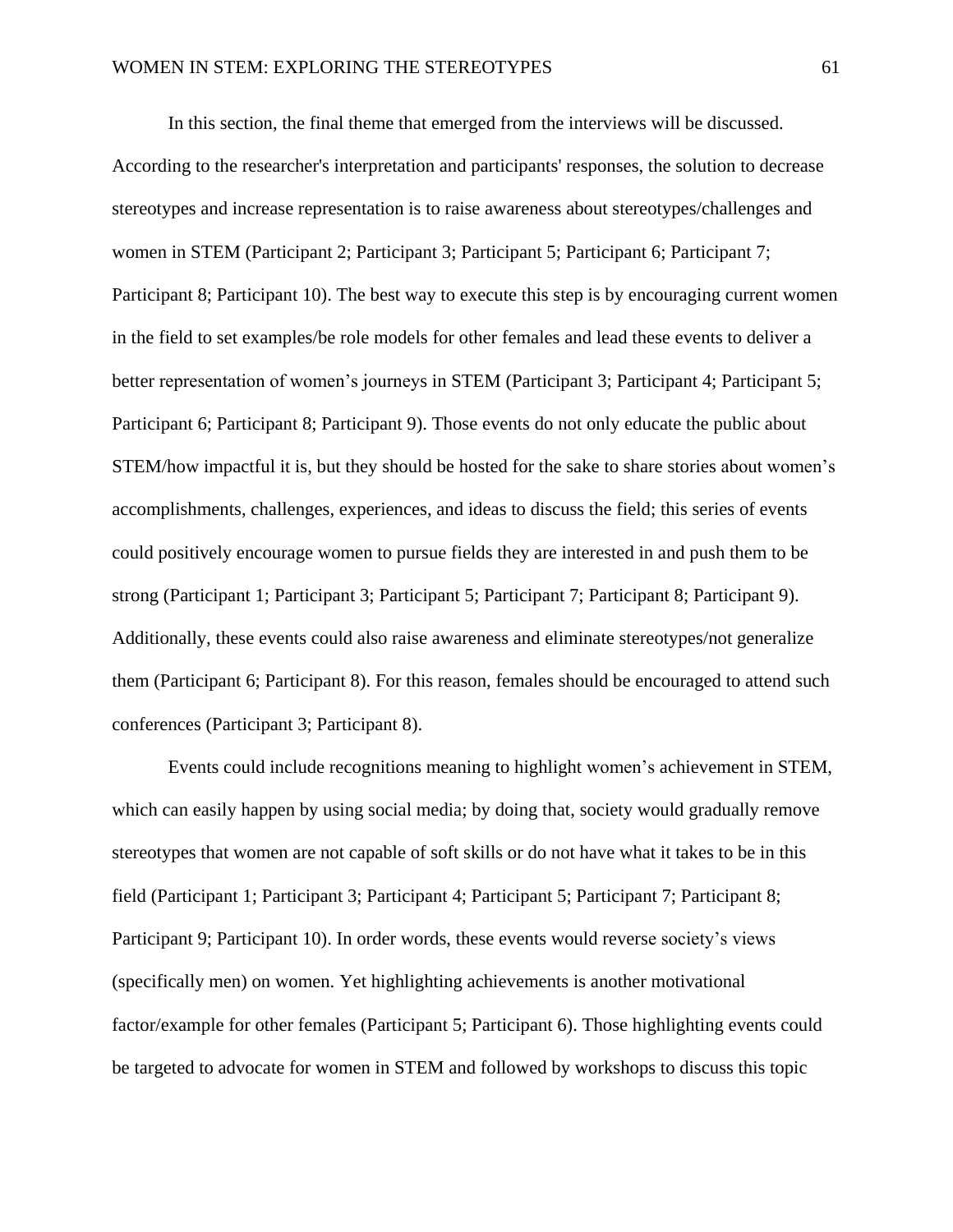In this section, the final theme that emerged from the interviews will be discussed. According to the researcher's interpretation and participants' responses, the solution to decrease stereotypes and increase representation is to raise awareness about stereotypes/challenges and women in STEM (Participant 2; Participant 3; Participant 5; Participant 6; Participant 7; Participant 8; Participant 10). The best way to execute this step is by encouraging current women in the field to set examples/be role models for other females and lead these events to deliver a better representation of women's journeys in STEM (Participant 3; Participant 4; Participant 5; Participant 6; Participant 8; Participant 9). Those events do not only educate the public about STEM/how impactful it is, but they should be hosted for the sake to share stories about women's accomplishments, challenges, experiences, and ideas to discuss the field; this series of events could positively encourage women to pursue fields they are interested in and push them to be strong (Participant 1; Participant 3; Participant 5; Participant 7; Participant 8; Participant 9). Additionally, these events could also raise awareness and eliminate stereotypes/not generalize them (Participant 6; Participant 8). For this reason, females should be encouraged to attend such conferences (Participant 3; Participant 8).

Events could include recognitions meaning to highlight women's achievement in STEM, which can easily happen by using social media; by doing that, society would gradually remove stereotypes that women are not capable of soft skills or do not have what it takes to be in this field (Participant 1; Participant 3; Participant 4; Participant 5; Participant 7; Participant 8; Participant 9; Participant 10). In order words, these events would reverse society's views (specifically men) on women. Yet highlighting achievements is another motivational factor/example for other females (Participant 5; Participant 6). Those highlighting events could be targeted to advocate for women in STEM and followed by workshops to discuss this topic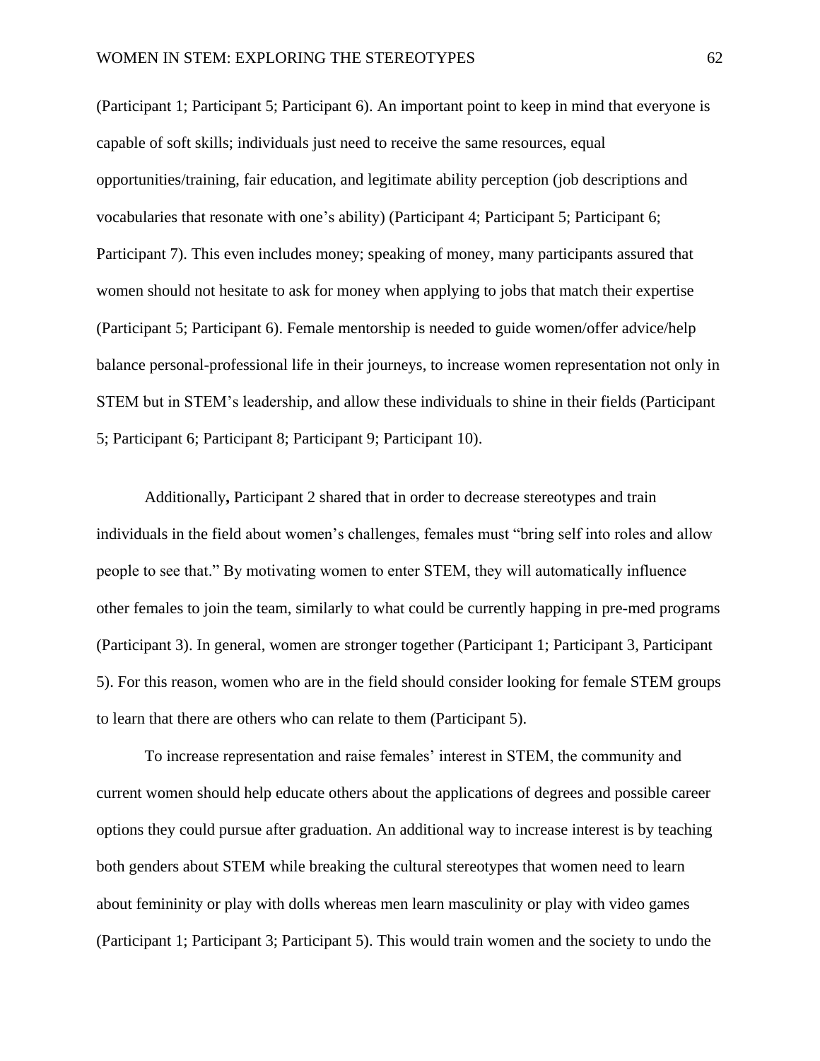(Participant 1; Participant 5; Participant 6). An important point to keep in mind that everyone is capable of soft skills; individuals just need to receive the same resources, equal opportunities/training, fair education, and legitimate ability perception (job descriptions and vocabularies that resonate with one's ability) (Participant 4; Participant 5; Participant 6; Participant 7). This even includes money; speaking of money, many participants assured that women should not hesitate to ask for money when applying to jobs that match their expertise (Participant 5; Participant 6). Female mentorship is needed to guide women/offer advice/help balance personal-professional life in their journeys, to increase women representation not only in STEM but in STEM's leadership, and allow these individuals to shine in their fields (Participant 5; Participant 6; Participant 8; Participant 9; Participant 10).

Additionally**,** Participant 2 shared that in order to decrease stereotypes and train individuals in the field about women's challenges, females must "bring self into roles and allow people to see that." By motivating women to enter STEM, they will automatically influence other females to join the team, similarly to what could be currently happing in pre-med programs (Participant 3). In general, women are stronger together (Participant 1; Participant 3, Participant 5). For this reason, women who are in the field should consider looking for female STEM groups to learn that there are others who can relate to them (Participant 5).

To increase representation and raise females' interest in STEM, the community and current women should help educate others about the applications of degrees and possible career options they could pursue after graduation. An additional way to increase interest is by teaching both genders about STEM while breaking the cultural stereotypes that women need to learn about femininity or play with dolls whereas men learn masculinity or play with video games (Participant 1; Participant 3; Participant 5). This would train women and the society to undo the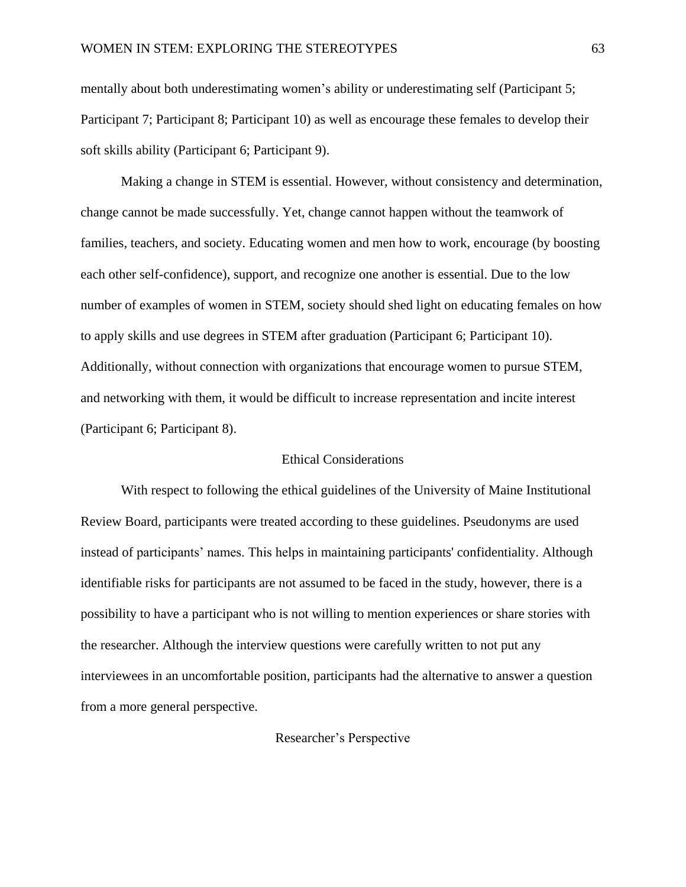mentally about both underestimating women's ability or underestimating self (Participant 5; Participant 7; Participant 8; Participant 10) as well as encourage these females to develop their soft skills ability (Participant 6; Participant 9).

Making a change in STEM is essential. However, without consistency and determination, change cannot be made successfully. Yet, change cannot happen without the teamwork of families, teachers, and society. Educating women and men how to work, encourage (by boosting each other self-confidence), support, and recognize one another is essential. Due to the low number of examples of women in STEM, society should shed light on educating females on how to apply skills and use degrees in STEM after graduation (Participant 6; Participant 10). Additionally, without connection with organizations that encourage women to pursue STEM, and networking with them, it would be difficult to increase representation and incite interest (Participant 6; Participant 8).

## Ethical Considerations

With respect to following the ethical guidelines of the University of Maine Institutional Review Board, participants were treated according to these guidelines. Pseudonyms are used instead of participants' names. This helps in maintaining participants' confidentiality. Although identifiable risks for participants are not assumed to be faced in the study, however, there is a possibility to have a participant who is not willing to mention experiences or share stories with the researcher. Although the interview questions were carefully written to not put any interviewees in an uncomfortable position, participants had the alternative to answer a question from a more general perspective.

## Researcher's Perspective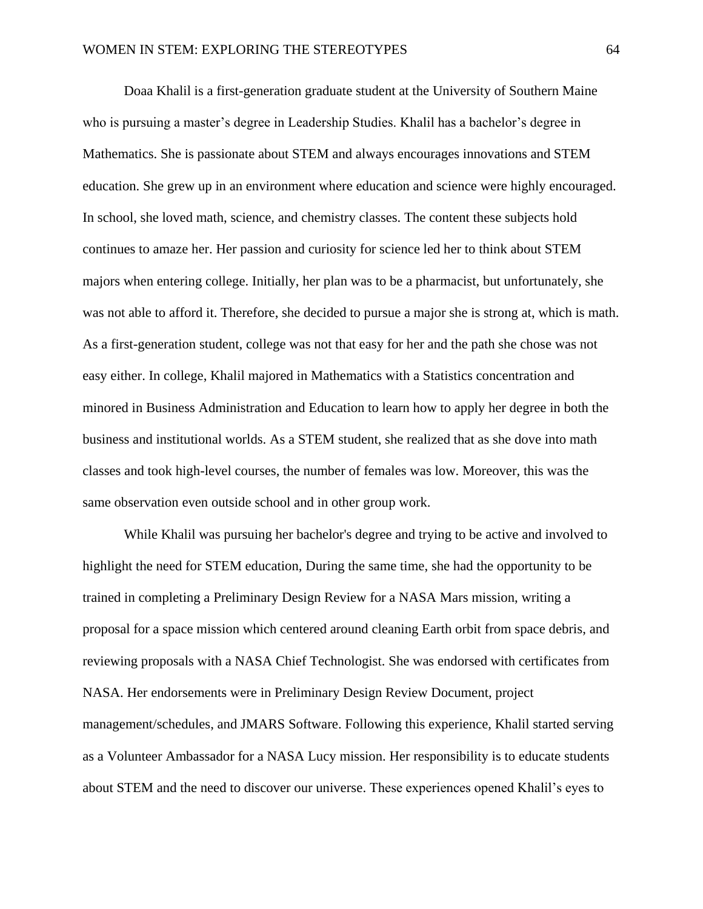Doaa Khalil is a first-generation graduate student at the University of Southern Maine who is pursuing a master's degree in Leadership Studies. Khalil has a bachelor's degree in Mathematics. She is passionate about STEM and always encourages innovations and STEM education. She grew up in an environment where education and science were highly encouraged. In school, she loved math, science, and chemistry classes. The content these subjects hold continues to amaze her. Her passion and curiosity for science led her to think about STEM majors when entering college. Initially, her plan was to be a pharmacist, but unfortunately, she was not able to afford it. Therefore, she decided to pursue a major she is strong at, which is math. As a first-generation student, college was not that easy for her and the path she chose was not easy either. In college, Khalil majored in Mathematics with a Statistics concentration and minored in Business Administration and Education to learn how to apply her degree in both the business and institutional worlds. As a STEM student, she realized that as she dove into math classes and took high-level courses, the number of females was low. Moreover, this was the same observation even outside school and in other group work.

While Khalil was pursuing her bachelor's degree and trying to be active and involved to highlight the need for STEM education, During the same time, she had the opportunity to be trained in completing a Preliminary Design Review for a NASA Mars mission, writing a proposal for a space mission which centered around cleaning Earth orbit from space debris, and reviewing proposals with a NASA Chief Technologist. She was endorsed with certificates from NASA. Her endorsements were in Preliminary Design Review Document, project management/schedules, and JMARS Software. Following this experience, Khalil started serving as a Volunteer Ambassador for a NASA Lucy mission. Her responsibility is to educate students about STEM and the need to discover our universe. These experiences opened Khalil's eyes to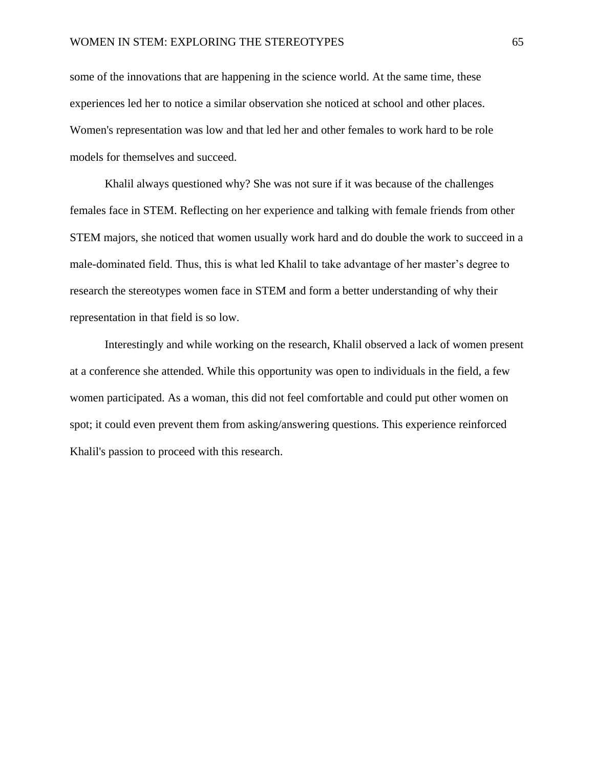some of the innovations that are happening in the science world. At the same time, these experiences led her to notice a similar observation she noticed at school and other places. Women's representation was low and that led her and other females to work hard to be role models for themselves and succeed.

Khalil always questioned why? She was not sure if it was because of the challenges females face in STEM. Reflecting on her experience and talking with female friends from other STEM majors, she noticed that women usually work hard and do double the work to succeed in a male-dominated field. Thus, this is what led Khalil to take advantage of her master's degree to research the stereotypes women face in STEM and form a better understanding of why their representation in that field is so low.

Interestingly and while working on the research, Khalil observed a lack of women present at a conference she attended. While this opportunity was open to individuals in the field, a few women participated. As a woman, this did not feel comfortable and could put other women on spot; it could even prevent them from asking/answering questions. This experience reinforced Khalil's passion to proceed with this research.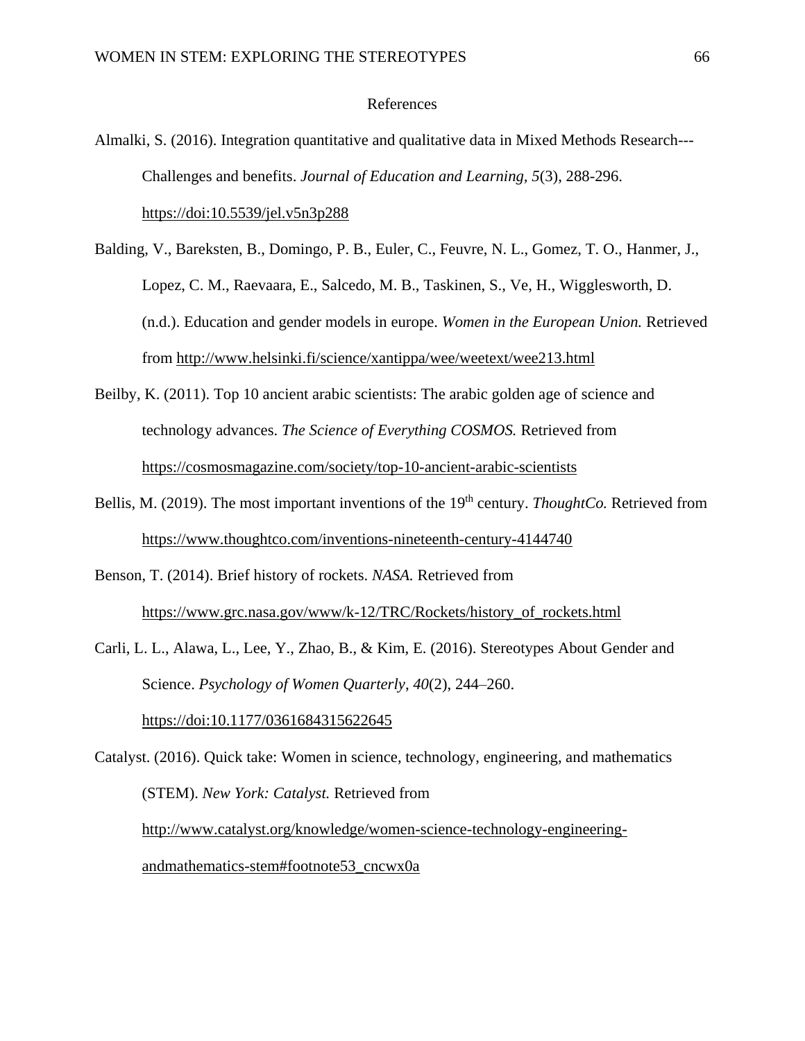# References

Almalki, S. (2016). Integration quantitative and qualitative data in Mixed Methods Research---Challenges and benefits. *Journal of Education and Learning, 5*(3), 288-296. https://doi:10.5539/jel.v5n3p288

Balding, V., Bareksten, B., Domingo, P. B., Euler, C., Feuvre, N. L., Gomez, T. O., Hanmer, J., Lopez, C. M., Raevaara, E., Salcedo, M. B., Taskinen, S., Ve, H., Wigglesworth, D. (n.d.). Education and gender models in europe. *Women in the European Union.* Retrieved from http://www.helsinki.fi/science/xantippa/wee/weetext/wee213.html

Beilby, K. (2011). Top 10 ancient arabic scientists: The arabic golden age of science and technology advances. *The Science of Everything COSMOS.* Retrieved from https://cosmosmagazine.com/society/top-10-ancient-arabic-scientists

Bellis, M. (2019). The most important inventions of the 19th century. *ThoughtCo.* Retrieved from https://www.thoughtco.com/inventions-nineteenth-century-4144740

Benson, T. (2014). Brief history of rockets. *NASA.* Retrieved from https://www.grc.nasa.gov/www/k-12/TRC/Rockets/history_of_rockets.html

Carli, L. L., Alawa, L., Lee, Y., Zhao, B., & Kim, E. (2016). Stereotypes About Gender and Science. *Psychology of Women Quarterly*, *40*(2), 244–260. https://doi:10.1177/0361684315622645

Catalyst. (2016). Quick take: Women in science, technology, engineering, and mathematics (STEM). *New York: Catalyst.* Retrieved from http://www.catalyst.org/knowledge/women-science-technology-engineering-andmathematics-stem#footnote53_cncwx0a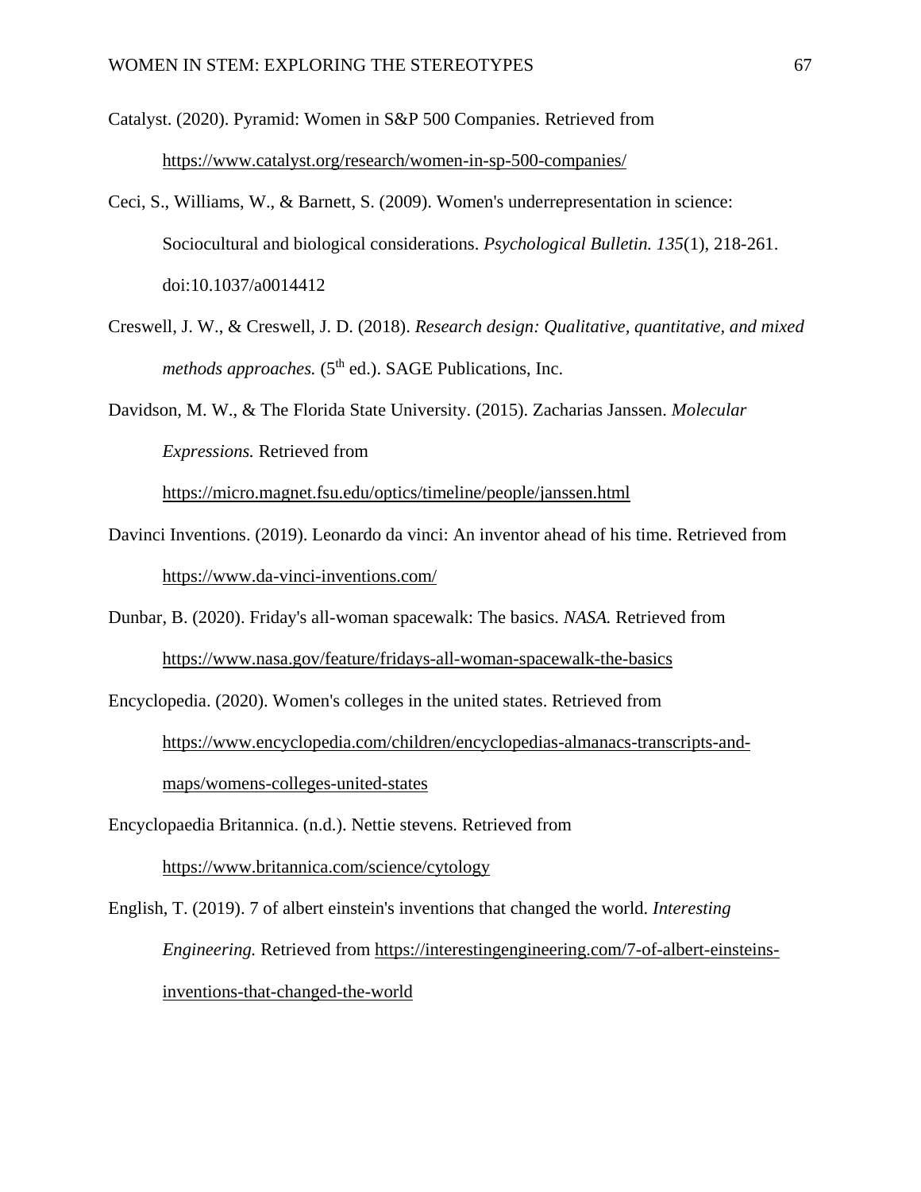Catalyst. (2020). Pyramid: Women in S&P 500 Companies. Retrieved from https://www.catalyst.org/research/women-in-sp-500-companies/

Ceci, S., Williams, W., & Barnett, S. (2009). Women's underrepresentation in science: Sociocultural and biological considerations. *Psychological Bulletin. 135*(1), 218-261. doi:10.1037/a0014412

Creswell, J. W., & Creswell, J. D. (2018). *Research design: Qualitative, quantitative, and mixed methods approaches.* (5th ed.). SAGE Publications, Inc.

Davidson, M. W., & The Florida State University. (2015). Zacharias Janssen. *Molecular Expressions.* Retrieved from https://micro.magnet.fsu.edu/optics/timeline/people/janssen.html

Davinci Inventions. (2019). Leonardo da vinci: An inventor ahead of his time. Retrieved from https://www.da-vinci-inventions.com/

Dunbar, B. (2020). Friday's all-woman spacewalk: The basics. *NASA.* Retrieved from https://www.nasa.gov/feature/fridays-all-woman-spacewalk-the-basics

Encyclopedia. (2020). Women's colleges in the united states. Retrieved from https://www.encyclopedia.com/children/encyclopedias-almanacs-transcripts-and-maps/womens-colleges-united-states

Encyclopaedia Britannica. (n.d.). Nettie stevens. Retrieved from https://www.britannica.com/science/cytology

English, T. (2019). 7 of albert einstein's inventions that changed the world. *Interesting Engineering.* Retrieved from https://interestingengineering.com/7-of-albert-einsteins-inventions-that-changed-the-world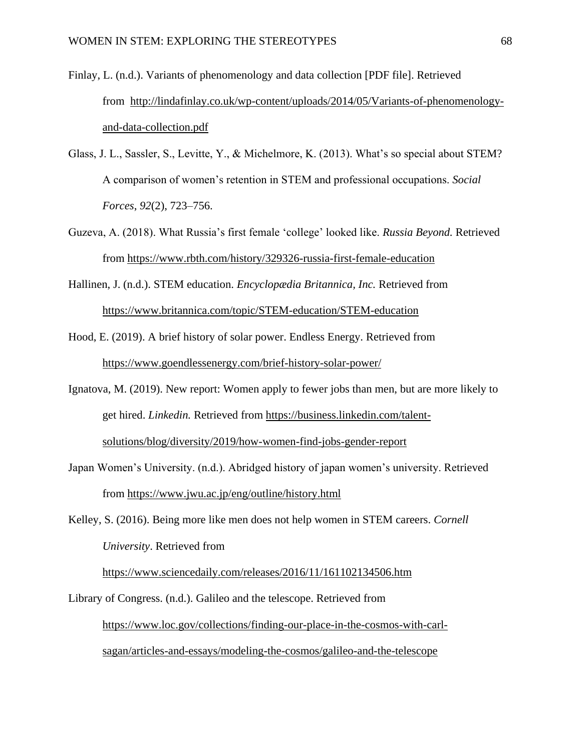Finlay, L. (n.d.). Variants of phenomenology and data collection [PDF file]. Retrieved from http://lindafinlay.co.uk/wp-content/uploads/2014/05/Variants-of-phenomenology-and-data-collection.pdf

Glass, J. L., Sassler, S., Levitte, Y., & Michelmore, K. (2013). What's so special about STEM? A comparison of women's retention in STEM and professional occupations. *Social Forces*, *92*(2), 723–756.

Guzeva, A. (2018). What Russia's first female 'college' looked like. *Russia Beyond.* Retrieved from https://www.rbth.com/history/329326-russia-first-female-education

Hallinen, J. (n.d.). STEM education. *Encyclopædia Britannica, Inc.* Retrieved from https://www.britannica.com/topic/STEM-education/STEM-education

Hood, E. (2019). A brief history of solar power. Endless Energy. Retrieved from https://www.goendlessenergy.com/brief-history-solar-power/

Ignatova, M. (2019). New report: Women apply to fewer jobs than men, but are more likely to get hired. *Linkedin.* Retrieved from https://business.linkedin.com/talent-solutions/blog/diversity/2019/how-women-find-jobs-gender-report

Japan Women's University. (n.d.). Abridged history of japan women's university. Retrieved from https://www.jwu.ac.jp/eng/outline/history.html

Kelley, S. (2016). Being more like men does not help women in STEM careers. *Cornell University*. Retrieved from https://www.sciencedaily.com/releases/2016/11/161102134506.htm

Library of Congress. (n.d.). Galileo and the telescope. Retrieved from https://www.loc.gov/collections/finding-our-place-in-the-cosmos-with-carl-sagan/articles-and-essays/modeling-the-cosmos/galileo-and-the-telescope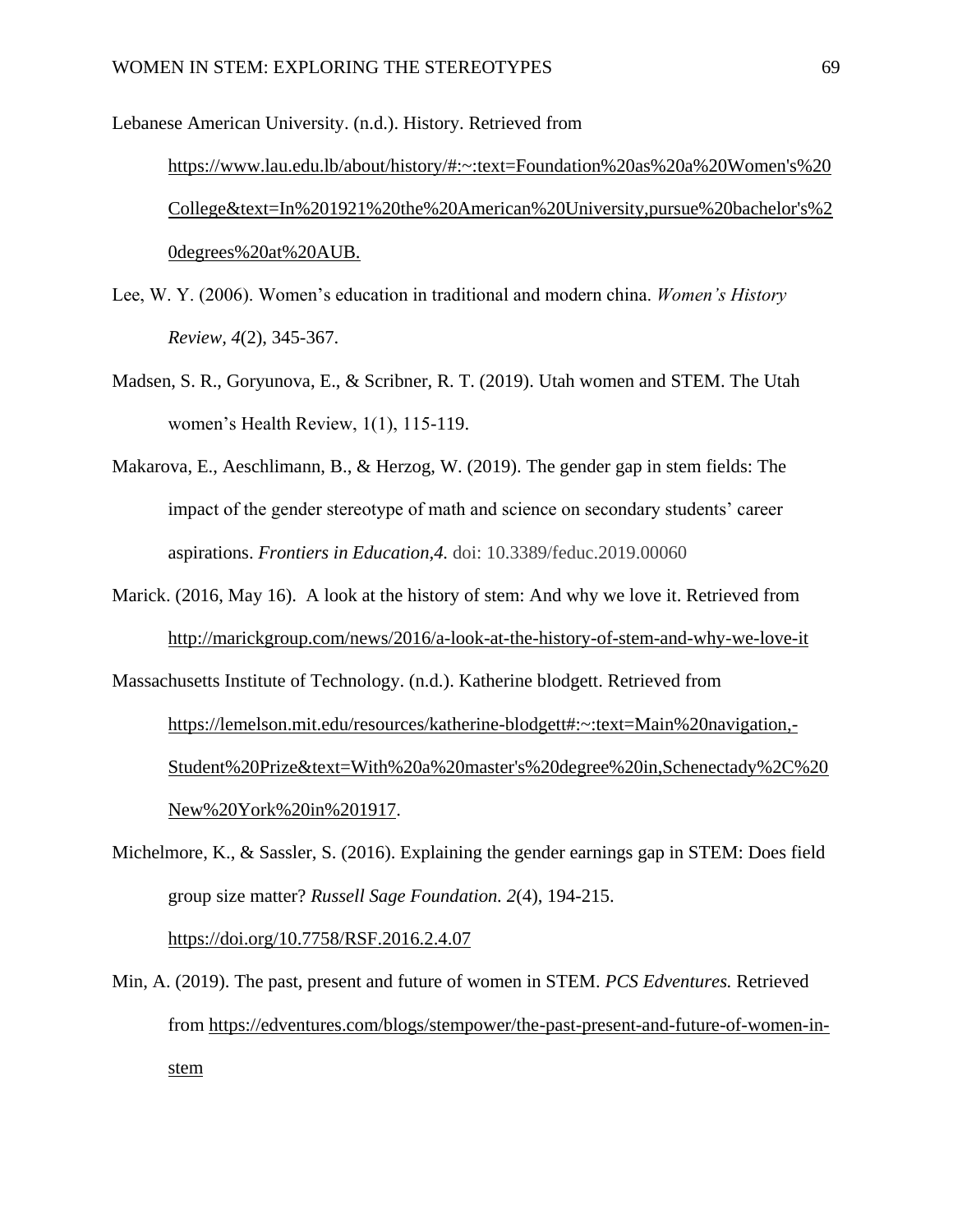Lebanese American University. (n.d.). History. Retrieved from https://www.lau.edu.lb/about/history/#:~:text=Foundation%20as%20a%20Women's%20College&text=In%201921%20the%20American%20University,pursue%20bachelor's%20degrees%20at%20AUB.

Lee, W. Y. (2006). Women's education in traditional and modern china. *Women's History Review*, *4*(2), 345-367.

Madsen, S. R., Goryunova, E., & Scribner, R. T. (2019). Utah women and STEM. The Utah women's Health Review, 1(1), 115-119.

Makarova, E., Aeschlimann, B., & Herzog, W. (2019). The gender gap in stem fields: The impact of the gender stereotype of math and science on secondary students' career aspirations. *Frontiers in Education,4.* doi: 10.3389/feduc.2019.00060

Marick. (2016, May 16). A look at the history of stem: And why we love it. Retrieved from http://marickgroup.com/news/2016/a-look-at-the-history-of-stem-and-why-we-love-it

Massachusetts Institute of Technology. (n.d.). Katherine blodgett. Retrieved from https://lemelson.mit.edu/resources/katherine-blodgett#:~:text=Main%20navigation,-Student%20Prize&text=With%20a%20master's%20degree%20in,Schenectady%2C%20New%20York%20in%201917.

Michelmore, K., & Sassler, S. (2016). Explaining the gender earnings gap in STEM: Does field group size matter? *Russell Sage Foundation. 2*(4), 194-215. https://doi.org/10.7758/RSF.2016.2.4.07

Min, A. (2019). The past, present and future of women in STEM. *PCS Edventures.* Retrieved from https://edventures.com/blogs/stempower/the-past-present-and-future-of-women-in-stem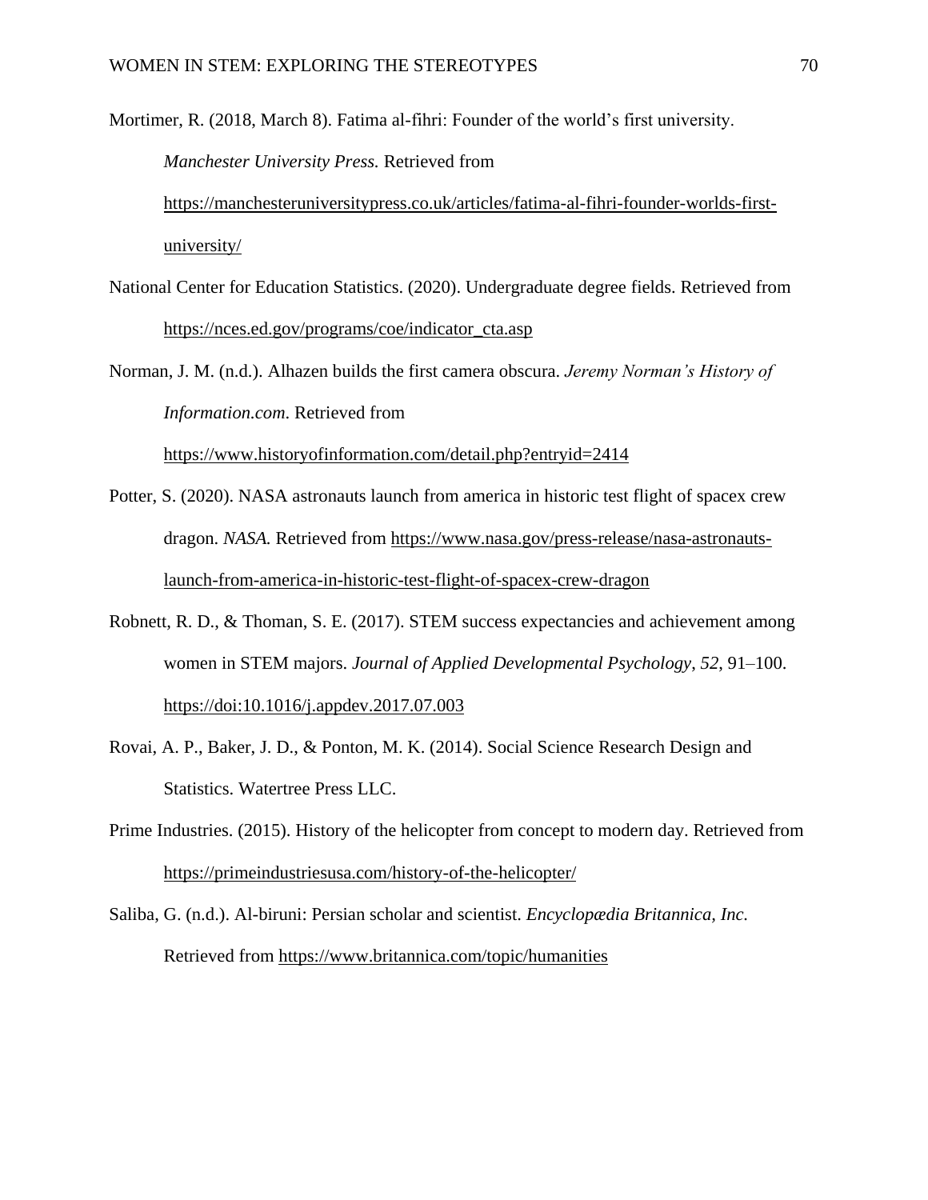Mortimer, R. (2018, March 8). Fatima al-fihri: Founder of the world's first university. *Manchester University Press.* Retrieved from https://manchesteruniversitypress.co.uk/articles/fatima-al-fihri-founder-worlds-first-university/

National Center for Education Statistics. (2020). Undergraduate degree fields. Retrieved from https://nces.ed.gov/programs/coe/indicator_cta.asp

Norman, J. M. (n.d.). Alhazen builds the first camera obscura. *Jeremy Norman's History of Information.com*. Retrieved from https://www.historyofinformation.com/detail.php?entryid=2414

Potter, S. (2020). NASA astronauts launch from america in historic test flight of spacex crew dragon. *NASA.* Retrieved from https://www.nasa.gov/press-release/nasa-astronauts-launch-from-america-in-historic-test-flight-of-spacex-crew-dragon

Robnett, R. D., & Thoman, S. E. (2017). STEM success expectancies and achievement among women in STEM majors. *Journal of Applied Developmental Psychology*, *52*, 91–100. https://doi:10.1016/j.appdev.2017.07.003

Rovai, A. P., Baker, J. D., & Ponton, M. K. (2014). Social Science Research Design and Statistics. Watertree Press LLC.

Prime Industries. (2015). History of the helicopter from concept to modern day. Retrieved from https://primeindustriesusa.com/history-of-the-helicopter/

Saliba, G. (n.d.). Al-biruni: Persian scholar and scientist. *Encyclopædia Britannica, Inc.* Retrieved from https://www.britannica.com/topic/humanities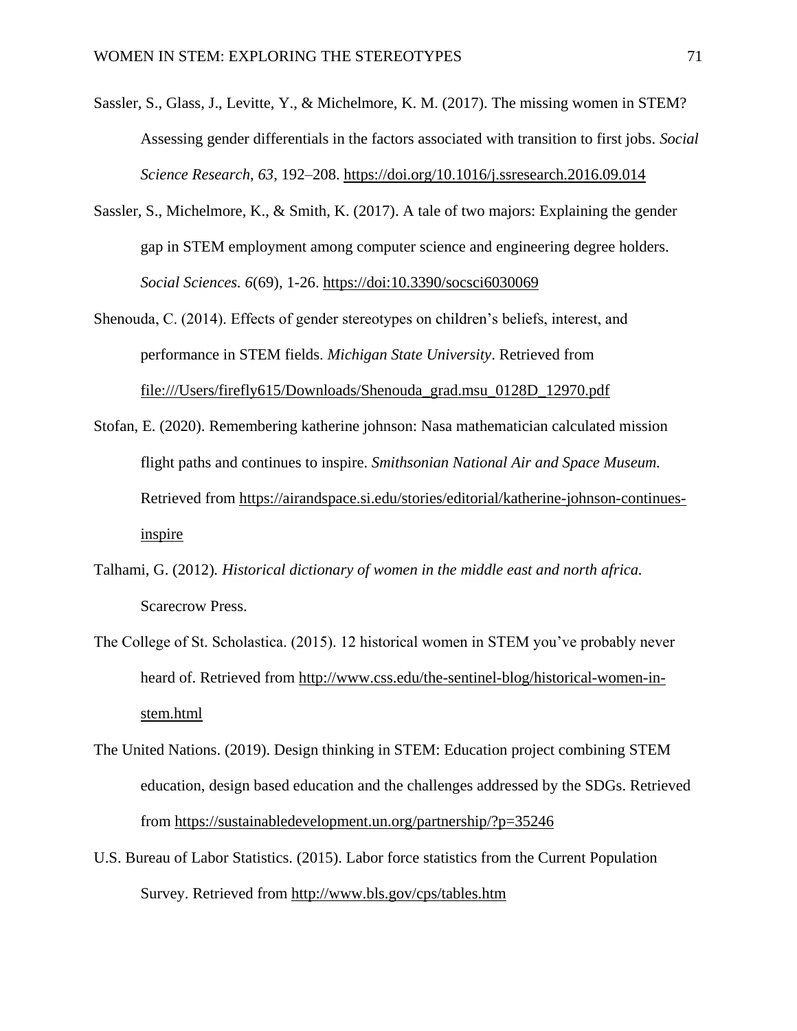Sassler, S., Glass, J., Levitte, Y., & Michelmore, K. M. (2017). The missing women in STEM? Assessing gender differentials in the factors associated with transition to first jobs. *Social Science Research*, *63*, 192–208. https://doi.org/10.1016/j.ssresearch.2016.09.014

Sassler, S., Michelmore, K., & Smith, K. (2017). A tale of two majors: Explaining the gender gap in STEM employment among computer science and engineering degree holders. *Social Sciences. 6*(69), 1-26. https://doi:10.3390/socsci6030069

Shenouda, C. (2014). Effects of gender stereotypes on children's beliefs, interest, and performance in STEM fields. *Michigan State University*. Retrieved from file:///Users/firefly615/Downloads/Shenouda_grad.msu_0128D_12970.pdf

Stofan, E. (2020). Remembering katherine johnson: Nasa mathematician calculated mission flight paths and continues to inspire. *Smithsonian National Air and Space Museum.* Retrieved from https://airandspace.si.edu/stories/editorial/katherine-johnson-continues-inspire

Talhami, G. (2012)*. Historical dictionary of women in the middle east and north africa.* Scarecrow Press.

The College of St. Scholastica. (2015). 12 historical women in STEM you've probably never heard of. Retrieved from http://www.css.edu/the-sentinel-blog/historical-women-in-stem.html

The United Nations. (2019). Design thinking in STEM: Education project combining STEM education, design based education and the challenges addressed by the SDGs. Retrieved from https://sustainabledevelopment.un.org/partnership/?p=35246

U.S. Bureau of Labor Statistics. (2015). Labor force statistics from the Current Population Survey. Retrieved from http://www.bls.gov/cps/tables.htm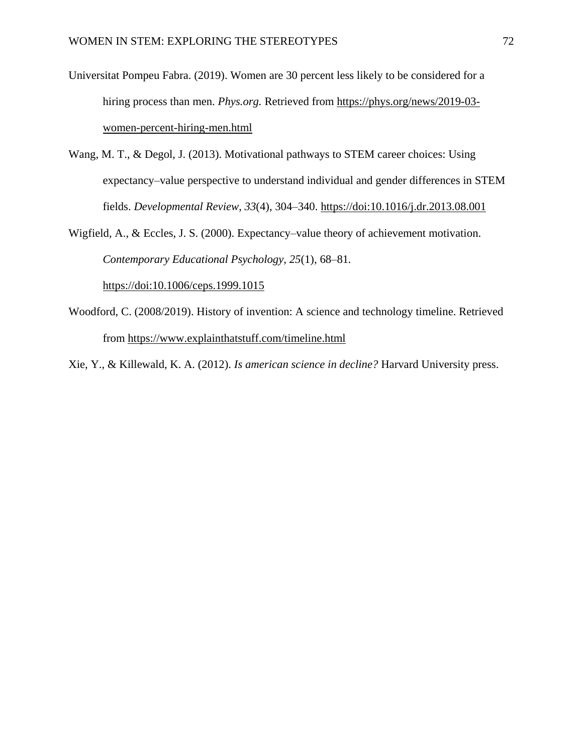Universitat Pompeu Fabra. (2019). Women are 30 percent less likely to be considered for a hiring process than men. *Phys.org.* Retrieved from https://phys.org/news/2019-03-women-percent-hiring-men.html

Wang, M. T., & Degol, J. (2013). Motivational pathways to STEM career choices: Using expectancy–value perspective to understand individual and gender differences in STEM fields. *Developmental Review*, *33*(4), 304–340. https://doi:10.1016/j.dr.2013.08.001

Wigfield, A., & Eccles, J. S. (2000). Expectancy–value theory of achievement motivation. *Contemporary Educational Psychology, 25*(1), 68–81. https://doi:10.1006/ceps.1999.1015

Woodford, C. (2008/2019). History of invention: A science and technology timeline. Retrieved from https://www.explainthatstuff.com/timeline.html

Xie, Y., & Killewald, K. A. (2012). *Is american science in decline?* Harvard University press.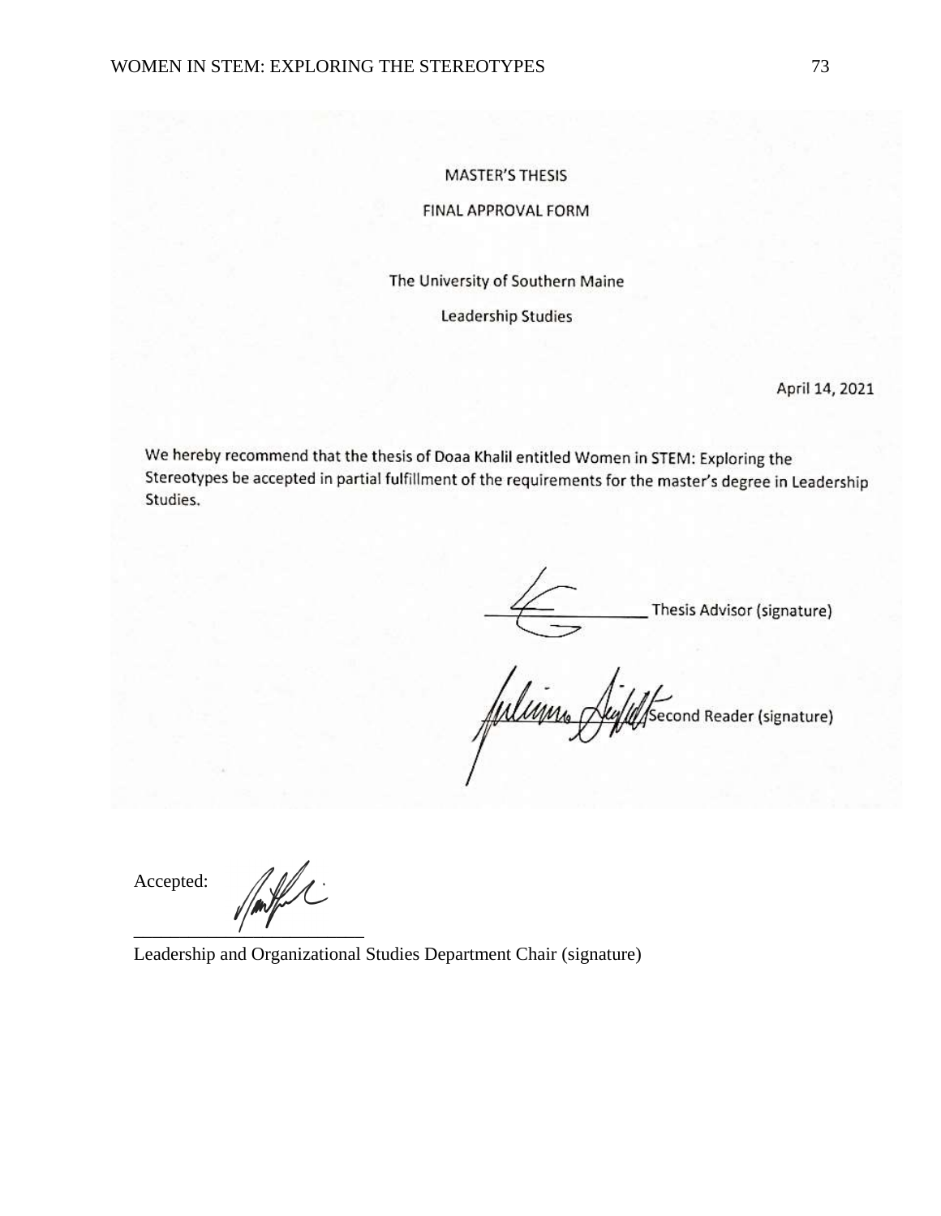MASTER'S THESIS

FINAL APPROVAL FORM

The University of Southern Maine

Leadership Studies

April 14, 2021

We hereby recommend that the thesis of Doaa Khalil entitled Women in STEM: Exploring the Stereotypes be accepted in partial fulfillment of the requirements for the master's degree in Leadership Studies.

\_\_\_\_\_\_\_\_\_\_\_\_\_\_\_\_\_\_ Thesis Advisor (signature)

\_\_\_\_\_\_\_\_\_\_\_\_\_\_\_\_\_\_ Second Reader (signature)

Accepted:

\_\_\_\_\_\_\_\_\_\_\_\_\_\_\_\_\_\_\_\_\_\_\_\_\_

Leadership and Organizational Studies Department Chair (signature)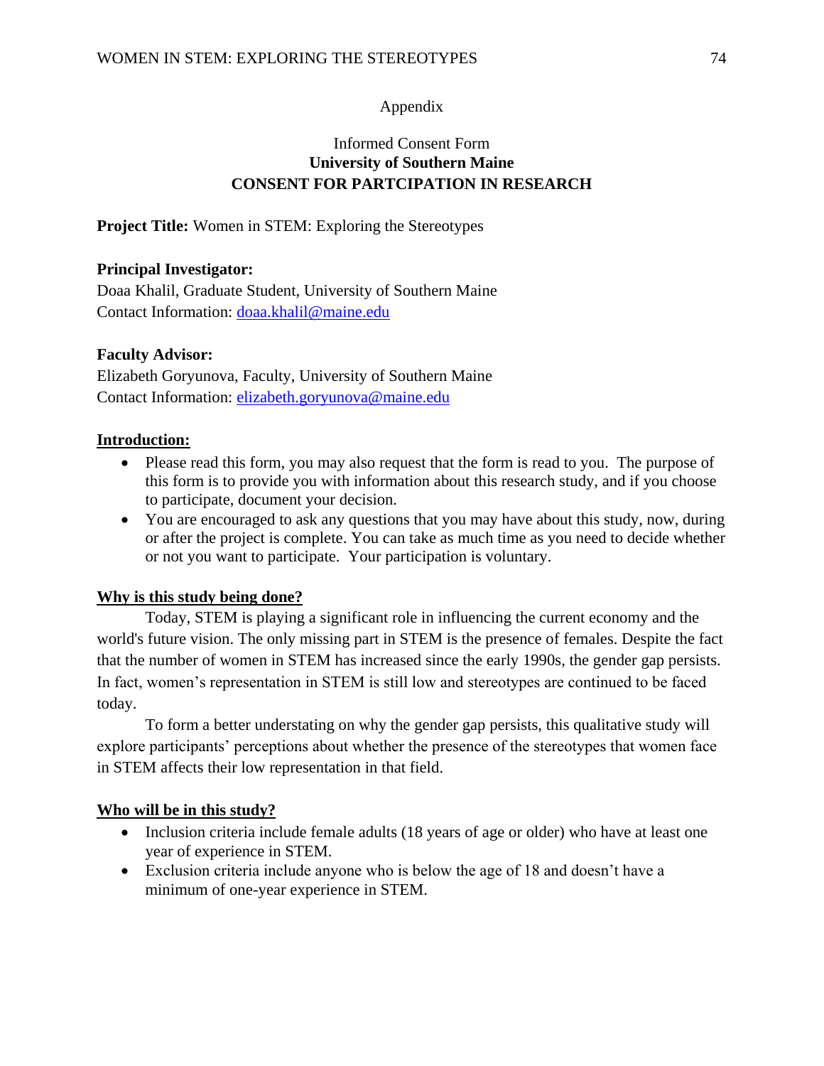Appendix

Informed Consent Form
**University of Southern Maine**
**CONSENT FOR PARTCIPATION IN RESEARCH**

**Project Title:** Women in STEM: Exploring the Stereotypes

**Principal Investigator:**
Doaa Khalil, Graduate Student, University of Southern Maine
Contact Information: doaa.khalil@maine.edu

**Faculty Advisor:**
Elizabeth Goryunova, Faculty, University of Southern Maine
Contact Information: elizabeth.goryunova@maine.edu

**Introduction:**

- Please read this form, you may also request that the form is read to you. The purpose of this form is to provide you with information about this research study, and if you choose to participate, document your decision.
- You are encouraged to ask any questions that you may have about this study, now, during or after the project is complete. You can take as much time as you need to decide whether or not you want to participate. Your participation is voluntary.

**Why is this study being done?**

Today, STEM is playing a significant role in influencing the current economy and the world's future vision. The only missing part in STEM is the presence of females. Despite the fact that the number of women in STEM has increased since the early 1990s, the gender gap persists. In fact, women's representation in STEM is still low and stereotypes are continued to be faced today.

To form a better understating on why the gender gap persists, this qualitative study will explore participants' perceptions about whether the presence of the stereotypes that women face in STEM affects their low representation in that field.

**Who will be in this study?**

- Inclusion criteria include female adults (18 years of age or older) who have at least one year of experience in STEM.
- Exclusion criteria include anyone who is below the age of 18 and doesn't have a minimum of one-year experience in STEM.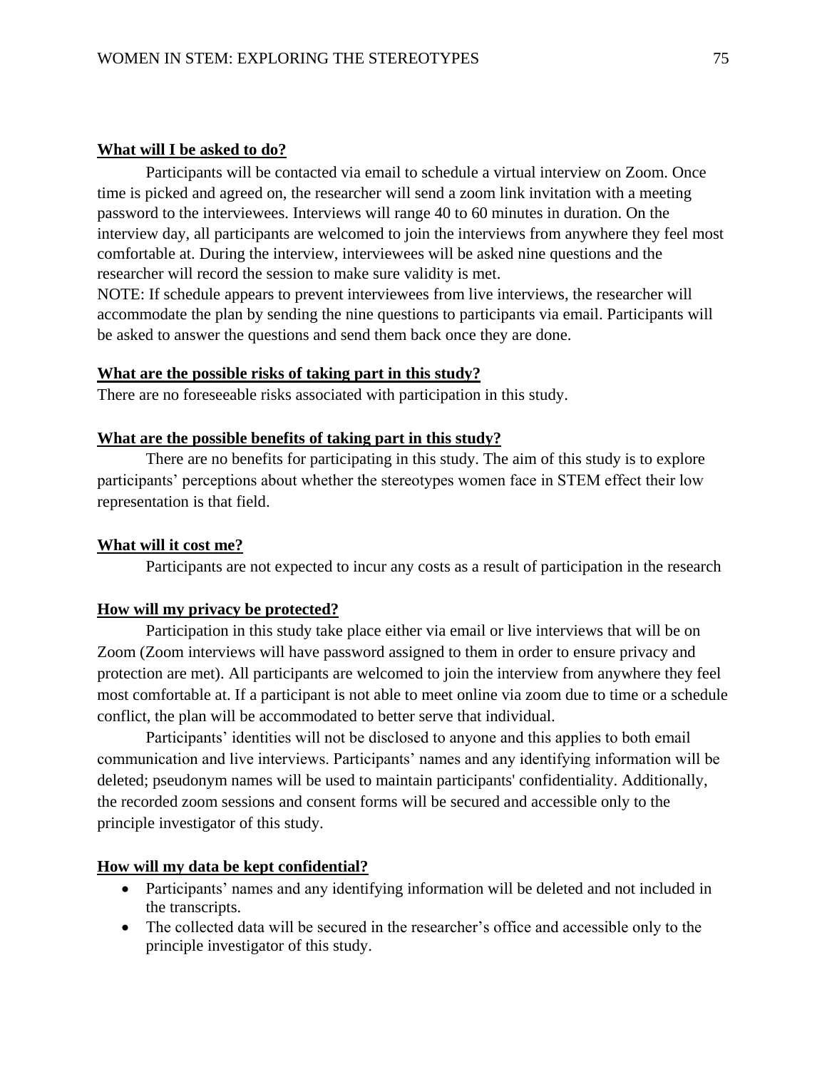**What will I be asked to do?**

Participants will be contacted via email to schedule a virtual interview on Zoom. Once time is picked and agreed on, the researcher will send a zoom link invitation with a meeting password to the interviewees. Interviews will range 40 to 60 minutes in duration. On the interview day, all participants are welcomed to join the interviews from anywhere they feel most comfortable at. During the interview, interviewees will be asked nine questions and the researcher will record the session to make sure validity is met.
NOTE: If schedule appears to prevent interviewees from live interviews, the researcher will accommodate the plan by sending the nine questions to participants via email. Participants will be asked to answer the questions and send them back once they are done.

**What are the possible risks of taking part in this study?**

There are no foreseeable risks associated with participation in this study.

**What are the possible benefits of taking part in this study?**

There are no benefits for participating in this study. The aim of this study is to explore participants' perceptions about whether the stereotypes women face in STEM effect their low representation is that field.

**What will it cost me?**

Participants are not expected to incur any costs as a result of participation in the research

**How will my privacy be protected?**

Participation in this study take place either via email or live interviews that will be on Zoom (Zoom interviews will have password assigned to them in order to ensure privacy and protection are met). All participants are welcomed to join the interview from anywhere they feel most comfortable at. If a participant is not able to meet online via zoom due to time or a schedule conflict, the plan will be accommodated to better serve that individual.

Participants' identities will not be disclosed to anyone and this applies to both email communication and live interviews. Participants' names and any identifying information will be deleted; pseudonym names will be used to maintain participants' confidentiality. Additionally, the recorded zoom sessions and consent forms will be secured and accessible only to the principle investigator of this study.

**How will my data be kept confidential?**

- Participants' names and any identifying information will be deleted and not included in the transcripts.
- The collected data will be secured in the researcher's office and accessible only to the principle investigator of this study.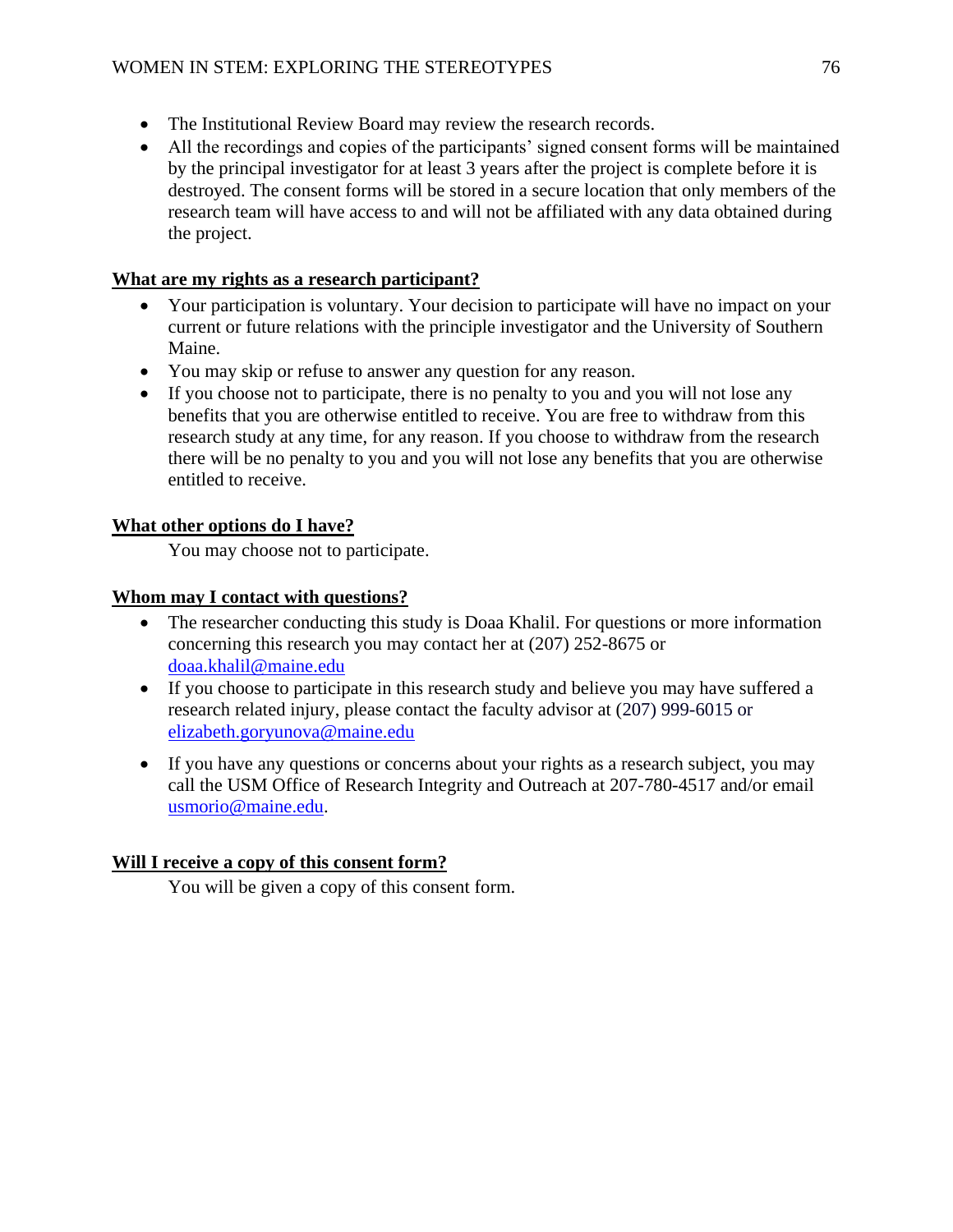- The Institutional Review Board may review the research records.
- All the recordings and copies of the participants' signed consent forms will be maintained by the principal investigator for at least 3 years after the project is complete before it is destroyed. The consent forms will be stored in a secure location that only members of the research team will have access to and will not be affiliated with any data obtained during the project.

**What are my rights as a research participant?**

- Your participation is voluntary. Your decision to participate will have no impact on your current or future relations with the principle investigator and the University of Southern Maine.
- You may skip or refuse to answer any question for any reason.
- If you choose not to participate, there is no penalty to you and you will not lose any benefits that you are otherwise entitled to receive. You are free to withdraw from this research study at any time, for any reason. If you choose to withdraw from the research there will be no penalty to you and you will not lose any benefits that you are otherwise entitled to receive.

**What other options do I have?**

You may choose not to participate.

**Whom may I contact with questions?**

- The researcher conducting this study is Doaa Khalil. For questions or more information concerning this research you may contact her at (207) 252-8675 or doaa.khalil@maine.edu
- If you choose to participate in this research study and believe you may have suffered a research related injury, please contact the faculty advisor at (207) 999-6015 or elizabeth.goryunova@maine.edu
- If you have any questions or concerns about your rights as a research subject, you may call the USM Office of Research Integrity and Outreach at 207-780-4517 and/or email usmorio@maine.edu.

**Will I receive a copy of this consent form?**

You will be given a copy of this consent form.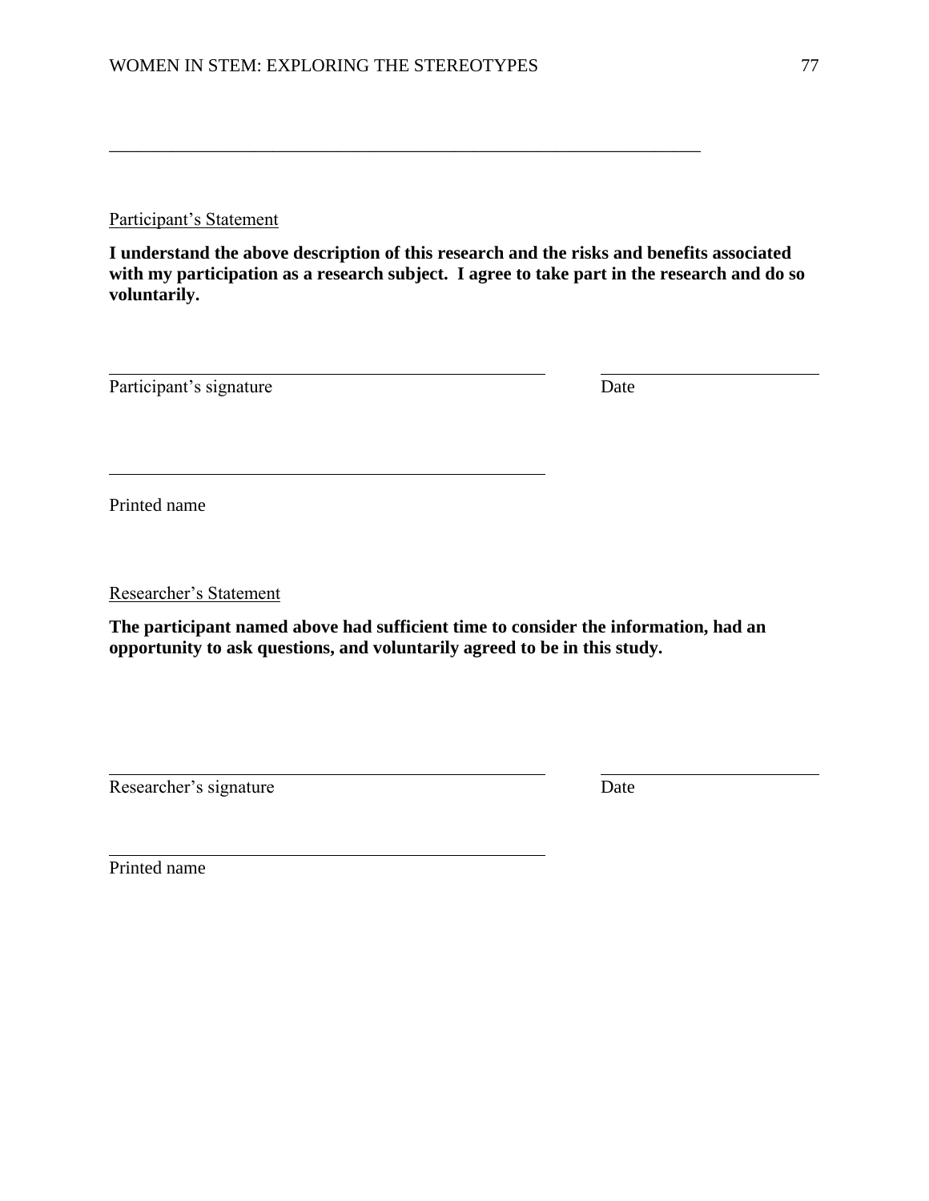_______________________________________________________________________

<u>Participant's Statement</u>

**I understand the above description of this research and the risks and benefits associated with my participation as a research subject. I agree to take part in the research and do so voluntarily.**

_______________________________________________ _______________________

Participant's signature Date

_______________________________________________

Printed name

<u>Researcher's Statement</u>

**The participant named above had sufficient time to consider the information, had an opportunity to ask questions, and voluntarily agreed to be in this study.**

_______________________________________________ _______________________

Researcher's signature Date

_______________________________________________

Printed name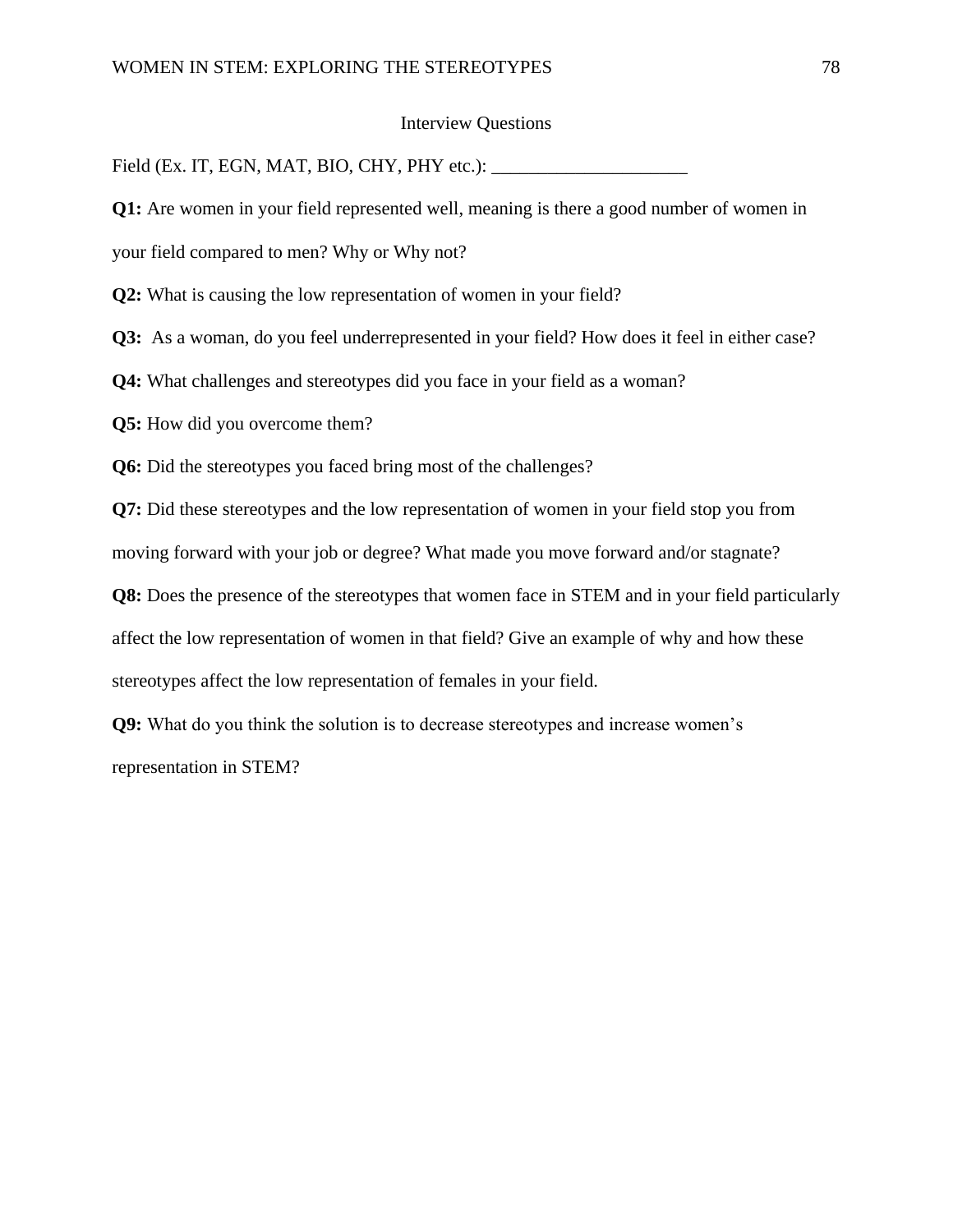## Interview Questions

Field (Ex. IT, EGN, MAT, BIO, CHY, PHY etc.): _____________________

**Q1:** Are women in your field represented well, meaning is there a good number of women in your field compared to men? Why or Why not?

**Q2:** What is causing the low representation of women in your field?

**Q3:** As a woman, do you feel underrepresented in your field? How does it feel in either case?

**Q4:** What challenges and stereotypes did you face in your field as a woman?

**Q5:** How did you overcome them?

**Q6:** Did the stereotypes you faced bring most of the challenges?

**Q7:** Did these stereotypes and the low representation of women in your field stop you from moving forward with your job or degree? What made you move forward and/or stagnate?

**Q8:** Does the presence of the stereotypes that women face in STEM and in your field particularly affect the low representation of women in that field? Give an example of why and how these stereotypes affect the low representation of females in your field.

**Q9:** What do you think the solution is to decrease stereotypes and increase women's representation in STEM?